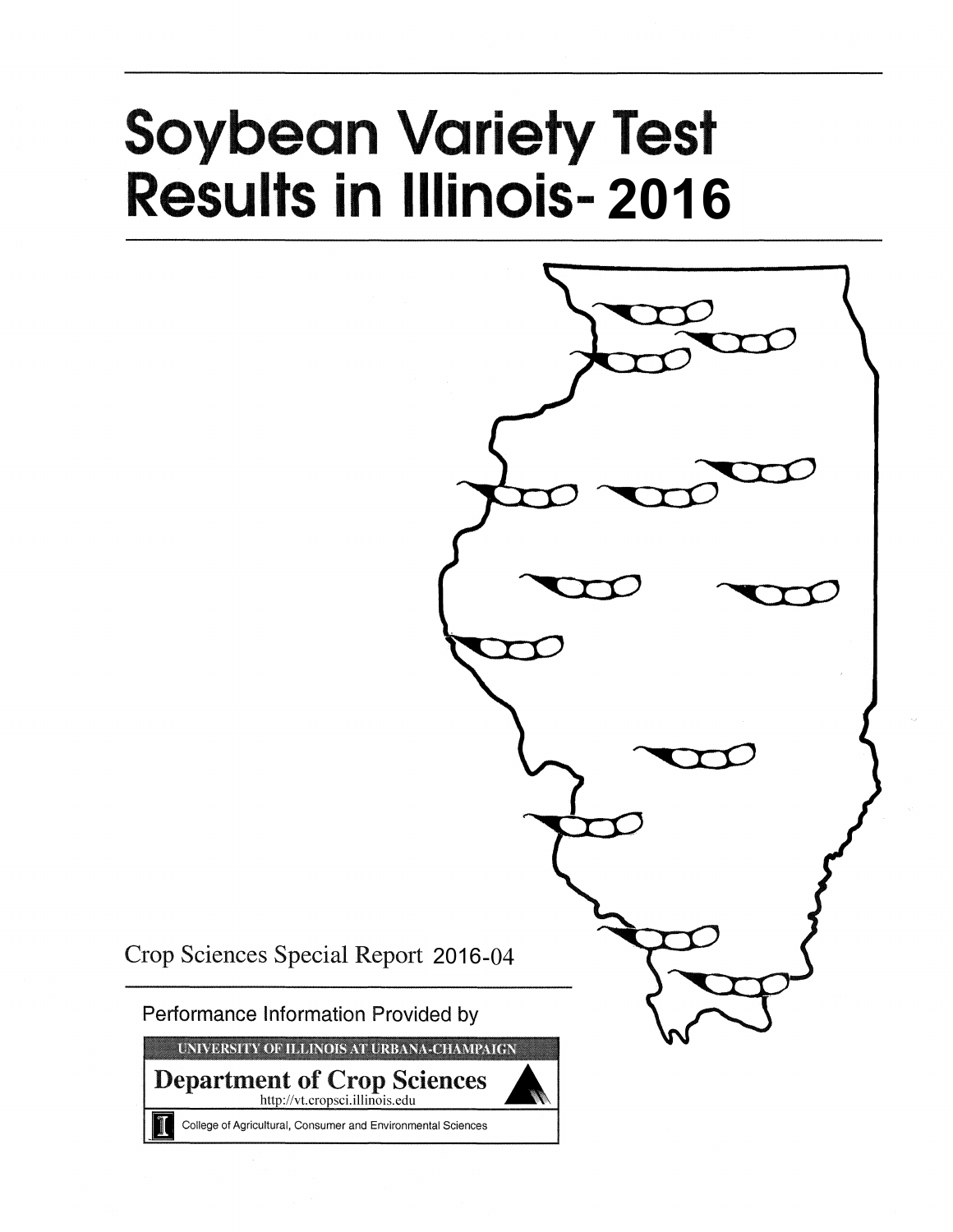# Soybean Variety Test Results in Illinois- 2016

Crop Sciences Special Report 2016-04

Performance Information Provided by

UNIVERSITY OF ILLINOIS AT URBANA-CHAMPAIGN

**Department of Crop Sciences**

http://vt.cropsci.illinois.edu

College of Agricultural, Consumer and Environmental Sciences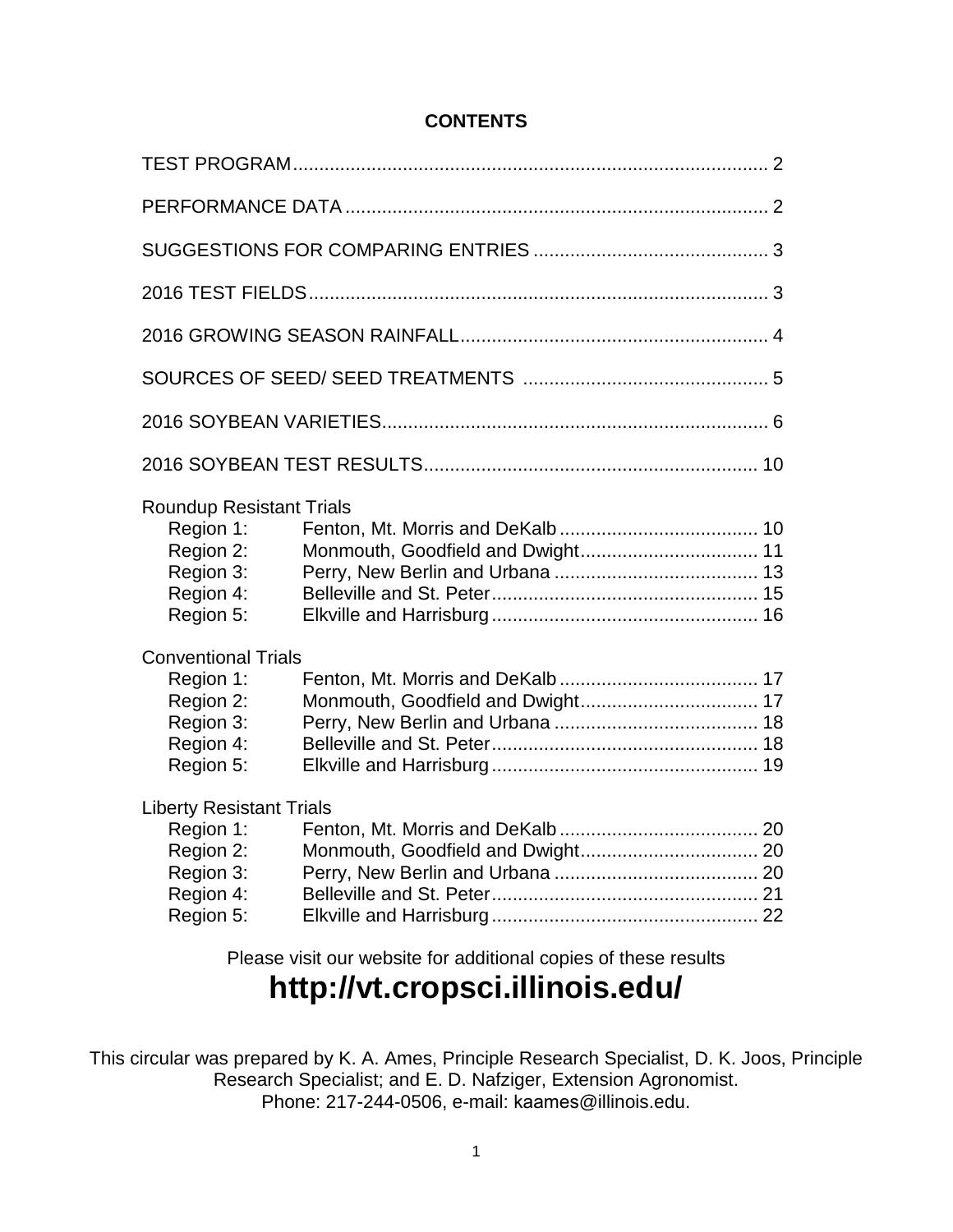# CONTENTS

| | |
|---|---|
| TEST PROGRAM | 2 |
| PERFORMANCE DATA | 2 |
| SUGGESTIONS FOR COMPARING ENTRIES | 3 |
| 2016 TEST FIELDS | 3 |
| 2016 GROWING SEASON RAINFALL | 4 |
| SOURCES OF SEED/ SEED TREATMENTS | 5 |
| 2016 SOYBEAN VARIETIES | 6 |
| 2016 SOYBEAN TEST RESULTS | 10 |

| | | |
|---|---|---|
| **Roundup Resistant Trials** | | |
| Region 1: | Fenton, Mt. Morris and DeKalb | 10 |
| Region 2: | Monmouth, Goodfield and Dwight | 11 |
| Region 3: | Perry, New Berlin and Urbana | 13 |
| Region 4: | Belleville and St. Peter | 15 |
| Region 5: | Elkville and Harrisburg | 16 |
| **Conventional Trials** | | |
| Region 1: | Fenton, Mt. Morris and DeKalb | 17 |
| Region 2: | Monmouth, Goodfield and Dwight | 17 |
| Region 3: | Perry, New Berlin and Urbana | 18 |
| Region 4: | Belleville and St. Peter | 18 |
| Region 5: | Elkville and Harrisburg | 19 |
| **Liberty Resistant Trials** | | |
| Region 1: | Fenton, Mt. Morris and DeKalb | 20 |
| Region 2: | Monmouth, Goodfield and Dwight | 20 |
| Region 3: | Perry, New Berlin and Urbana | 20 |
| Region 4: | Belleville and St. Peter | 21 |
| Region 5: | Elkville and Harrisburg | 22 |

Please visit our website for additional copies of these results

**http://vt.cropsci.illinois.edu/**

This circular was prepared by K. A. Ames, Principle Research Specialist, D. K. Joos, Principle Research Specialist; and E. D. Nafziger, Extension Agronomist.
Phone: 217-244-0506, e-mail: kaames@illinois.edu.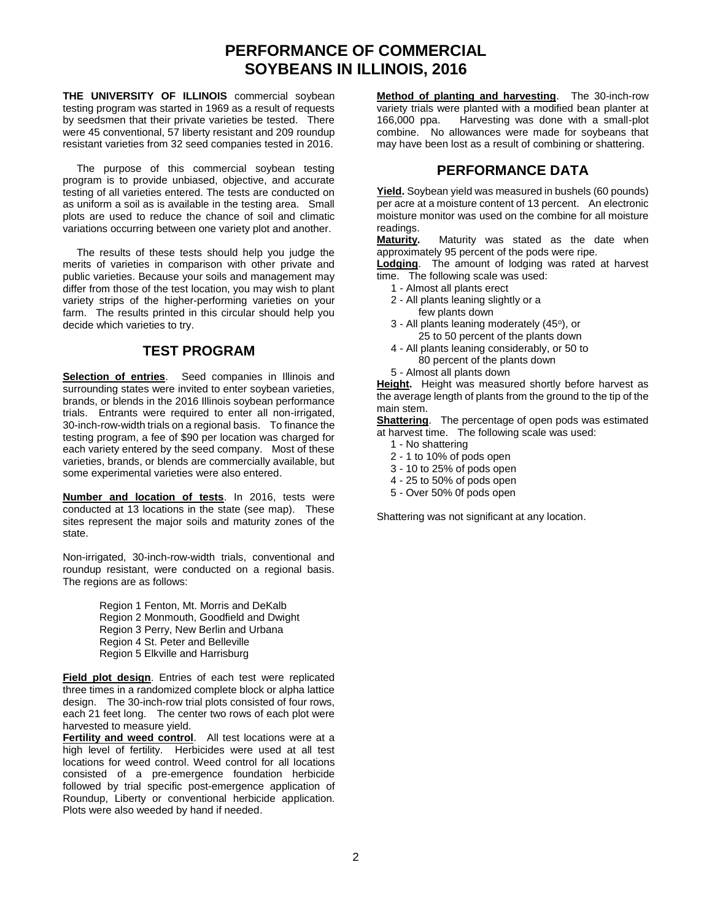# PERFORMANCE OF COMMERCIAL SOYBEANS IN ILLINOIS, 2016

**THE UNIVERSITY OF ILLINOIS** commercial soybean testing program was started in 1969 as a result of requests by seedsmen that their private varieties be tested. There were 45 conventional, 57 liberty resistant and 209 roundup resistant varieties from 32 seed companies tested in 2016.

The purpose of this commercial soybean testing program is to provide unbiased, objective, and accurate testing of all varieties entered. The tests are conducted on as uniform a soil as is available in the testing area. Small plots are used to reduce the chance of soil and climatic variations occurring between one variety plot and another.

The results of these tests should help you judge the merits of varieties in comparison with other private and public varieties. Because your soils and management may differ from those of the test location, you may wish to plant variety strips of the higher-performing varieties on your farm. The results printed in this circular should help you decide which varieties to try.

## TEST PROGRAM

**Selection of entries**. Seed companies in Illinois and surrounding states were invited to enter soybean varieties, brands, or blends in the 2016 Illinois soybean performance trials. Entrants were required to enter all non-irrigated, 30-inch-row-width trials on a regional basis. To finance the testing program, a fee of $90 per location was charged for each variety entered by the seed company. Most of these varieties, brands, or blends are commercially available, but some experimental varieties were also entered.

**Number and location of tests**. In 2016, tests were conducted at 13 locations in the state (see map). These sites represent the major soils and maturity zones of the state.

Non-irrigated, 30-inch-row-width trials, conventional and roundup resistant, were conducted on a regional basis. The regions are as follows:

Region 1 Fenton, Mt. Morris and DeKalb
Region 2 Monmouth, Goodfield and Dwight
Region 3 Perry, New Berlin and Urbana
Region 4 St. Peter and Belleville
Region 5 Elkville and Harrisburg

**Field plot design**. Entries of each test were replicated three times in a randomized complete block or alpha lattice design. The 30-inch-row trial plots consisted of four rows, each 21 feet long. The center two rows of each plot were harvested to measure yield.

**Fertility and weed control**. All test locations were at a high level of fertility. Herbicides were used at all test locations for weed control. Weed control for all locations consisted of a pre-emergence foundation herbicide followed by trial specific post-emergence application of Roundup, Liberty or conventional herbicide application. Plots were also weeded by hand if needed.

**Method of planting and harvesting**. The 30-inch-row variety trials were planted with a modified bean planter at 166,000 ppa. Harvesting was done with a small-plot combine. No allowances were made for soybeans that may have been lost as a result of combining or shattering.

## PERFORMANCE DATA

**Yield.** Soybean yield was measured in bushels (60 pounds) per acre at a moisture content of 13 percent. An electronic moisture monitor was used on the combine for all moisture readings.

**Maturity.** Maturity was stated as the date when approximately 95 percent of the pods were ripe.

**Lodging**. The amount of lodging was rated at harvest time. The following scale was used:

- 1 - Almost all plants erect
- 2 - All plants leaning slightly or a few plants down
- 3 - All plants leaning moderately (45°), or 25 to 50 percent of the plants down
- 4 - All plants leaning considerably, or 50 to 80 percent of the plants down
- 5 - Almost all plants down

**Height.** Height was measured shortly before harvest as the average length of plants from the ground to the tip of the main stem.

**Shattering**. The percentage of open pods was estimated at harvest time. The following scale was used:

- 1 - No shattering
- 2 - 1 to 10% of pods open
- 3 - 10 to 25% of pods open
- 4 - 25 to 50% of pods open
- 5 - Over 50% 0f pods open

Shattering was not significant at any location.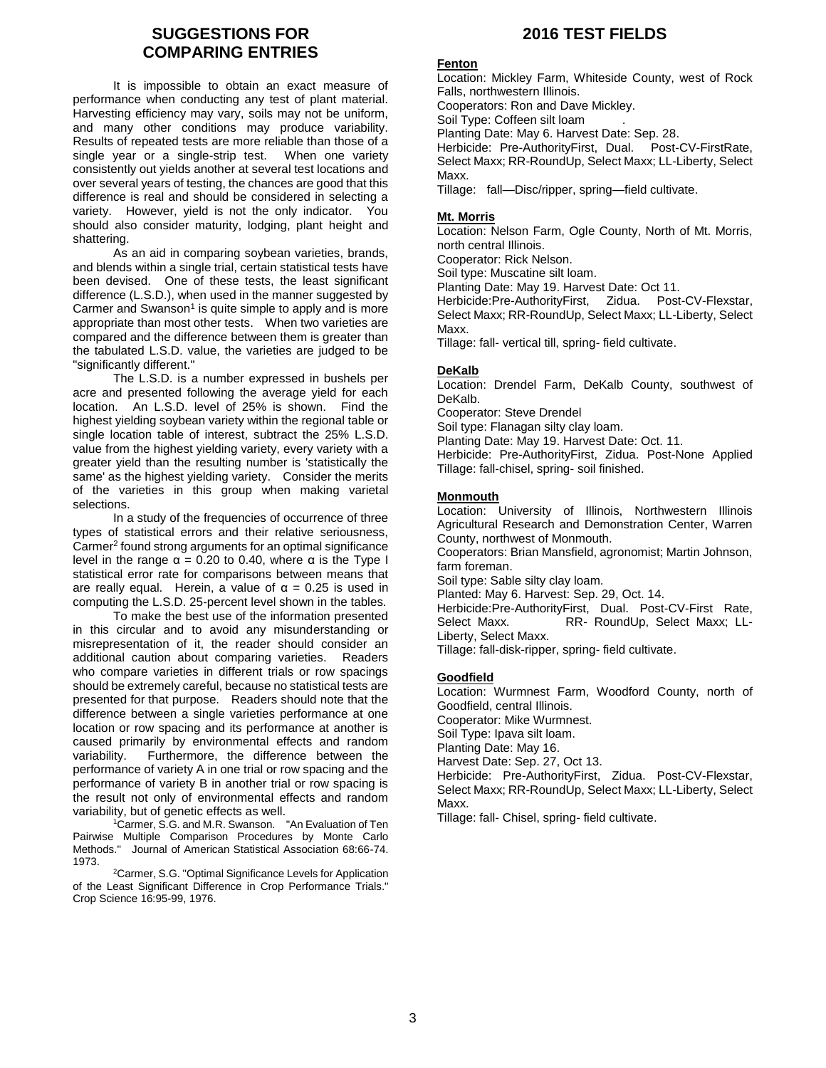## SUGGESTIONS FOR COMPARING ENTRIES

It is impossible to obtain an exact measure of performance when conducting any test of plant material. Harvesting efficiency may vary, soils may not be uniform, and many other conditions may produce variability. Results of repeated tests are more reliable than those of a single year or a single-strip test. When one variety consistently out yields another at several test locations and over several years of testing, the chances are good that this difference is real and should be considered in selecting a variety. However, yield is not the only indicator. You should also consider maturity, lodging, plant height and shattering.

As an aid in comparing soybean varieties, brands, and blends within a single trial, certain statistical tests have been devised. One of these tests, the least significant difference (L.S.D.), when used in the manner suggested by Carmer and Swanson[1] is quite simple to apply and is more appropriate than most other tests. When two varieties are compared and the difference between them is greater than the tabulated L.S.D. value, the varieties are judged to be "significantly different."

The L.S.D. is a number expressed in bushels per acre and presented following the average yield for each location. An L.S.D. level of 25% is shown. Find the highest yielding soybean variety within the regional table or single location table of interest, subtract the 25% L.S.D. value from the highest yielding variety, every variety with a greater yield than the resulting number is 'statistically the same' as the highest yielding variety. Consider the merits of the varieties in this group when making varietal selections.

In a study of the frequencies of occurrence of three types of statistical errors and their relative seriousness, Carmer[2] found strong arguments for an optimal significance level in the range $\alpha$ = 0.20 to 0.40, where $\alpha$ is the Type I statistical error rate for comparisons between means that are really equal. Herein, a value of $\alpha$ = 0.25 is used in computing the L.S.D. 25-percent level shown in the tables.

To make the best use of the information presented in this circular and to avoid any misunderstanding or misrepresentation of it, the reader should consider an additional caution about comparing varieties. Readers who compare varieties in different trials or row spacings should be extremely careful, because no statistical tests are presented for that purpose. Readers should note that the difference between a single varieties performance at one location or row spacing and its performance at another is caused primarily by environmental effects and random variability. Furthermore, the difference between the performance of variety A in one trial or row spacing and the performance of variety B in another trial or row spacing is the result not only of environmental effects and random variability, but of genetic effects as well.

[1]Carmer, S.G. and M.R. Swanson. "An Evaluation of Ten Pairwise Multiple Comparison Procedures by Monte Carlo Methods." Journal of American Statistical Association 68:66-74. 1973.

[2]Carmer, S.G. "Optimal Significance Levels for Application of the Least Significant Difference in Crop Performance Trials." Crop Science 16:95-99, 1976.

## 2016 TEST FIELDS

**Fenton**

Location: Mickley Farm, Whiteside County, west of Rock Falls, northwestern Illinois.
Cooperators: Ron and Dave Mickley.
Soil Type: Coffeen silt loam .
Planting Date: May 6. Harvest Date: Sep. 28.
Herbicide: Pre-AuthorityFirst, Dual. Post-CV-FirstRate, Select Maxx; RR-RoundUp, Select Maxx; LL-Liberty, Select Maxx.
Tillage: fall—Disc/ripper, spring—field cultivate.

**Mt. Morris**

Location: Nelson Farm, Ogle County, North of Mt. Morris, north central Illinois.
Cooperator: Rick Nelson.
Soil type: Muscatine silt loam.
Planting Date: May 19. Harvest Date: Oct 11.
Herbicide:Pre-AuthorityFirst, Zidua. Post-CV-Flexstar, Select Maxx; RR-RoundUp, Select Maxx; LL-Liberty, Select Maxx.
Tillage: fall- vertical till, spring- field cultivate.

**DeKalb**

Location: Drendel Farm, DeKalb County, southwest of DeKalb.
Cooperator: Steve Drendel
Soil type: Flanagan silty clay loam.
Planting Date: May 19. Harvest Date: Oct. 11.
Herbicide: Pre-AuthorityFirst, Zidua. Post-None Applied
Tillage: fall-chisel, spring- soil finished.

**Monmouth**

Location: University of Illinois, Northwestern Illinois Agricultural Research and Demonstration Center, Warren County, northwest of Monmouth.
Cooperators: Brian Mansfield, agronomist; Martin Johnson, farm foreman.
Soil type: Sable silty clay loam.
Planted: May 6. Harvest: Sep. 29, Oct. 14.
Herbicide:Pre-AuthorityFirst, Dual. Post-CV-First Rate, Select Maxx. RR- RoundUp, Select Maxx; LL-Liberty, Select Maxx.
Tillage: fall-disk-ripper, spring- field cultivate.

**Goodfield**

Location: Wurmnest Farm, Woodford County, north of Goodfield, central Illinois.
Cooperator: Mike Wurmnest.
Soil Type: Ipava silt loam.
Planting Date: May 16.
Harvest Date: Sep. 27, Oct 13.
Herbicide: Pre-AuthorityFirst, Zidua. Post-CV-Flexstar, Select Maxx; RR-RoundUp, Select Maxx; LL-Liberty, Select Maxx.
Tillage: fall- Chisel, spring- field cultivate.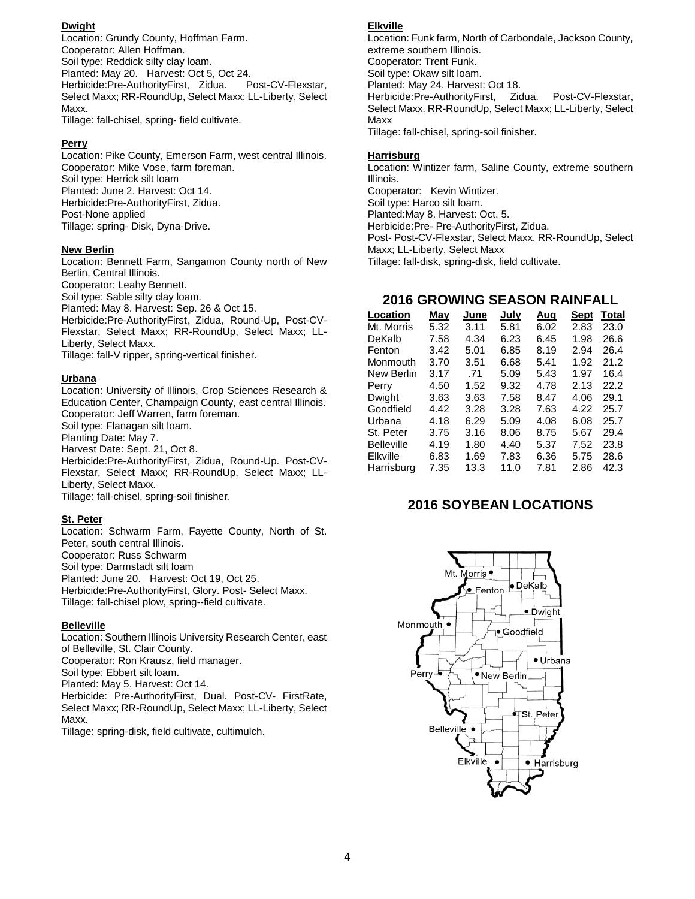**Dwight**

Location: Grundy County, Hoffman Farm.
Cooperator: Allen Hoffman.
Soil type: Reddick silty clay loam.
Planted: May 20. Harvest: Oct 5, Oct 24.
Herbicide:Pre-AuthorityFirst, Zidua. Post-CV-Flexstar, Select Maxx; RR-RoundUp, Select Maxx; LL-Liberty, Select Maxx.
Tillage: fall-chisel, spring- field cultivate.

**Perry**

Location: Pike County, Emerson Farm, west central Illinois.
Cooperator: Mike Vose, farm foreman.
Soil type: Herrick silt loam
Planted: June 2. Harvest: Oct 14.
Herbicide:Pre-AuthorityFirst, Zidua.
Post-None applied
Tillage: spring- Disk, Dyna-Drive.

**New Berlin**

Location: Bennett Farm, Sangamon County north of New Berlin, Central Illinois.
Cooperator: Leahy Bennett.
Soil type: Sable silty clay loam.
Planted: May 8. Harvest: Sep. 26 & Oct 15.
Herbicide:Pre-AuthorityFirst, Zidua, Round-Up, Post-CV-Flexstar, Select Maxx; RR-RoundUp, Select Maxx; LL-Liberty, Select Maxx.
Tillage: fall-V ripper, spring-vertical finisher.

**Urbana**

Location: University of Illinois, Crop Sciences Research & Education Center, Champaign County, east central Illinois.
Cooperator: Jeff Warren, farm foreman.
Soil type: Flanagan silt loam.
Planting Date: May 7.
Harvest Date: Sept. 21, Oct 8.
Herbicide:Pre-AuthorityFirst, Zidua, Round-Up. Post-CV-Flexstar, Select Maxx; RR-RoundUp, Select Maxx; LL-Liberty, Select Maxx.
Tillage: fall-chisel, spring-soil finisher.

**St. Peter**

Location: Schwarm Farm, Fayette County, North of St. Peter, south central Illinois.
Cooperator: Russ Schwarm
Soil type: Darmstadt silt loam
Planted: June 20. Harvest: Oct 19, Oct 25.
Herbicide:Pre-AuthorityFirst, Glory. Post- Select Maxx.
Tillage: fall-chisel plow, spring--field cultivate.

**Belleville**

Location: Southern Illinois University Research Center, east of Belleville, St. Clair County.
Cooperator: Ron Krausz, field manager.
Soil type: Ebbert silt loam.
Planted: May 5. Harvest: Oct 14.
Herbicide: Pre-AuthorityFirst, Dual. Post-CV- FirstRate, Select Maxx; RR-RoundUp, Select Maxx; LL-Liberty, Select Maxx.
Tillage: spring-disk, field cultivate, cultimulch.

**Elkville**

Location: Funk farm, North of Carbondale, Jackson County, extreme southern Illinois.
Cooperator: Trent Funk.
Soil type: Okaw silt loam.
Planted: May 24. Harvest: Oct 18.
Herbicide:Pre-AuthorityFirst, Zidua. Post-CV-Flexstar, Select Maxx. RR-RoundUp, Select Maxx; LL-Liberty, Select Maxx
Tillage: fall-chisel, spring-soil finisher.

**Harrisburg**

Location: Wintizer farm, Saline County, extreme southern Illinois.
Cooperator: Kevin Wintizer.
Soil type: Harco silt loam.
Planted:May 8. Harvest: Oct. 5.
Herbicide:Pre- Pre-AuthorityFirst, Zidua.
Post- Post-CV-Flexstar, Select Maxx. RR-RoundUp, Select Maxx; LL-Liberty, Select Maxx
Tillage: fall-disk, spring-disk, field cultivate.

## 2016 GROWING SEASON RAINFALL

| Location | May | June | July | Aug | Sept | Total |
|---|---|---|---|---|---|---|
| Mt. Morris | 5.32 | 3.11 | 5.81 | 6.02 | 2.83 | 23.0 |
| DeKalb | 7.58 | 4.34 | 6.23 | 6.45 | 1.98 | 26.6 |
| Fenton | 3.42 | 5.01 | 6.85 | 8.19 | 2.94 | 26.4 |
| Monmouth | 3.70 | 3.51 | 6.68 | 5.41 | 1.92 | 21.2 |
| New Berlin | 3.17 | .71 | 5.09 | 5.43 | 1.97 | 16.4 |
| Perry | 4.50 | 1.52 | 9.32 | 4.78 | 2.13 | 22.2 |
| Dwight | 3.63 | 3.63 | 7.58 | 8.47 | 4.06 | 29.1 |
| Goodfield | 4.42 | 3.28 | 3.28 | 7.63 | 4.22 | 25.7 |
| Urbana | 4.18 | 6.29 | 5.09 | 4.08 | 6.08 | 25.7 |
| St. Peter | 3.75 | 3.16 | 8.06 | 8.75 | 5.67 | 29.4 |
| Belleville | 4.19 | 1.80 | 4.40 | 5.37 | 7.52 | 23.8 |
| Elkville | 6.83 | 1.69 | 7.83 | 6.36 | 5.75 | 28.6 |
| Harrisburg | 7.35 | 13.3 | 11.0 | 7.81 | 2.86 | 42.3 |

## 2016 SOYBEAN LOCATIONS

Mt. Morris, DeKalb, Fenton, Dwight, Monmouth, Goodfield, Urbana, Perry, New Berlin, St. Peter, Belleville, Elkville, Harrisburg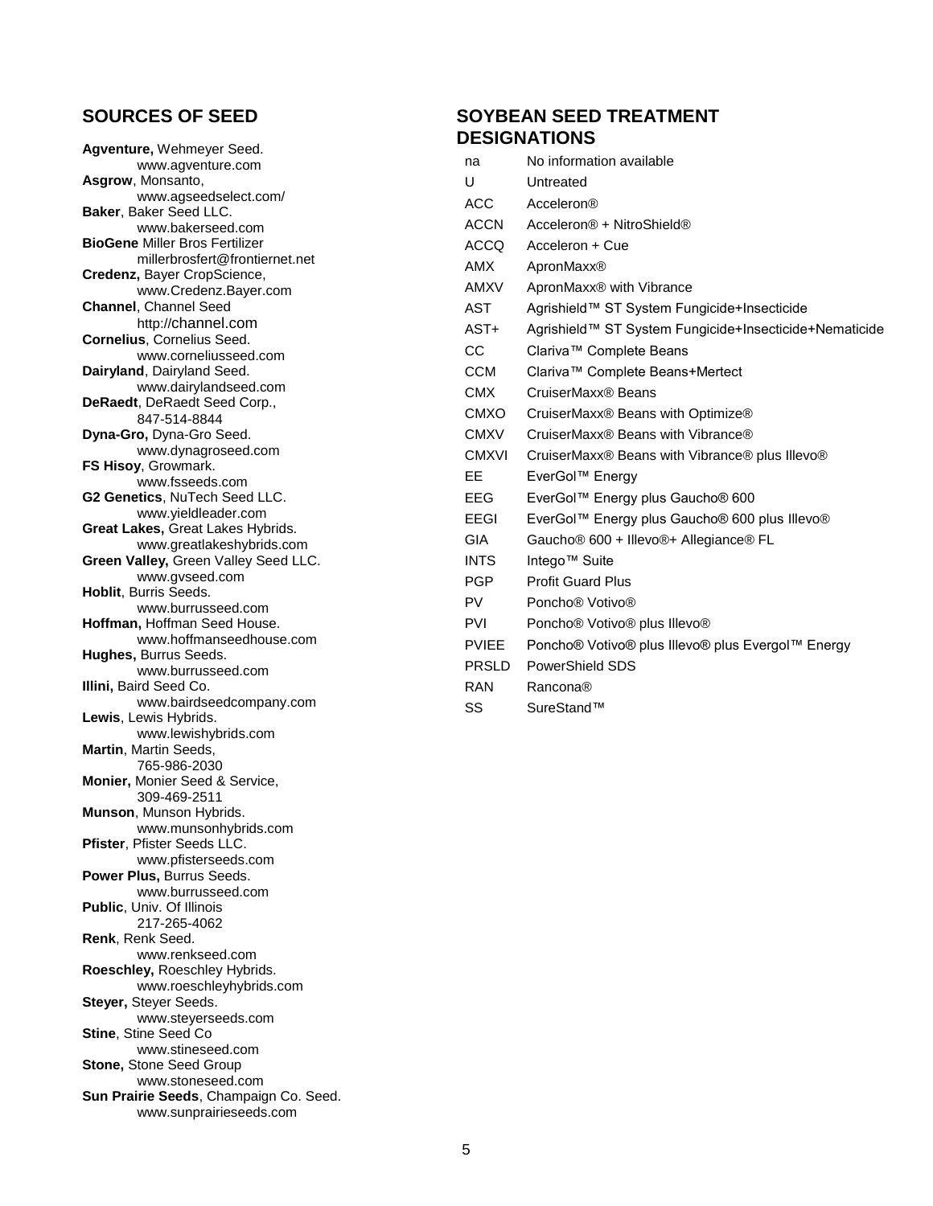## SOURCES OF SEED

**Agventure,** Wehmeyer Seed.
www.agventure.com

**Asgrow**, Monsanto,
www.agseedselect.com/

**Baker**, Baker Seed LLC.
www.bakerseed.com

**BioGene** Miller Bros Fertilizer
millerbrosfert@frontiernet.net

**Credenz,** Bayer CropScience,
www.Credenz.Bayer.com

**Channel**, Channel Seed
http://channel.com

**Cornelius**, Cornelius Seed.
www.corneliusseed.com

**Dairyland**, Dairyland Seed.
www.dairylandseed.com

**DeRaedt**, DeRaedt Seed Corp.,
847-514-8844

**Dyna-Gro,** Dyna-Gro Seed.
www.dynagroseed.com

**FS Hisoy**, Growmark.
www.fsseeds.com

**G2 Genetics**, NuTech Seed LLC.
www.yieldleader.com

**Great Lakes,** Great Lakes Hybrids.
www.greatlakeshybrids.com

**Green Valley,** Green Valley Seed LLC.
www.gvseed.com

**Hoblit**, Burris Seeds.
www.burrusseed.com

**Hoffman,** Hoffman Seed House.
www.hoffmanseedhouse.com

**Hughes,** Burrus Seeds.
www.burrusseed.com

**Illini,** Baird Seed Co.
www.bairdseedcompany.com

**Lewis**, Lewis Hybrids.
www.lewishybrids.com

**Martin**, Martin Seeds,
765-986-2030

**Monier,** Monier Seed & Service,
309-469-2511

**Munson**, Munson Hybrids.
www.munsonhybrids.com

**Pfister**, Pfister Seeds LLC.
www.pfisterseeds.com

**Power Plus,** Burrus Seeds.
www.burrusseed.com

**Public**, Univ. Of Illinois
217-265-4062

**Renk**, Renk Seed.
www.renkseed.com

**Roeschley,** Roeschley Hybrids.
www.roeschleyhybrids.com

**Steyer,** Steyer Seeds.
www.steyerseeds.com

**Stine**, Stine Seed Co
www.stineseed.com

**Stone,** Stone Seed Group
www.stoneseed.com

**Sun Prairie Seeds**, Champaign Co. Seed.
www.sunprairieseeds.com

## SOYBEAN SEED TREATMENT DESIGNATIONS

| | |
|---|---|
| na | No information available |
| U | Untreated |
| ACC | Acceleron® |
| ACCN | Acceleron® + NitroShield® |
| ACCQ | Acceleron + Cue |
| AMX | ApronMaxx® |
| AMXV | ApronMaxx® with Vibrance |
| AST | Agrishield™ ST System Fungicide+Insecticide |
| AST+ | Agrishield™ ST System Fungicide+Insecticide+Nematicide |
| CC | Clariva™ Complete Beans |
| CCM | Clariva™ Complete Beans+Mertect |
| CMX | CruiserMaxx® Beans |
| CMXO | CruiserMaxx® Beans with Optimize® |
| CMXV | CruiserMaxx® Beans with Vibrance® |
| CMXVI | CruiserMaxx® Beans with Vibrance® plus Illevo® |
| EE | EverGol™ Energy |
| EEG | EverGol™ Energy plus Gaucho® 600 |
| EEGI | EverGol™ Energy plus Gaucho® 600 plus Illevo® |
| GIA | Gaucho® 600 + Illevo®+ Allegiance® FL |
| INTS | Intego™ Suite |
| PGP | Profit Guard Plus |
| PV | Poncho® Votivo® |
| PVI | Poncho® Votivo® plus Illevo® |
| PVIEE | Poncho® Votivo® plus Illevo® plus Evergol™ Energy |
| PRSLD | PowerShield SDS |
| RAN | Rancona® |
| SS | SureStand™ |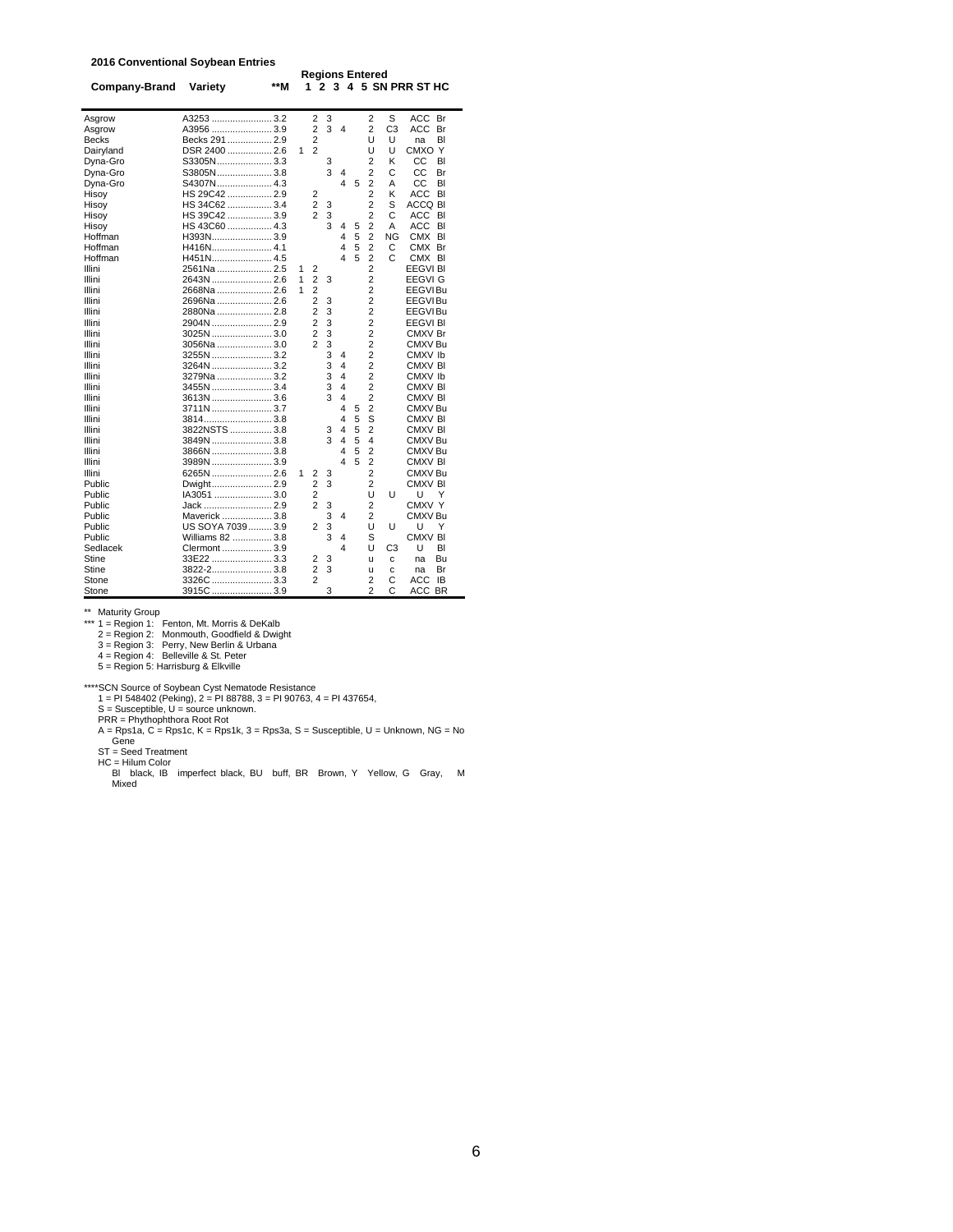**2016 Conventional Soybean Entries**

| Company-Brand | Variety | **M | Regions Entered 1 | 2 | 3 | 4 | 5 | SN | PRR | ST | HC |
|---|---|---|---|---|---|---|---|---|---|---|---|
| Asgrow | A3253 | 3.2 | | 2 | 3 | | | 2 | S | ACC | Br |
| Asgrow | A3956 | 3.9 | | 2 | 3 | 4 | | 2 | C3 | ACC | Br |
| Becks | Becks 291 | 2.9 | | 2 | | | | U | U | na | Bl |
| Dairyland | DSR 2400 | 2.6 | 1 | 2 | | | | U | U | CMXO | Y |
| Dyna-Gro | S3305N | 3.3 | | | 3 | | | 2 | K | CC | Bl |
| Dyna-Gro | S3805N | 3.8 | | | 3 | 4 | | 2 | C | CC | Br |
| Dyna-Gro | S4307N | 4.3 | | | | 4 | 5 | 2 | A | CC | Bl |
| Hisoy | HS 29C42 | 2.9 | | 2 | | | | 2 | K | ACC | Bl |
| Hisoy | HS 34C62 | 3.4 | | 2 | 3 | | | 2 | S | ACCQ | Bl |
| Hisoy | HS 39C42 | 3.9 | | 2 | 3 | | | 2 | C | ACC | Bl |
| Hisoy | HS 43C60 | 4.3 | | | 3 | 4 | 5 | 2 | A | ACC | Bl |
| Hoffman | H393N | 3.9 | | | | 4 | 5 | 2 | NG | CMX | Bl |
| Hoffman | H416N | 4.1 | | | | 4 | 5 | 2 | C | CMX | Br |
| Hoffman | H451N | 4.5 | | | | 4 | 5 | 2 | C | CMX | Bl |
| Illini | 2561Na | 2.5 | 1 | 2 | | | | 2 | | EEGVI | Bl |
| Illini | 2643N | 2.6 | 1 | 2 | 3 | | | 2 | | EEGVI | G |
| Illini | 2668Na | 2.6 | 1 | 2 | | | | 2 | | EEGVI | Bu |
| Illini | 2696Na | 2.6 | | 2 | 3 | | | 2 | | EEGVI | Bu |
| Illini | 2880Na | 2.8 | | 2 | 3 | | | 2 | | EEGVI | Bu |
| Illini | 2904N | 2.9 | | 2 | 3 | | | 2 | | EEGVI | Bl |
| Illini | 3025N | 3.0 | | 2 | 3 | | | 2 | | CMXV | Br |
| Illini | 3056Na | 3.0 | | 2 | 3 | | | 2 | | CMXV | Bu |
| Illini | 3255N | 3.2 | | | 3 | 4 | | 2 | | CMXV | Ib |
| Illini | 3264N | 3.2 | | | 3 | 4 | | 2 | | CMXV | Bl |
| Illini | 3279Na | 3.2 | | | 3 | 4 | | 2 | | CMXV | Ib |
| Illini | 3455N | 3.4 | | | 3 | 4 | | 2 | | CMXV | Bl |
| Illini | 3613N | 3.6 | | | 3 | 4 | | 2 | | CMXV | Bl |
| Illini | 3711N | 3.7 | | | | 4 | 5 | 2 | | CMXV | Bu |
| Illini | 3814 | 3.8 | | | | 4 | 5 | S | | CMXV | Bl |
| Illini | 3822NSTS | 3.8 | | | 3 | 4 | 5 | 2 | | CMXV | Bl |
| Illini | 3849N | 3.8 | | | 3 | 4 | 5 | 4 | | CMXV | Bu |
| Illini | 3866N | 3.8 | | | | 4 | 5 | 2 | | CMXV | Bu |
| Illini | 3989N | 3.9 | | | | 4 | 5 | 2 | | CMXV | Bl |
| Illini | 6265N | 2.6 | 1 | 2 | 3 | | | 2 | | CMXV | Bu |
| Public | Dwight | 2.9 | | 2 | 3 | | | 2 | | CMXV | Bl |
| Public | IA3051 | 3.0 | | 2 | | | | U | U | U | Y |
| Public | Jack | 2.9 | | 2 | 3 | | | 2 | | CMXV | Y |
| Public | Maverick | 3.8 | | | 3 | 4 | | 2 | | CMXV | Bu |
| Public | US SOYA 7039 | 3.9 | | 2 | 3 | | | U | U | U | Y |
| Public | Williams 82 | 3.8 | | | 3 | 4 | | S | | CMXV | Bl |
| Sedlacek | Clermont | 3.9 | | | | 4 | | U | C3 | U | Bl |
| Stine | 33E22 | 3.3 | | 2 | 3 | | | u | c | na | Bu |
| Stine | 3822-2 | 3.8 | | 2 | 3 | | | u | c | na | Br |
| Stone | 3326C | 3.3 | | 2 | | | | 2 | C | ACC | IB |
| Stone | 3915C | 3.9 | | | 3 | | | 2 | C | ACC | BR |

** Maturity Group

*** 1 = Region 1: Fenton, Mt. Morris & DeKalb
2 = Region 2: Monmouth, Goodfield & Dwight
3 = Region 3: Perry, New Berlin & Urbana
4 = Region 4: Belleville & St. Peter
5 = Region 5: Harrisburg & Elkville

****SCN Source of Soybean Cyst Nematode Resistance
1 = PI 548402 (Peking), 2 = PI 88788, 3 = PI 90763, 4 = PI 437654,
S = Susceptible, U = source unknown.
PRR = Phythophthora Root Rot
A = Rps1a, C = Rps1c, K = Rps1k, 3 = Rps3a, S = Susceptible, U = Unknown, NG = No Gene
ST = Seed Treatment
HC = Hilum Color
Bl black, IB imperfect black, BU buff, BR Brown, Y Yellow, G Gray, M Mixed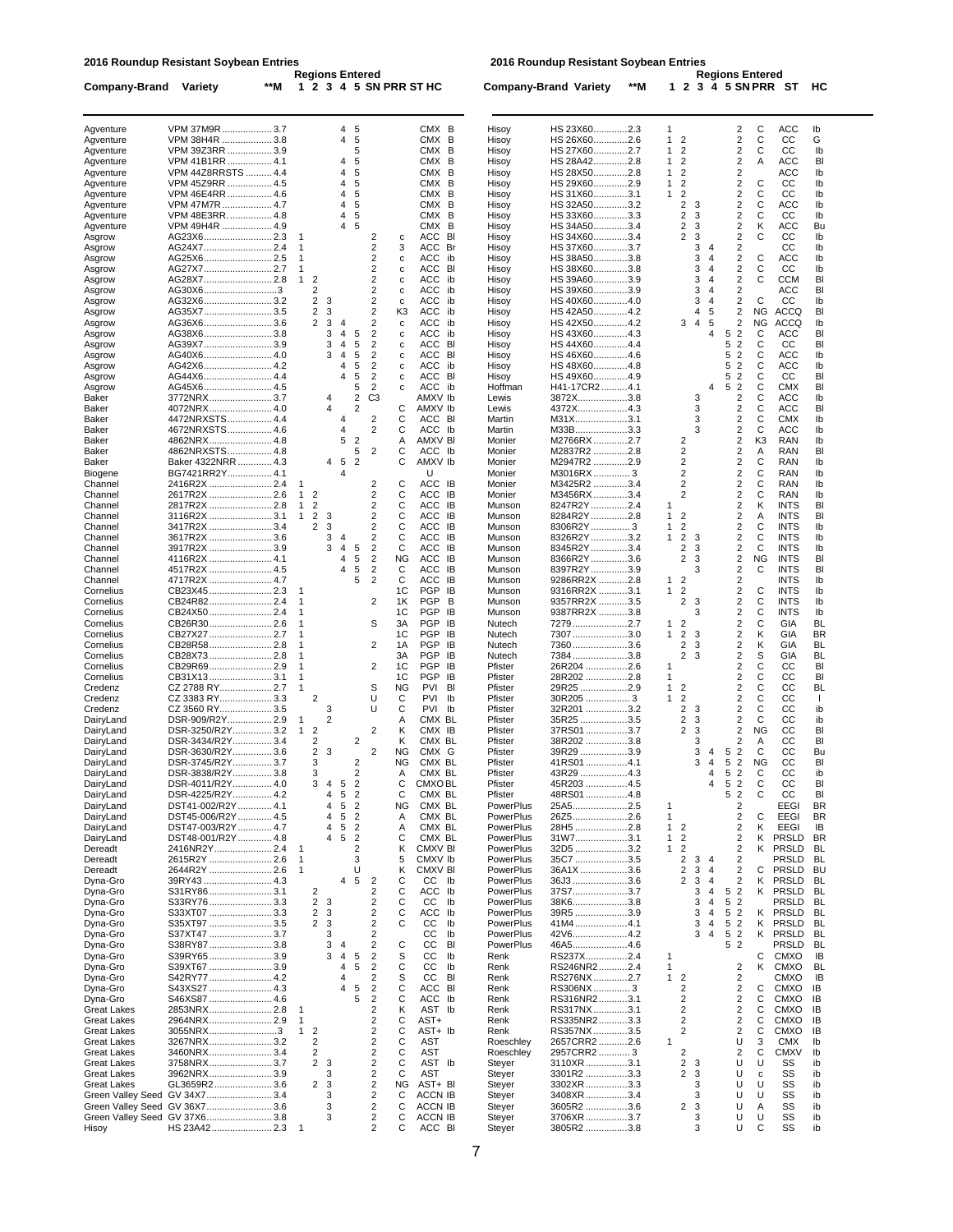## 2016 Roundup Resistant Soybean Entries

| Company-Brand | Variety | **M | Regions Entered 1 | 2 | 3 | 4 | 5 | SN | PRR | ST | HC |
|---|---|---|---|---|---|---|---|---|---|---|---|
| Agventure | VPM 37M9R | 3.7 | | | | 4 | 5 | | | CMX | B |
| Agventure | VPM 38H4R | 3.8 | | | | 4 | 5 | | | CMX | B |
| Agventure | VPM 39Z3RR | 3.9 | | | | | 5 | | | CMX | B |
| Agventure | VPM 41B1RR | 4.1 | | | | 4 | 5 | | | CMX | B |
| Agventure | VPM 44Z8RRSTS | 4.4 | | | | 4 | 5 | | | CMX | B |
| Agventure | VPM 45Z9RR | 4.5 | | | | 4 | 5 | | | CMX | B |
| Agventure | VPM 46E4RR | 4.6 | | | | 4 | 5 | | | CMX | B |
| Agventure | VPM 47M7R | 4.7 | | | | 4 | 5 | | | CMX | B |
| Agventure | VPM 48E3RR | 4.8 | | | | 4 | 5 | | | CMX | B |
| Agventure | VPM 49H4R | 4.9 | | | | 4 | 5 | | | CMX | B |
| Asgrow | AG23X6 | 2.3 | 1 | | | | | 2 | c | ACC | Bl |
| Asgrow | AG24X7 | 2.4 | 1 | | | | | 2 | 3 | ACC | Br |
| Asgrow | AG25X6 | 2.5 | 1 | | | | | 2 | c | ACC | ib |
| Asgrow | AG27X7 | 2.7 | 1 | | | | | 2 | c | ACC | Bl |
| Asgrow | AG28X7 | 2.8 | 1 | 2 | | | | 2 | c | ACC | ib |
| Asgrow | AG30X6 | 3 | | 2 | | | | 2 | c | ACC | ib |
| Asgrow | AG32X6 | 3.2 | | 2 | 3 | | | 2 | c | ACC | ib |
| Asgrow | AG35X7 | 3.5 | | 2 | 3 | | | 2 | K3 | ACC | ib |
| Asgrow | AG36X6 | 3.6 | | 2 | 3 | 4 | | 2 | c | ACC | ib |
| Asgrow | AG38X6 | 3.8 | | | 3 | 4 | 5 | 2 | c | ACC | ib |
| Asgrow | AG39X7 | 3.9 | | | 3 | 4 | 5 | 2 | c | ACC | Bl |
| Asgrow | AG40X6 | 4.0 | | | 3 | 4 | 5 | 2 | c | ACC | Bl |
| Asgrow | AG42X6 | 4.2 | | | | 4 | 5 | 2 | c | ACC | ib |
| Asgrow | AG44X6 | 4.4 | | | | 4 | 5 | 2 | c | ACC | Bl |
| Asgrow | AG45X6 | 4.5 | | | | | 5 | 2 | c | ACC | ib |
| Baker | 3772NRX | 3.7 | | | 4 | | 2 | C3 | | AMXV | Ib |
| Baker | 4072NRX | 4.0 | | | 4 | | 2 | | C | AMXV | Ib |
| Baker | 4472NRXSTS | 4.4 | | | | 4 | | 2 | C | ACC | Bl |
| Baker | 4672NRXSTS | 4.6 | | | | 4 | | 2 | C | ACC | Ib |
| Baker | 4862NRX | 4.8 | | | | 5 | 2 | | A | AMXV | Bl |
| Baker | 4862NRXSTS | 4.8 | | | | | 5 | 2 | C | ACC | Ib |
| Baker | Baker 4322NRR | 4.3 | | | | 4 | 5 | 2 | C | AMXV | Ib |
| Biogene | BG7421RR2Y | 4.1 | | | | 4 | | | | U | |
| Channel | 2416R2X | 2.4 | 1 | | | | | 2 | C | ACC | IB |
| Channel | 2617R2X | 2.6 | 1 | 2 | | | | 2 | C | ACC | IB |
| Channel | 2817R2X | 2.8 | 1 | 2 | | | | 2 | C | ACC | IB |
| Channel | 3116R2X | 3.1 | 1 | 2 | 3 | | | 2 | C | ACC | IB |
| Channel | 3417R2X | 3.4 | | 2 | 3 | | | 2 | C | ACC | IB |
| Channel | 3617R2X | 3.6 | | | 3 | 4 | | 2 | C | ACC | IB |
| Channel | 3917R2X | 3.9 | | | 3 | 4 | 5 | 2 | C | ACC | IB |
| Channel | 4116R2X | 4.1 | | | | 4 | 5 | 2 | NG | ACC | IB |
| Channel | 4517R2X | 4.5 | | | | 4 | 5 | 2 | C | ACC | IB |
| Channel | 4717R2X | 4.7 | | | | | 5 | 2 | C | ACC | IB |
| Cornelius | CB23X45 | 2.3 | 1 | | | | | | 1C | PGP | IB |
| Cornelius | CB24R82 | 2.4 | 1 | | | | | 2 | 1K | PGP | B |
| Cornelius | CB24X50 | 2.4 | 1 | | | | | | 1C | PGP | IB |
| Cornelius | CB26R30 | 2.6 | 1 | | | | | S | 3A | PGP | IB |
| Cornelius | CB27X27 | 2.7 | 1 | | | | | | 1C | PGP | IB |
| Cornelius | CB28R58 | 2.8 | 1 | | | | | 2 | 1A | PGP | IB |
| Cornelius | CB28X73 | 2.8 | 1 | | | | | | 3A | PGP | IB |
| Cornelius | CB29R69 | 2.9 | 1 | | | | | 2 | 1C | PGP | IB |
| Cornelius | CB31X13 | 3.1 | 1 | | | | | | 1C | PGP | IB |
| Credenz | CZ 2788 RY | 2.7 | 1 | | | | | S | NG | PVI | Bl |
| Credenz | CZ 3383 RY | 3.3 | | 2 | | | | U | C | PVI | Ib |
| Credenz | CZ 3560 RY | 3.5 | | | 3 | | | U | C | PVI | Ib |
| DairyLand | DSR-909/R2Y | 2.9 | 1 | | 2 | | | | A | CMX | BL |
| DairyLand | DSR-3250/R2Y | 3.2 | 1 | 2 | | | | 2 | K | CMX | IB |
| DairyLand | DSR-3434/R2Y | 3.4 | | 2 | | | 2 | | K | CMX | BL |
| DairyLand | DSR-3630/R2Y | 3.6 | | 2 | 3 | | | 2 | NG | CMX | G |
| DairyLand | DSR-3745/R2Y | 3.7 | | 3 | | | 2 | | NG | CMX | BL |
| DairyLand | DSR-3838/R2Y | 3.8 | | 3 | | | 2 | | A | CMX | BL |
| DairyLand | DSR-4011/R2Y | 4.0 | | 3 | 4 | 5 | 2 | | C | CMXO | BL |
| DairyLand | DSR-4225/R2Y | 4.2 | | | 4 | 5 | 2 | | C | CMX | BL |
| DairyLand | DST41-002/R2Y | 4.1 | | | 4 | 5 | 2 | | NG | CMX | BL |
| DairyLand | DST45-006/R2Y | 4.5 | | | 4 | 5 | 2 | | A | CMX | BL |
| DairyLand | DST47-003/R2Y | 4.7 | | | 4 | 5 | 2 | | A | CMX | BL |
| DairyLand | DST48-001/R2Y | 4.8 | | | 4 | 5 | 2 | | C | CMX | BL |
| Dereadt | 2416NR2Y | 2.4 | 1 | | | | 2 | | K | CMXV | Bl |
| Dereadt | 2615R2Y | 2.6 | 1 | | | | 3 | | 5 | CMXV | Ib |
| Dereadt | 2644R2Y | 2.6 | 1 | | | | U | | K | CMXV | Bl |
| Dyna-Gro | 39RY43 | 4.3 | | | | 4 | 5 | 2 | C | CC | Ib |
| Dyna-Gro | S31RY86 | 3.1 | | 2 | | | | 2 | C | ACC | Ib |
| Dyna-Gro | S33RY76 | 3.3 | | 2 | 3 | | | 2 | C | CC | Ib |
| Dyna-Gro | S33XT07 | 3.3 | | 2 | 3 | | | 2 | C | ACC | Ib |
| Dyna-Gro | S35XT97 | 3.5 | | 2 | 3 | | | 2 | C | CC | Ib |
| Dyna-Gro | S37XT47 | 3.7 | | | 3 | | | 2 | | CC | Ib |
| Dyna-Gro | S38RY87 | 3.8 | | | 3 | 4 | | 2 | C | CC | Bl |
| Dyna-Gro | S39RY65 | 3.9 | | | 3 | 4 | 5 | 2 | S | CC | Ib |
| Dyna-Gro | S39XT67 | 3.9 | | | | 4 | 5 | 2 | C | CC | Ib |
| Dyna-Gro | S42RY77 | 4.2 | | | | 4 | | 2 | S | CC | Bl |
| Dyna-Gro | S43XS27 | 4.3 | | | | 4 | 5 | 2 | C | ACC | Bl |
| Dyna-Gro | S46XS87 | 4.6 | | | | | 5 | 2 | C | ACC | Ib |
| Great Lakes | 2853NRX | 2.8 | 1 | | | | | 2 | K | AST | Ib |
| Great Lakes | 2964NRX | 2.9 | 1 | | | | | 2 | C | AST+ | |
| Great Lakes | 3055NRX | 3 | 1 | 2 | | | | 2 | C | AST+ | Ib |
| Great Lakes | 3267NRX | 3.2 | | 2 | | | | 2 | C | AST | |
| Great Lakes | 3460NRX | 3.4 | | 2 | | | | 2 | C | AST | |
| Great Lakes | 3758NRX | 3.7 | | 2 | 3 | | | 2 | C | AST | Ib |
| Great Lakes | 3962NRX | 3.9 | | | 3 | | | 2 | C | AST | |
| Great Lakes | GL3659R2 | 3.6 | | 2 | 3 | | | 2 | NG | AST+ | Bl |
| Green Valley Seed | GV 34X7 | 3.4 | | | 3 | | | 2 | C | ACCN | IB |
| Green Valley Seed | GV 36X7 | 3.6 | | | 3 | | | 2 | C | ACCN | IB |
| Green Valley Seed | GV 37X6 | 3.8 | | | 3 | | | 2 | C | ACCN | IB |
| Hisoy | HS 23A42 | 2.3 | 1 | | | | | 2 | C | ACC | Bl |
| Hisoy | HS 23X60 | 2.3 | 1 | | | | | 2 | C | ACC | Ib |
| Hisoy | HS 26X60 | 2.6 | 1 | 2 | | | | 2 | C | CC | G |
| Hisoy | HS 27X60 | 2.7 | 1 | 2 | | | | 2 | C | CC | Ib |
| Hisoy | HS 28A42 | 2.8 | 1 | 2 | | | | 2 | A | ACC | Bl |
| Hisoy | HS 28X50 | 2.8 | 1 | 2 | | | | 2 | | ACC | Ib |
| Hisoy | HS 29X60 | 2.9 | 1 | 2 | | | | 2 | C | CC | Ib |
| Hisoy | HS 31X60 | 3.1 | 1 | 2 | | | | 2 | C | CC | Ib |
| Hisoy | HS 32A50 | 3.2 | | 2 | 3 | | | 2 | C | ACC | Ib |
| Hisoy | HS 33X60 | 3.3 | | 2 | 3 | | | 2 | C | CC | Ib |
| Hisoy | HS 34A50 | 3.4 | | 2 | 3 | | | 2 | K | ACC | Bu |
| Hisoy | HS 34X60 | 3.4 | | 2 | 3 | | | 2 | C | CC | Ib |
| Hisoy | HS 37X60 | 3.7 | | | 3 | 4 | | 2 | | CC | Ib |
| Hisoy | HS 38A50 | 3.8 | | | 3 | 4 | | 2 | C | ACC | Ib |
| Hisoy | HS 38X60 | 3.8 | | | 3 | 4 | | 2 | C | CC | Ib |
| Hisoy | HS 39A60 | 3.9 | | | 3 | 4 | | 2 | C | CCM | Bl |
| Hisoy | HS 39X60 | 3.9 | | | 3 | 4 | | 2 | | ACC | Bl |
| Hisoy | HS 40X60 | 4.0 | | | 3 | 4 | | 2 | C | CC | Ib |
| Hisoy | HS 42A50 | 4.2 | | | | 4 | 5 | 2 | NG | ACCQ | Bl |
| Hisoy | HS 42X50 | 4.2 | | | 3 | 4 | 5 | 2 | NG | ACCQ | Ib |
| Hisoy | HS 43X60 | 4.3 | | | | 4 | 5 | 2 | C | ACC | Bl |
| Hisoy | HS 44X60 | 4.4 | | | | | 5 | 2 | C | CC | Bl |
| Hisoy | HS 46X60 | 4.6 | | | | | 5 | 2 | C | ACC | Ib |
| Hisoy | HS 48X60 | 4.8 | | | | | 5 | 2 | C | ACC | Ib |
| Hisoy | HS 49X60 | 4.9 | | | | | 5 | 2 | C | CC | Bl |
| Hoffman | H41-17CR2 | 4.1 | | | | 4 | 5 | 2 | C | CMX | Bl |
| Lewis | 3872X | 3.8 | | | 3 | | | 2 | C | ACC | Ib |
| Lewis | 4372X | 4.3 | | | 3 | | | 2 | C | ACC | Bl |
| Martin | M31X | 3.1 | | | 3 | | | 2 | C | CMX | Ib |
| Martin | M33B | 3.3 | | | 3 | | | 2 | C | ACC | Ib |
| Monier | M2766RX | 2.7 | | 2 | | | | 2 | K3 | RAN | Ib |
| Monier | M2837R2 | 2.8 | | 2 | | | | 2 | A | RAN | Bl |
| Monier | M2947R2 | 2.9 | | 2 | | | | 2 | C | RAN | Ib |
| Monier | M3016RX | 3 | | 2 | | | | 2 | C | RAN | Ib |
| Monier | M3425R2 | 3.4 | | 2 | | | | 2 | C | RAN | Ib |
| Monier | M3456RX | 3.4 | | 2 | | | | 2 | C | RAN | Ib |
| Munson | 8247R2Y | 2.4 | 1 | | | | | 2 | K | INTS | Bl |
| Munson | 8284R2Y | 2.8 | 1 | 2 | | | | 2 | A | INTS | Bl |
| Munson | 8306R2Y | 3 | 1 | 2 | | | | 2 | C | INTS | Ib |
| Munson | 8326R2Y | 3.2 | 1 | 2 | 3 | | | 2 | C | INTS | Ib |
| Munson | 8345R2Y | 3.4 | | 2 | 3 | | | 2 | C | INTS | Ib |
| Munson | 8366R2Y | 3.6 | | 2 | 3 | | | 2 | NG | INTS | Bl |
| Munson | 8397R2Y | 3.9 | | | 3 | | | 2 | C | INTS | Bl |
| Munson | 9286RR2X | 2.8 | 1 | 2 | | | | 2 | | INTS | Ib |
| Munson | 9316RR2X | 3.1 | 1 | 2 | | | | 2 | C | INTS | Ib |
| Munson | 9357RR2X | 3.5 | | 2 | 3 | | | 2 | C | INTS | Ib |
| Munson | 9387RR2X | 3.8 | | | 3 | | | 2 | C | INTS | Ib |
| Nutech | 7279 | 2.7 | 1 | 2 | | | | 2 | C | GIA | BL |
| Nutech | 7307 | 3.0 | 1 | 2 | 3 | | | 2 | K | GIA | BR |
| Nutech | 7360 | 3.6 | | 2 | 3 | | | 2 | K | GIA | BL |
| Nutech | 7384 | 3.8 | | 2 | 3 | | | 2 | S | GIA | BL |
| Pfister | 26R204 | 2.6 | 1 | | | | | 2 | C | CC | Bl |
| Pfister | 28R202 | 2.8 | 1 | | | | | 2 | C | CC | Bl |
| Pfister | 29R25 | 2.9 | 1 | 2 | | | | 2 | C | CC | BL |
| Pfister | 30R205 | 3 | 1 | 2 | | | | 2 | C | CC | I |
| Pfister | 32R201 | 3.2 | | 2 | 3 | | | 2 | C | CC | ib |
| Pfister | 35R25 | 3.5 | | 2 | 3 | | | 2 | C | CC | ib |
| Pfister | 37RS01 | 3.7 | | 2 | 3 | | | 2 | NG | CC | Bl |
| Pfister | 38R202 | 3.8 | | | 3 | | | 2 | A | CC | Bl |
| Pfister | 39R29 | 3.9 | | | 3 | 4 | 5 | 2 | C | CC | Bu |
| Pfister | 41RS01 | 4.1 | | | 3 | 4 | 5 | 2 | NG | CC | Bl |
| Pfister | 43R29 | 4.3 | | | | 4 | 5 | 2 | C | CC | ib |
| Pfister | 45R203 | 4.5 | | | | 4 | 5 | 2 | C | CC | Bl |
| Pfister | 48RS01 | 4.8 | | | | | 5 | 2 | C | CC | Bl |
| PowerPlus | 25A5 | 2.5 | 1 | | | | | 2 | | EEGI | BR |
| PowerPlus | 26Z5 | 2.6 | 1 | | | | | 2 | C | EEGI | BR |
| PowerPlus | 28H5 | 2.8 | 1 | 2 | | | | 2 | K | EEGI | IB |
| PowerPlus | 31W7 | 3.1 | 1 | 2 | | | | 2 | K | PRSLD | BR |
| PowerPlus | 32D5 | 3.2 | 1 | 2 | | | | 2 | K | PRSLD | BL |
| PowerPlus | 35C7 | 3.5 | | 2 | 3 | 4 | | 2 | | PRSLD | BL |
| PowerPlus | 36A1X | 3.6 | | 2 | 3 | 4 | | 2 | C | PRSLD | BU |
| PowerPlus | 36J3 | 3.6 | | 2 | 3 | 4 | | 2 | K | PRSLD | BL |
| PowerPlus | 37S7 | 3.7 | | | 3 | 4 | 5 | 2 | K | PRSLD | BL |
| PowerPlus | 38K6 | 3.8 | | | 3 | 4 | 5 | 2 | | PRSLD | BL |
| PowerPlus | 39R5 | 3.9 | | | 3 | 4 | 5 | 2 | K | PRSLD | BL |
| PowerPlus | 41M4 | 4.1 | | | 3 | 4 | 5 | 2 | K | PRSLD | BL |
| PowerPlus | 42V6 | 4.2 | | | 3 | 4 | 5 | 2 | K | PRSLD | BL |
| PowerPlus | 46A5 | 4.6 | | | | | 5 | 2 | | PRSLD | BL |
| Renk | RS237X | 2.4 | 1 | | | | | | C | CMXO | IB |
| Renk | RS246NR2 | 2.4 | 1 | | | | | 2 | K | CMXO | BL |
| Renk | RS276NX | 2.7 | 1 | 2 | | | | 2 | | CMXO | IB |
| Renk | RS306NX | 3 | | 2 | | | | 2 | C | CMXO | IB |
| Renk | RS316NR2 | 3.1 | | 2 | | | | 2 | C | CMXO | IB |
| Renk | RS317NX | 3.1 | | 2 | | | | 2 | C | CMXO | IB |
| Renk | RS335NR2 | 3.3 | | 2 | | | | 2 | C | CMXO | IB |
| Renk | RS357NX | 3.5 | | 2 | | | | 2 | C | CMXO | IB |
| Roeschley | 2657CRR2 | 2.6 | 1 | | | | | U | 3 | CMX | Ib |
| Roeschley | 2957CRR2 | 3 | | 2 | | | | 2 | C | CMXV | Ib |
| Steyer | 3110XR | 3.1 | | 2 | 3 | | | U | U | SS | ib |
| Steyer | 3301R2 | 3.3 | | 2 | 3 | | | U | c | SS | ib |
| Steyer | 3302XR | 3.3 | | | 3 | | | U | U | SS | ib |
| Steyer | 3408XR | 3.4 | | | 3 | | | U | U | SS | ib |
| Steyer | 3605R2 | 3.6 | | 2 | 3 | | | U | A | SS | ib |
| Steyer | 3706XR | 3.7 | | | 3 | | | U | U | SS | ib |
| Steyer | 3805R2 | 3.8 | | | 3 | | | U | C | SS | ib |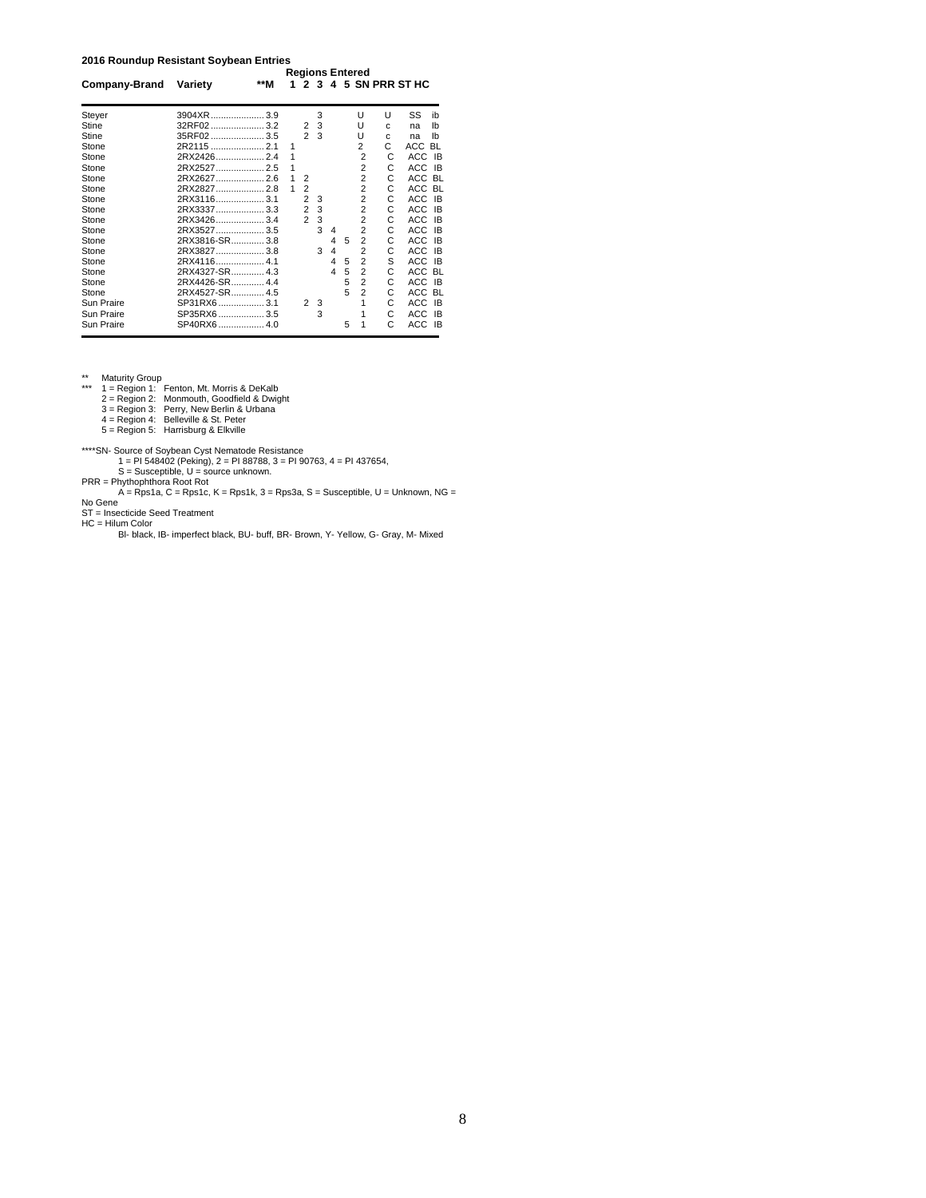## 2016 Roundup Resistant Soybean Entries

| Company-Brand | Variety | **M | Regions Entered 1 | 2 | 3 | 4 | 5 | SN | PRR | ST | HC |
|---|---|---|---|---|---|---|---|---|---|---|---|
| Steyer | 3904XR | 3.9 | | | 3 | | | U | U | SS | ib |
| Stine | 32RF02 | 3.2 | | 2 | 3 | | | U | c | na | Ib |
| Stine | 35RF02 | 3.5 | | 2 | 3 | | | U | c | na | Ib |
| Stone | 2R2115 | 2.1 | 1 | | | | | 2 | C | ACC | BL |
| Stone | 2RX2426 | 2.4 | 1 | | | | | 2 | C | ACC | IB |
| Stone | 2RX2527 | 2.5 | 1 | | | | | 2 | C | ACC | IB |
| Stone | 2RX2627 | 2.6 | 1 | 2 | | | | 2 | C | ACC | BL |
| Stone | 2RX2827 | 2.8 | 1 | 2 | | | | 2 | C | ACC | BL |
| Stone | 2RX3116 | 3.1 | | 2 | 3 | | | 2 | C | ACC | IB |
| Stone | 2RX3337 | 3.3 | | 2 | 3 | | | 2 | C | ACC | IB |
| Stone | 2RX3426 | 3.4 | | 2 | 3 | | | 2 | C | ACC | IB |
| Stone | 2RX3527 | 3.5 | | | 3 | 4 | | 2 | C | ACC | IB |
| Stone | 2RX3816-SR | 3.8 | | | | 4 | 5 | 2 | C | ACC | IB |
| Stone | 2RX3827 | 3.8 | | | 3 | 4 | | 2 | C | ACC | IB |
| Stone | 2RX4116 | 4.1 | | | | 4 | 5 | 2 | S | ACC | IB |
| Stone | 2RX4327-SR | 4.3 | | | | 4 | 5 | 2 | C | ACC | BL |
| Stone | 2RX4426-SR | 4.4 | | | | | 5 | 2 | C | ACC | IB |
| Stone | 2RX4527-SR | 4.5 | | | | | 5 | 2 | C | ACC | BL |
| Sun Praire | SP31RX6 | 3.1 | | 2 | 3 | | | 1 | C | ACC | IB |
| Sun Praire | SP35RX6 | 3.5 | | | 3 | | | 1 | C | ACC | IB |
| Sun Praire | SP40RX6 | 4.0 | | | | | 5 | 1 | C | ACC | IB |

\** Maturity Group

\*** 1 = Region 1: Fenton, Mt. Morris & DeKalb
2 = Region 2: Monmouth, Goodfield & Dwight
3 = Region 3: Perry, New Berlin & Urbana
4 = Region 4: Belleville & St. Peter
5 = Region 5: Harrisburg & Elkville

\****SN- Source of Soybean Cyst Nematode Resistance
1 = PI 548402 (Peking), 2 = PI 88788, 3 = PI 90763, 4 = PI 437654,
S = Susceptible, U = source unknown.

PRR = Phythophthora Root Rot
A = Rps1a, C = Rps1c, K = Rps1k, 3 = Rps3a, S = Susceptible, U = Unknown, NG = No Gene

ST = Insecticide Seed Treatment

HC = Hilum Color
Bl- black, IB- imperfect black, BU- buff, BR- Brown, Y- Yellow, G- Gray, M- Mixed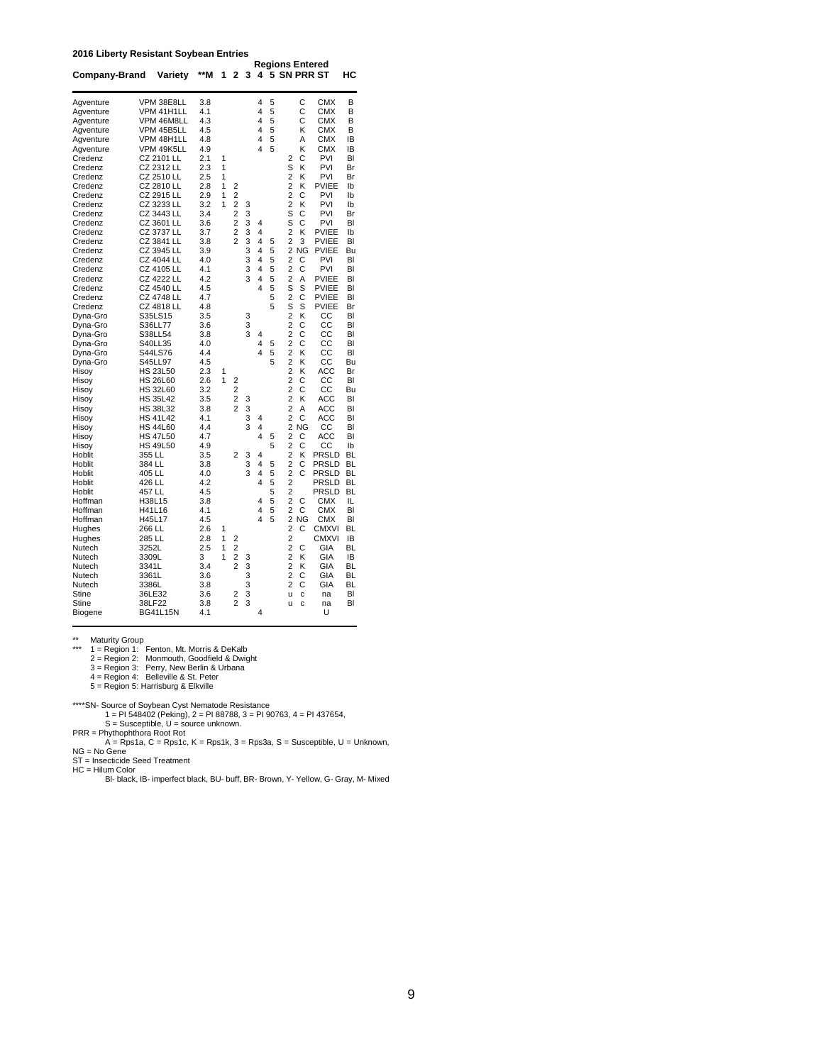**2016 Liberty Resistant Soybean Entries**

| Company-Brand | Variety | **M | Regions Entered 1 | 2 | 3 | 4 | 5 | SN | PRR | ST | HC |
|---|---|---|---|---|---|---|---|---|---|---|---|
| Agventure | VPM 38E8LL | 3.8 | | | | 4 | 5 | | C | CMX | B |
| Agventure | VPM 41H1LL | 4.1 | | | | 4 | 5 | | C | CMX | B |
| Agventure | VPM 46M8LL | 4.3 | | | | 4 | 5 | | C | CMX | B |
| Agventure | VPM 45B5LL | 4.5 | | | | 4 | 5 | | K | CMX | B |
| Agventure | VPM 48H1LL | 4.8 | | | | 4 | 5 | | A | CMX | IB |
| Agventure | VPM 49K5LL | 4.9 | | | | 4 | 5 | | K | CMX | IB |
| Credenz | CZ 2101 LL | 2.1 | 1 | | | | | 2 | C | PVI | Bl |
| Credenz | CZ 2312 LL | 2.3 | 1 | | | | | S | K | PVI | Br |
| Credenz | CZ 2510 LL | 2.5 | 1 | | | | | 2 | K | PVI | Br |
| Credenz | CZ 2810 LL | 2.8 | 1 | 2 | | | | 2 | K | PVIEE | Ib |
| Credenz | CZ 2915 LL | 2.9 | 1 | 2 | | | | 2 | C | PVI | Ib |
| Credenz | CZ 3233 LL | 3.2 | 1 | 2 | 3 | | | 2 | K | PVI | Ib |
| Credenz | CZ 3443 LL | 3.4 | | 2 | 3 | | | S | C | PVI | Br |
| Credenz | CZ 3601 LL | 3.6 | | 2 | 3 | 4 | | S | C | PVI | Bl |
| Credenz | CZ 3737 LL | 3.7 | | 2 | 3 | 4 | | 2 | K | PVIEE | Ib |
| Credenz | CZ 3841 LL | 3.8 | | 2 | 3 | 4 | 5 | 2 | 3 | PVIEE | Bl |
| Credenz | CZ 3945 LL | 3.9 | | | 3 | 4 | 5 | 2 | NG | PVIEE | Bu |
| Credenz | CZ 4044 LL | 4.0 | | | 3 | 4 | 5 | 2 | C | PVI | Bl |
| Credenz | CZ 4105 LL | 4.1 | | | 3 | 4 | 5 | 2 | C | PVI | Bl |
| Credenz | CZ 4222 LL | 4.2 | | | 3 | 4 | 5 | 2 | A | PVIEE | Bl |
| Credenz | CZ 4540 LL | 4.5 | | | | 4 | 5 | S | S | PVIEE | Bl |
| Credenz | CZ 4748 LL | 4.7 | | | | | 5 | 2 | C | PVIEE | Bl |
| Credenz | CZ 4818 LL | 4.8 | | | | | 5 | S | S | PVIEE | Br |
| Dyna-Gro | S35LS15 | 3.5 | | | 3 | | | 2 | K | CC | Bl |
| Dyna-Gro | S36LL77 | 3.6 | | | 3 | | | 2 | C | CC | Bl |
| Dyna-Gro | S38LL54 | 3.8 | | | 3 | 4 | | 2 | C | CC | Bl |
| Dyna-Gro | S40LL35 | 4.0 | | | | 4 | 5 | 2 | C | CC | Bl |
| Dyna-Gro | S44LS76 | 4.4 | | | | 4 | 5 | 2 | K | CC | Bl |
| Dyna-Gro | S45LL97 | 4.5 | | | | | 5 | 2 | K | CC | Bu |
| Hisoy | HS 23L50 | 2.3 | 1 | | | | | 2 | K | ACC | Br |
| Hisoy | HS 26L60 | 2.6 | 1 | 2 | | | | 2 | C | CC | Bl |
| Hisoy | HS 32L60 | 3.2 | | 2 | | | | 2 | C | CC | Bu |
| Hisoy | HS 35L42 | 3.5 | | 2 | 3 | | | 2 | K | ACC | Bl |
| Hisoy | HS 38L32 | 3.8 | | 2 | 3 | | | 2 | A | ACC | Bl |
| Hisoy | HS 41L42 | 4.1 | | | 3 | 4 | | 2 | C | ACC | Bl |
| Hisoy | HS 44L60 | 4.4 | | | 3 | 4 | | 2 | NG | CC | Bl |
| Hisoy | HS 47L50 | 4.7 | | | | 4 | 5 | 2 | C | ACC | Bl |
| Hisoy | HS 49L50 | 4.9 | | | | | 5 | 2 | C | CC | Ib |
| Hoblit | 355 LL | 3.5 | | 2 | 3 | 4 | | 2 | K | PRSLD | BL |
| Hoblit | 384 LL | 3.8 | | | 3 | 4 | 5 | 2 | C | PRSLD | BL |
| Hoblit | 405 LL | 4.0 | | | 3 | 4 | 5 | 2 | C | PRSLD | BL |
| Hoblit | 426 LL | 4.2 | | | | 4 | 5 | 2 | | PRSLD | BL |
| Hoblit | 457 LL | 4.5 | | | | | 5 | 2 | | PRSLD | BL |
| Hoffman | H38L15 | 3.8 | | | | 4 | 5 | 2 | C | CMX | IL |
| Hoffman | H41L16 | 4.1 | | | | 4 | 5 | 2 | C | CMX | Bl |
| Hoffman | H45L17 | 4.5 | | | | 4 | 5 | 2 | NG | CMX | Bl |
| Hughes | 266 LL | 2.6 | 1 | | | | | 2 | C | CMXVI | BL |
| Hughes | 285 LL | 2.8 | 1 | 2 | | | | 2 | | CMXVI | IB |
| Nutech | 3252L | 2.5 | 1 | 2 | | | | 2 | C | GIA | BL |
| Nutech | 3309L | 3 | 1 | 2 | 3 | | | 2 | K | GIA | IB |
| Nutech | 3341L | 3.4 | | 2 | 3 | | | 2 | K | GIA | BL |
| Nutech | 3361L | 3.6 | | | 3 | | | 2 | C | GIA | BL |
| Nutech | 3386L | 3.8 | | | 3 | | | 2 | C | GIA | BL |
| Stine | 36LE32 | 3.6 | | 2 | 3 | | | u | c | na | Bl |
| Stine | 38LF22 | 3.8 | | 2 | 3 | | | u | c | na | Bl |
| Biogene | BG41L15N | 4.1 | | | | 4 | | | | U | |

** Maturity Group

*** 1 = Region 1: Fenton, Mt. Morris & DeKalb
2 = Region 2: Monmouth, Goodfield & Dwight
3 = Region 3: Perry, New Berlin & Urbana
4 = Region 4: Belleville & St. Peter
5 = Region 5: Harrisburg & Elkville

****SN- Source of Soybean Cyst Nematode Resistance
1 = PI 548402 (Peking), 2 = PI 88788, 3 = PI 90763, 4 = PI 437654,
S = Susceptible, U = source unknown.

PRR = Phythophthora Root Rot
A = Rps1a, C = Rps1c, K = Rps1k, 3 = Rps3a, S = Susceptible, U = Unknown,

NG = No Gene

ST = Insecticide Seed Treatment

HC = Hilum Color
Bl- black, IB- imperfect black, BU- buff, BR- Brown, Y- Yellow, G- Gray, M- Mixed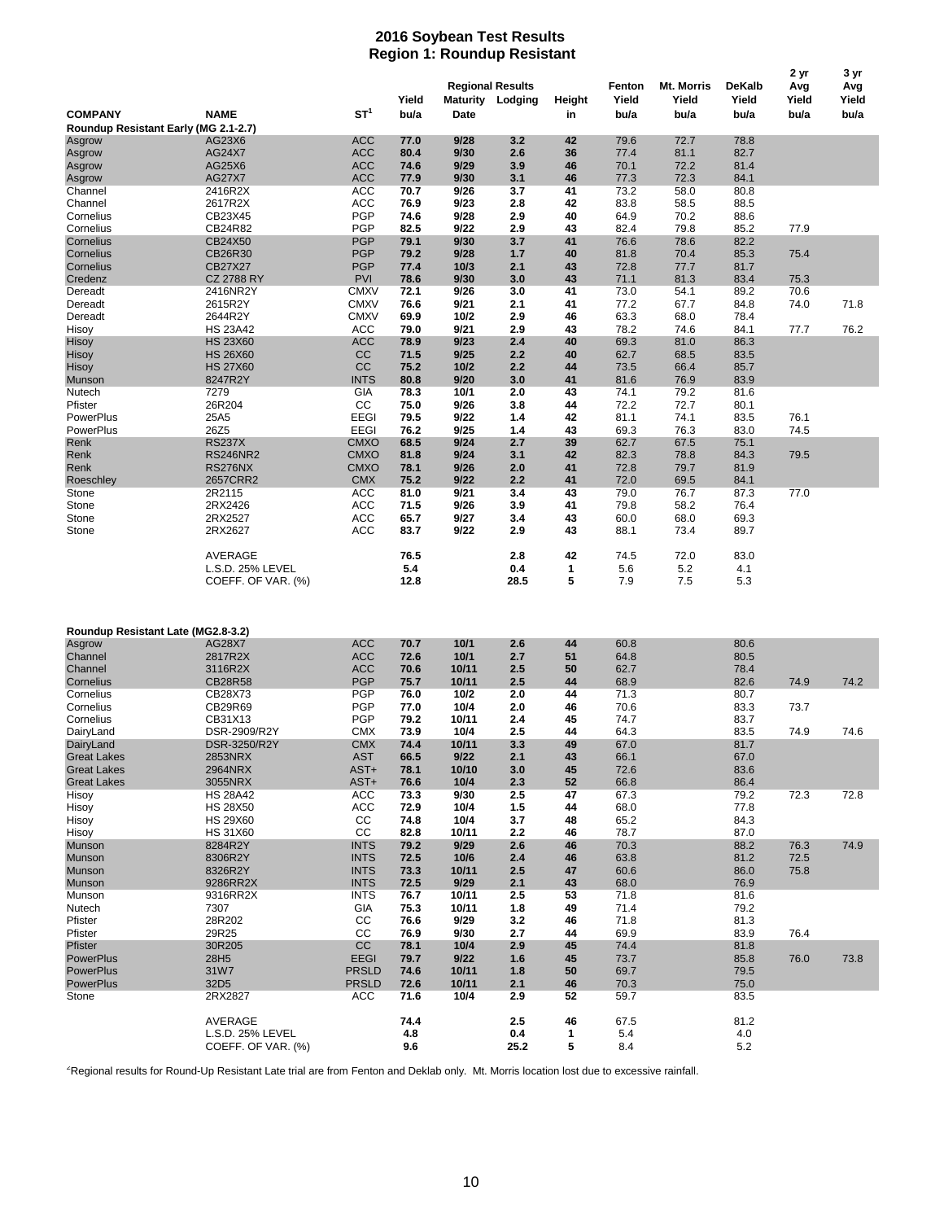# 2016 Soybean Test Results
## Region 1: Roundup Resistant

| COMPANY | NAME | ST[1] | Yield bu/a | Regional Results Maturity Date | Lodging | Height in | Fenton Yield bu/a | Mt. Morris Yield bu/a | DeKalb Yield bu/a | 2 yr Avg Yield bu/a | 3 yr Avg Yield bu/a |
|---|---|---|---|---|---|---|---|---|---|---|---|
| **Roundup Resistant Early (MG 2.1-2.7)** | | | | | | | | | | | |
| Asgrow | AG23X6 | ACC | 77.0 | 9/28 | 3.2 | 42 | 79.6 | 72.7 | 78.8 | | |
| Asgrow | AG24X7 | ACC | 80.4 | 9/30 | 2.6 | 36 | 77.4 | 81.1 | 82.7 | | |
| Asgrow | AG25X6 | ACC | 74.6 | 9/29 | 3.9 | 46 | 70.1 | 72.2 | 81.4 | | |
| Asgrow | AG27X7 | ACC | 77.9 | 9/30 | 3.1 | 46 | 77.3 | 72.3 | 84.1 | | |
| Channel | 2416R2X | ACC | 70.7 | 9/26 | 3.7 | 41 | 73.2 | 58.0 | 80.8 | | |
| Channel | 2617R2X | ACC | 76.9 | 9/23 | 2.8 | 42 | 83.8 | 58.5 | 88.5 | | |
| Cornelius | CB23X45 | PGP | 74.6 | 9/28 | 2.9 | 40 | 64.9 | 70.2 | 88.6 | | |
| Cornelius | CB24R82 | PGP | 82.5 | 9/22 | 2.9 | 43 | 82.4 | 79.8 | 85.2 | 77.9 | |
| Cornelius | CB24X50 | PGP | 79.1 | 9/30 | 3.7 | 41 | 76.6 | 78.6 | 82.2 | | |
| Cornelius | CB26R30 | PGP | 79.2 | 9/28 | 1.7 | 40 | 81.8 | 70.4 | 85.3 | 75.4 | |
| Cornelius | CB27X27 | PGP | 77.4 | 10/3 | 2.1 | 43 | 72.8 | 77.7 | 81.7 | | |
| Credenz | CZ 2788 RY | PVI | 78.6 | 9/30 | 3.0 | 43 | 71.1 | 81.3 | 83.4 | 75.3 | |
| Dereadt | 2416NR2Y | CMXV | 72.1 | 9/26 | 3.0 | 41 | 73.0 | 54.1 | 89.2 | 70.6 | |
| Dereadt | 2615R2Y | CMXV | 76.6 | 9/21 | 2.1 | 41 | 77.2 | 67.7 | 84.8 | 74.0 | 71.8 |
| Dereadt | 2644R2Y | CMXV | 69.9 | 10/2 | 2.9 | 46 | 63.3 | 68.0 | 78.4 | | |
| Hisoy | HS 23A42 | ACC | 79.0 | 9/21 | 2.9 | 43 | 78.2 | 74.6 | 84.1 | 77.7 | 76.2 |
| Hisoy | HS 23X60 | ACC | 78.9 | 9/23 | 2.4 | 40 | 69.3 | 81.0 | 86.3 | | |
| Hisoy | HS 26X60 | CC | 71.5 | 9/25 | 2.2 | 40 | 62.7 | 68.5 | 83.5 | | |
| Hisoy | HS 27X60 | CC | 75.2 | 10/2 | 2.2 | 44 | 73.5 | 66.4 | 85.7 | | |
| Munson | 8247R2Y | INTS | 80.8 | 9/20 | 3.0 | 41 | 81.6 | 76.9 | 83.9 | | |
| Nutech | 7279 | GIA | 78.3 | 10/1 | 2.0 | 43 | 74.1 | 79.2 | 81.6 | | |
| Pfister | 26R204 | CC | 75.0 | 9/26 | 3.8 | 44 | 72.2 | 72.7 | 80.1 | | |
| PowerPlus | 25A5 | EEGI | 79.5 | 9/22 | 1.4 | 42 | 81.1 | 74.1 | 83.5 | 76.1 | |
| PowerPlus | 26Z5 | EEGI | 76.2 | 9/25 | 1.4 | 43 | 69.3 | 76.3 | 83.0 | 74.5 | |
| Renk | RS237X | CMXO | 68.5 | 9/24 | 2.7 | 39 | 62.7 | 67.5 | 75.1 | | |
| Renk | RS246NR2 | CMXO | 81.8 | 9/24 | 3.1 | 42 | 82.3 | 78.8 | 84.3 | 79.5 | |
| Renk | RS276NX | CMXO | 78.1 | 9/26 | 2.0 | 41 | 72.8 | 79.7 | 81.9 | | |
| Roeschley | 2657CRR2 | CMX | 75.2 | 9/22 | 2.2 | 41 | 72.0 | 69.5 | 84.1 | | |
| Stone | 2R2115 | ACC | 81.0 | 9/21 | 3.4 | 43 | 79.0 | 76.7 | 87.3 | 77.0 | |
| Stone | 2RX2426 | ACC | 71.5 | 9/26 | 3.9 | 41 | 79.8 | 58.2 | 76.4 | | |
| Stone | 2RX2527 | ACC | 65.7 | 9/27 | 3.4 | 43 | 60.0 | 68.0 | 69.3 | | |
| Stone | 2RX2627 | ACC | 83.7 | 9/22 | 2.9 | 43 | 88.1 | 73.4 | 89.7 | | |
| | AVERAGE | | 76.5 | | 2.8 | 42 | 74.5 | 72.0 | 83.0 | | |
| | L.S.D. 25% LEVEL | | 5.4 | | 0.4 | 1 | 5.6 | 5.2 | 4.1 | | |
| | COEFF. OF VAR. (%) | | 12.8 | | 28.5 | 5 | 7.9 | 7.5 | 5.3 | | |

| COMPANY | NAME | ST[1] | Yield bu/a | Regional Results Maturity Date | Lodging | Height in | Fenton Yield bu/a | Mt. Morris Yield bu/a | DeKalb Yield bu/a | 2 yr Avg Yield bu/a | 3 yr Avg Yield bu/a |
|---|---|---|---|---|---|---|---|---|---|---|---|
| **Roundup Resistant Late (MG2.8-3.2)** | | | | | | | | | | | |
| Asgrow | AG28X7 | ACC | 70.7 | 10/1 | 2.6 | 44 | 60.8 | | 80.6 | | |
| Channel | 2817R2X | ACC | 72.6 | 10/1 | 2.7 | 51 | 64.8 | | 80.5 | | |
| Channel | 3116R2X | ACC | 70.6 | 10/11 | 2.5 | 50 | 62.7 | | 78.4 | | |
| Cornelius | CB28R58 | PGP | 75.7 | 10/11 | 2.5 | 44 | 68.9 | | 82.6 | 74.9 | 74.2 |
| Cornelius | CB28X73 | PGP | 76.0 | 10/2 | 2.0 | 44 | 71.3 | | 80.7 | | |
| Cornelius | CB29R69 | PGP | 77.0 | 10/4 | 2.0 | 46 | 70.6 | | 83.3 | 73.7 | |
| Cornelius | CB31X13 | PGP | 79.2 | 10/11 | 2.4 | 45 | 74.7 | | 83.7 | | |
| DairyLand | DSR-2909/R2Y | CMX | 73.9 | 10/4 | 2.5 | 44 | 64.3 | | 83.5 | 74.9 | 74.6 |
| DairyLand | DSR-3250/R2Y | CMX | 74.4 | 10/11 | 3.3 | 49 | 67.0 | | 81.7 | | |
| Great Lakes | 2853NRX | AST | 66.5 | 9/22 | 2.1 | 43 | 66.1 | | 67.0 | | |
| Great Lakes | 2964NRX | AST+ | 78.1 | 10/10 | 3.0 | 45 | 72.6 | | 83.6 | | |
| Great Lakes | 3055NRX | AST+ | 76.6 | 10/4 | 2.3 | 52 | 66.8 | | 86.4 | | |
| Hisoy | HS 28A42 | ACC | 73.3 | 9/30 | 2.5 | 47 | 67.3 | | 79.2 | 72.3 | 72.8 |
| Hisoy | HS 28X50 | ACC | 72.9 | 10/4 | 1.5 | 44 | 68.0 | | 77.8 | | |
| Hisoy | HS 29X60 | CC | 74.8 | 10/4 | 3.7 | 48 | 65.2 | | 84.3 | | |
| Hisoy | HS 31X60 | CC | 82.8 | 10/11 | 2.2 | 46 | 78.7 | | 87.0 | | |
| Munson | 8284R2Y | INTS | 79.2 | 9/29 | 2.6 | 46 | 70.3 | | 88.2 | 76.3 | 74.9 |
| Munson | 8306R2Y | INTS | 72.5 | 10/6 | 2.4 | 46 | 63.8 | | 81.2 | 72.5 | |
| Munson | 8326R2Y | INTS | 73.3 | 10/11 | 2.5 | 47 | 60.6 | | 86.0 | 75.8 | |
| Munson | 9286RR2X | INTS | 72.5 | 9/29 | 2.1 | 43 | 68.0 | | 76.9 | | |
| Munson | 9316RR2X | INTS | 76.7 | 10/11 | 2.5 | 53 | 71.8 | | 81.6 | | |
| Nutech | 7307 | GIA | 75.3 | 10/11 | 1.8 | 49 | 71.4 | | 79.2 | | |
| Pfister | 28R202 | CC | 76.6 | 9/29 | 3.2 | 46 | 71.8 | | 81.3 | | |
| Pfister | 29R25 | CC | 76.9 | 9/30 | 2.7 | 44 | 69.9 | | 83.9 | 76.4 | |
| Pfister | 30R205 | CC | 78.1 | 10/4 | 2.9 | 45 | 74.4 | | 81.8 | | |
| PowerPlus | 28H5 | EEGI | 79.7 | 9/22 | 1.6 | 45 | 73.7 | | 85.8 | 76.0 | 73.8 |
| PowerPlus | 31W7 | PRSLD | 74.6 | 10/11 | 1.8 | 50 | 69.7 | | 79.5 | | |
| PowerPlus | 32D5 | PRSLD | 72.6 | 10/11 | 2.1 | 46 | 70.3 | | 75.0 | | |
| Stone | 2RX2827 | ACC | 71.6 | 10/4 | 2.9 | 52 | 59.7 | | 83.5 | | |
| | AVERAGE | | 74.4 | | 2.5 | 46 | 67.5 | | 81.2 | | |
| | L.S.D. 25% LEVEL | | 4.8 | | 0.4 | 1 | 5.4 | | 4.0 | | |
| | COEFF. OF VAR. (%) | | 9.6 | | 25.2 | 5 | 8.4 | | 5.2 | | |

^Regional results for Round-Up Resistant Late trial are from Fenton and Deklab only. Mt. Morris location lost due to excessive rainfall.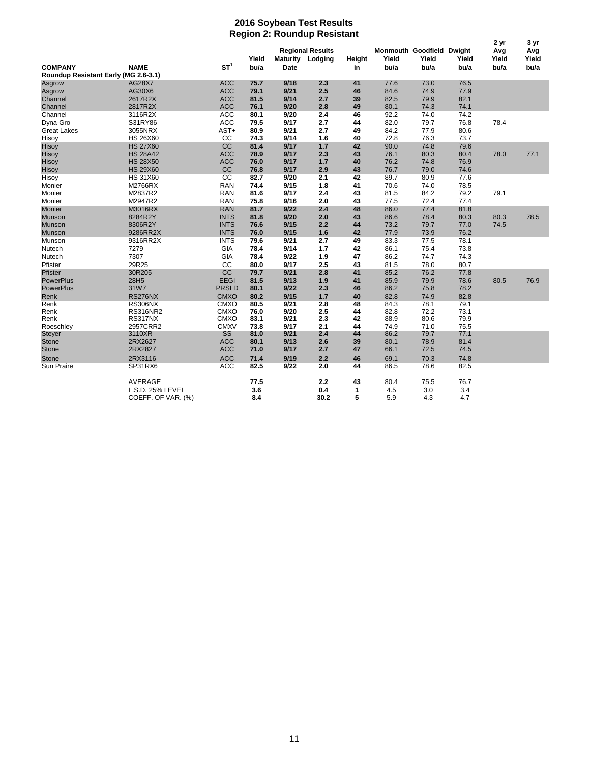# 2016 Soybean Test Results
## Region 2: Roundup Resistant

| COMPANY | NAME | ST[1] | Yield bu/a | Regional Results Maturity Date | Lodging | Height in | Monmouth Yield bu/a | Goodfield Yield bu/a | Dwight Yield bu/a | 2 yr Avg Yield bu/a | 3 yr Avg Yield bu/a |
|---|---|---|---|---|---|---|---|---|---|---|---|
| **Roundup Resistant Early (MG 2.6-3.1)** | | | | | | | | | | | |
| Asgrow | AG28X7 | ACC | **75.7** | **9/18** | **2.3** | **41** | 77.6 | 73.0 | 76.5 | | |
| Asgrow | AG30X6 | ACC | **79.1** | **9/21** | **2.5** | **46** | 84.6 | 74.9 | 77.9 | | |
| Channel | 2617R2X | ACC | **81.5** | **9/14** | **2.7** | **39** | 82.5 | 79.9 | 82.1 | | |
| Channel | 2817R2X | ACC | **76.1** | **9/20** | **2.8** | **49** | 80.1 | 74.3 | 74.1 | | |
| Channel | 3116R2X | ACC | **80.1** | **9/20** | **2.4** | **46** | 92.2 | 74.0 | 74.2 | | |
| Dyna-Gro | S31RY86 | ACC | **79.5** | **9/17** | **2.7** | **44** | 82.0 | 79.7 | 76.8 | 78.4 | |
| Great Lakes | 3055NRX | AST+ | **80.9** | **9/21** | **2.7** | **49** | 84.2 | 77.9 | 80.6 | | |
| Hisoy | HS 26X60 | CC | **74.3** | **9/14** | **1.6** | **40** | 72.8 | 76.3 | 73.7 | | |
| Hisoy | HS 27X60 | CC | **81.4** | **9/17** | **1.7** | **42** | 90.0 | 74.8 | 79.6 | | |
| Hisoy | HS 28A42 | ACC | **78.9** | **9/17** | **2.3** | **43** | 76.1 | 80.3 | 80.4 | 78.0 | 77.1 |
| Hisoy | HS 28X50 | ACC | **76.0** | **9/17** | **1.7** | **40** | 76.2 | 74.8 | 76.9 | | |
| Hisoy | HS 29X60 | CC | **76.8** | **9/17** | **2.9** | **43** | 76.7 | 79.0 | 74.6 | | |
| Hisoy | HS 31X60 | CC | **82.7** | **9/20** | **2.1** | **42** | 89.7 | 80.9 | 77.6 | | |
| Monier | M2766RX | RAN | **74.4** | **9/15** | **1.8** | **41** | 70.6 | 74.0 | 78.5 | | |
| Monier | M2837R2 | RAN | **81.6** | **9/17** | **2.4** | **43** | 81.5 | 84.2 | 79.2 | 79.1 | |
| Monier | M2947R2 | RAN | **75.8** | **9/16** | **2.0** | **43** | 77.5 | 72.4 | 77.4 | | |
| Monier | M3016RX | RAN | **81.7** | **9/22** | **2.4** | **48** | 86.0 | 77.4 | 81.8 | | |
| Munson | 8284R2Y | INTS | **81.8** | **9/20** | **2.0** | **43** | 86.6 | 78.4 | 80.3 | 80.3 | 78.5 |
| Munson | 8306R2Y | INTS | **76.6** | **9/15** | **2.2** | **44** | 73.2 | 79.7 | 77.0 | 74.5 | |
| Munson | 9286RR2X | INTS | **76.0** | **9/15** | **1.6** | **42** | 77.9 | 73.9 | 76.2 | | |
| Munson | 9316RR2X | INTS | **79.6** | **9/21** | **2.7** | **49** | 83.3 | 77.5 | 78.1 | | |
| Nutech | 7279 | GIA | **78.4** | **9/14** | **1.7** | **42** | 86.1 | 75.4 | 73.8 | | |
| Nutech | 7307 | GIA | **78.4** | **9/22** | **1.9** | **47** | 86.2 | 74.7 | 74.3 | | |
| Pfister | 29R25 | CC | **80.0** | **9/17** | **2.5** | **43** | 81.5 | 78.0 | 80.7 | | |
| Pfister | 30R205 | CC | **79.7** | **9/21** | **2.8** | **41** | 85.2 | 76.2 | 77.8 | | |
| PowerPlus | 28H5 | EEGI | **81.5** | **9/13** | **1.9** | **41** | 85.9 | 79.9 | 78.6 | 80.5 | 76.9 |
| PowerPlus | 31W7 | PRSLD | **80.1** | **9/22** | **2.3** | **46** | 86.2 | 75.8 | 78.2 | | |
| Renk | RS276NX | CMXO | **80.2** | **9/15** | **1.7** | **40** | 82.8 | 74.9 | 82.8 | | |
| Renk | RS306NX | CMXO | **80.5** | **9/21** | **2.8** | **48** | 84.3 | 78.1 | 79.1 | | |
| Renk | RS316NR2 | CMXO | **76.0** | **9/20** | **2.5** | **44** | 82.8 | 72.2 | 73.1 | | |
| Renk | RS317NX | CMXO | **83.1** | **9/21** | **2.3** | **42** | 88.9 | 80.6 | 79.9 | | |
| Roeschley | 2957CRR2 | CMXV | **73.8** | **9/17** | **2.1** | **44** | 74.9 | 71.0 | 75.5 | | |
| Steyer | 3110XR | SS | **81.0** | **9/21** | **2.4** | **44** | 86.2 | 79.7 | 77.1 | | |
| Stone | 2RX2627 | ACC | **80.1** | **9/13** | **2.6** | **39** | 80.1 | 78.9 | 81.4 | | |
| Stone | 2RX2827 | ACC | **71.0** | **9/17** | **2.7** | **47** | 66.1 | 72.5 | 74.5 | | |
| Stone | 2RX3116 | ACC | **71.4** | **9/19** | **2.2** | **46** | 69.1 | 70.3 | 74.8 | | |
| Sun Praire | SP31RX6 | ACC | **82.5** | **9/22** | **2.0** | **44** | 86.5 | 78.6 | 82.5 | | |
| | AVERAGE | | **77.5** | | **2.2** | **43** | 80.4 | 75.5 | 76.7 | | |
| | L.S.D. 25% LEVEL | | **3.6** | | **0.4** | **1** | 4.5 | 3.0 | 3.4 | | |
| | COEFF. OF VAR. (%) | | **8.4** | | **30.2** | **5** | 5.9 | 4.3 | 4.7 | | |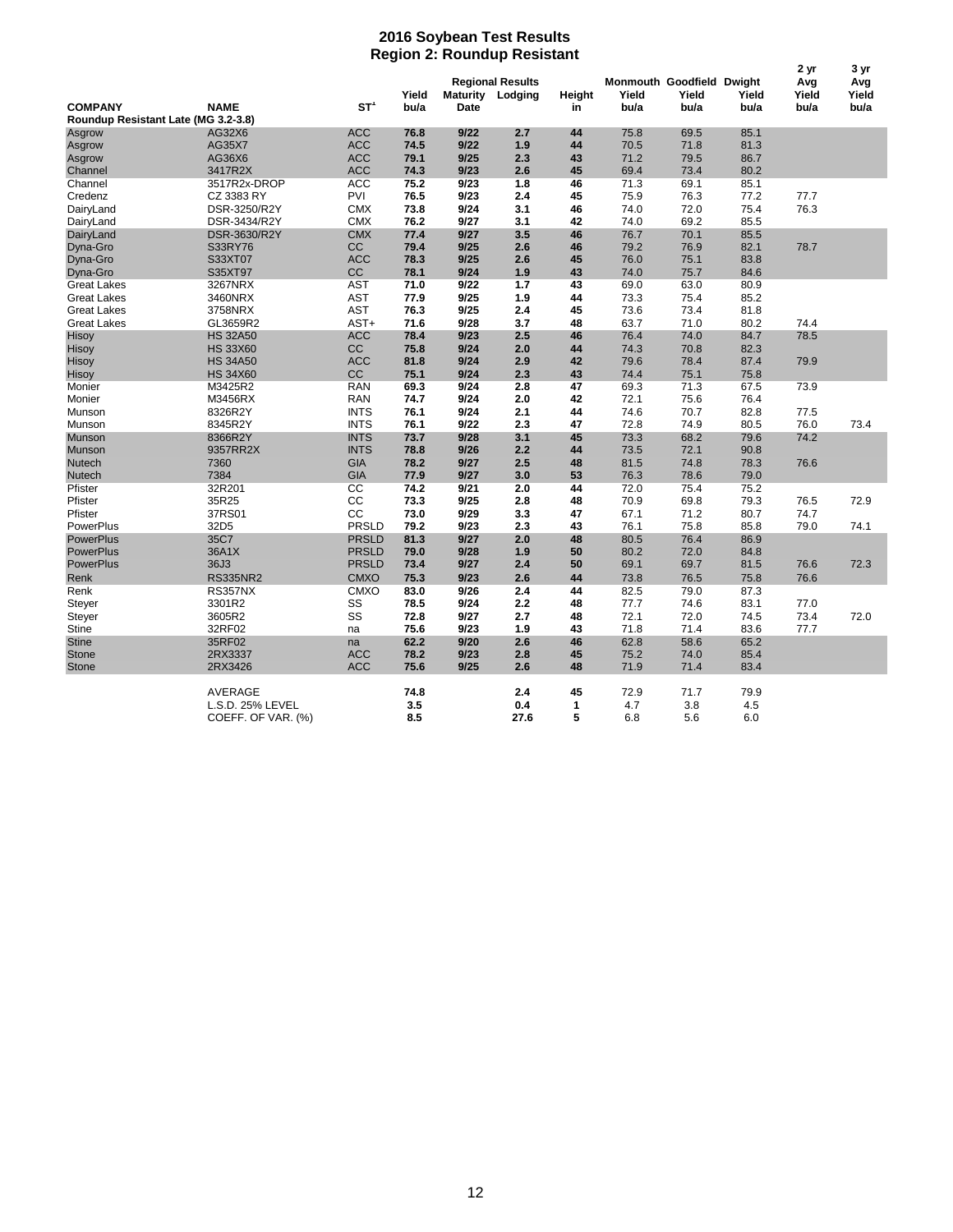# 2016 Soybean Test Results
## Region 2: Roundup Resistant

| COMPANY | NAME | ST[1] | Yield bu/a | Regional Results Maturity Date | Regional Results Lodging | Height in | Monmouth Yield bu/a | Goodfield Yield bu/a | Dwight Yield bu/a | 2 yr Avg Yield bu/a | 3 yr Avg Yield bu/a |
|---|---|---|---|---|---|---|---|---|---|---|---|
| **Roundup Resistant Late (MG 3.2-3.8)** | | | | | | | | | | | |
| Asgrow | AG32X6 | ACC | **76.8** | **9/22** | **2.7** | **44** | 75.8 | 69.5 | 85.1 | | |
| Asgrow | AG35X7 | ACC | **74.5** | **9/22** | **1.9** | **44** | 70.5 | 71.8 | 81.3 | | |
| Asgrow | AG36X6 | ACC | **79.1** | **9/25** | **2.3** | **43** | 71.2 | 79.5 | 86.7 | | |
| Channel | 3417R2X | ACC | **74.3** | **9/23** | **2.6** | **45** | 69.4 | 73.4 | 80.2 | | |
| Channel | 3517R2x-DROP | ACC | **75.2** | **9/23** | **1.8** | **46** | 71.3 | 69.1 | 85.1 | | |
| Credenz | CZ 3383 RY | PVI | **76.5** | **9/23** | **2.4** | **45** | 75.9 | 76.3 | 77.2 | 77.7 | |
| DairyLand | DSR-3250/R2Y | CMX | **73.8** | **9/24** | **3.1** | **46** | 74.0 | 72.0 | 75.4 | 76.3 | |
| DairyLand | DSR-3434/R2Y | CMX | **76.2** | **9/27** | **3.1** | **42** | 74.0 | 69.2 | 85.5 | | |
| DairyLand | DSR-3630/R2Y | CMX | **77.4** | **9/27** | **3.5** | **46** | 76.7 | 70.1 | 85.5 | | |
| Dyna-Gro | S33RY76 | CC | **79.4** | **9/25** | **2.6** | **46** | 79.2 | 76.9 | 82.1 | 78.7 | |
| Dyna-Gro | S33XT07 | ACC | **78.3** | **9/25** | **2.6** | **45** | 76.0 | 75.1 | 83.8 | | |
| Dyna-Gro | S35XT97 | CC | **78.1** | **9/24** | **1.9** | **43** | 74.0 | 75.7 | 84.6 | | |
| Great Lakes | 3267NRX | AST | **71.0** | **9/22** | **1.7** | **43** | 69.0 | 63.0 | 80.9 | | |
| Great Lakes | 3460NRX | AST | **77.9** | **9/25** | **1.9** | **44** | 73.3 | 75.4 | 85.2 | | |
| Great Lakes | 3758NRX | AST | **76.3** | **9/25** | **2.4** | **45** | 73.6 | 73.4 | 81.8 | | |
| Great Lakes | GL3659R2 | AST+ | **71.6** | **9/28** | **3.7** | **48** | 63.7 | 71.0 | 80.2 | 74.4 | |
| Hisoy | HS 32A50 | ACC | **78.4** | **9/23** | **2.5** | **46** | 76.4 | 74.0 | 84.7 | 78.5 | |
| Hisoy | HS 33X60 | CC | **75.8** | **9/24** | **2.0** | **44** | 74.3 | 70.8 | 82.3 | | |
| Hisoy | HS 34A50 | ACC | **81.8** | **9/24** | **2.9** | **42** | 79.6 | 78.4 | 87.4 | 79.9 | |
| Hisoy | HS 34X60 | CC | **75.1** | **9/24** | **2.3** | **43** | 74.4 | 75.1 | 75.8 | | |
| Monier | M3425R2 | RAN | **69.3** | **9/24** | **2.8** | **47** | 69.3 | 71.3 | 67.5 | 73.9 | |
| Monier | M3456RX | RAN | **74.7** | **9/24** | **2.0** | **42** | 72.1 | 75.6 | 76.4 | | |
| Munson | 8326R2Y | INTS | **76.1** | **9/24** | **2.1** | **44** | 74.6 | 70.7 | 82.8 | 77.5 | |
| Munson | 8345R2Y | INTS | **76.1** | **9/22** | **2.3** | **47** | 72.8 | 74.9 | 80.5 | 76.0 | 73.4 |
| Munson | 8366R2Y | INTS | **73.7** | **9/28** | **3.1** | **45** | 73.3 | 68.2 | 79.6 | 74.2 | |
| Munson | 9357RR2X | INTS | **78.8** | **9/26** | **2.2** | **44** | 73.5 | 72.1 | 90.8 | | |
| Nutech | 7360 | GIA | **78.2** | **9/27** | **2.5** | **48** | 81.5 | 74.8 | 78.3 | 76.6 | |
| Nutech | 7384 | GIA | **77.9** | **9/27** | **3.0** | **53** | 76.3 | 78.6 | 79.0 | | |
| Pfister | 32R201 | CC | **74.2** | **9/21** | **2.0** | **44** | 72.0 | 75.4 | 75.2 | | |
| Pfister | 35R25 | CC | **73.3** | **9/25** | **2.8** | **48** | 70.9 | 69.8 | 79.3 | 76.5 | 72.9 |
| Pfister | 37RS01 | CC | **73.0** | **9/29** | **3.3** | **47** | 67.1 | 71.2 | 80.7 | 74.7 | |
| PowerPlus | 32D5 | PRSLD | **79.2** | **9/23** | **2.3** | **43** | 76.1 | 75.8 | 85.8 | 79.0 | 74.1 |
| PowerPlus | 35C7 | PRSLD | **81.3** | **9/27** | **2.0** | **48** | 80.5 | 76.4 | 86.9 | | |
| PowerPlus | 36A1X | PRSLD | **79.0** | **9/28** | **1.9** | **50** | 80.2 | 72.0 | 84.8 | | |
| PowerPlus | 36J3 | PRSLD | **73.4** | **9/27** | **2.4** | **50** | 69.1 | 69.7 | 81.5 | 76.6 | 72.3 |
| Renk | RS335NR2 | CMXO | **75.3** | **9/23** | **2.6** | **44** | 73.8 | 76.5 | 75.8 | 76.6 | |
| Renk | RS357NX | CMXO | **83.0** | **9/26** | **2.4** | **44** | 82.5 | 79.0 | 87.3 | | |
| Steyer | 3301R2 | SS | **78.5** | **9/24** | **2.2** | **48** | 77.7 | 74.6 | 83.1 | 77.0 | |
| Steyer | 3605R2 | SS | **72.8** | **9/27** | **2.7** | **48** | 72.1 | 72.0 | 74.5 | 73.4 | 72.0 |
| Stine | 32RF02 | na | **75.6** | **9/23** | **1.9** | **43** | 71.8 | 71.4 | 83.6 | 77.7 | |
| Stine | 35RF02 | na | **62.2** | **9/20** | **2.6** | **46** | 62.8 | 58.6 | 65.2 | | |
| Stone | 2RX3337 | ACC | **78.2** | **9/23** | **2.8** | **45** | 75.2 | 74.0 | 85.4 | | |
| Stone | 2RX3426 | ACC | **75.6** | **9/25** | **2.6** | **48** | 71.9 | 71.4 | 83.4 | | |
| | AVERAGE | | **74.8** | | **2.4** | **45** | 72.9 | 71.7 | 79.9 | | |
| | L.S.D. 25% LEVEL | | **3.5** | | **0.4** | **1** | 4.7 | 3.8 | 4.5 | | |
| | COEFF. OF VAR. (%) | | **8.5** | | **27.6** | **5** | 6.8 | 5.6 | 6.0 | | |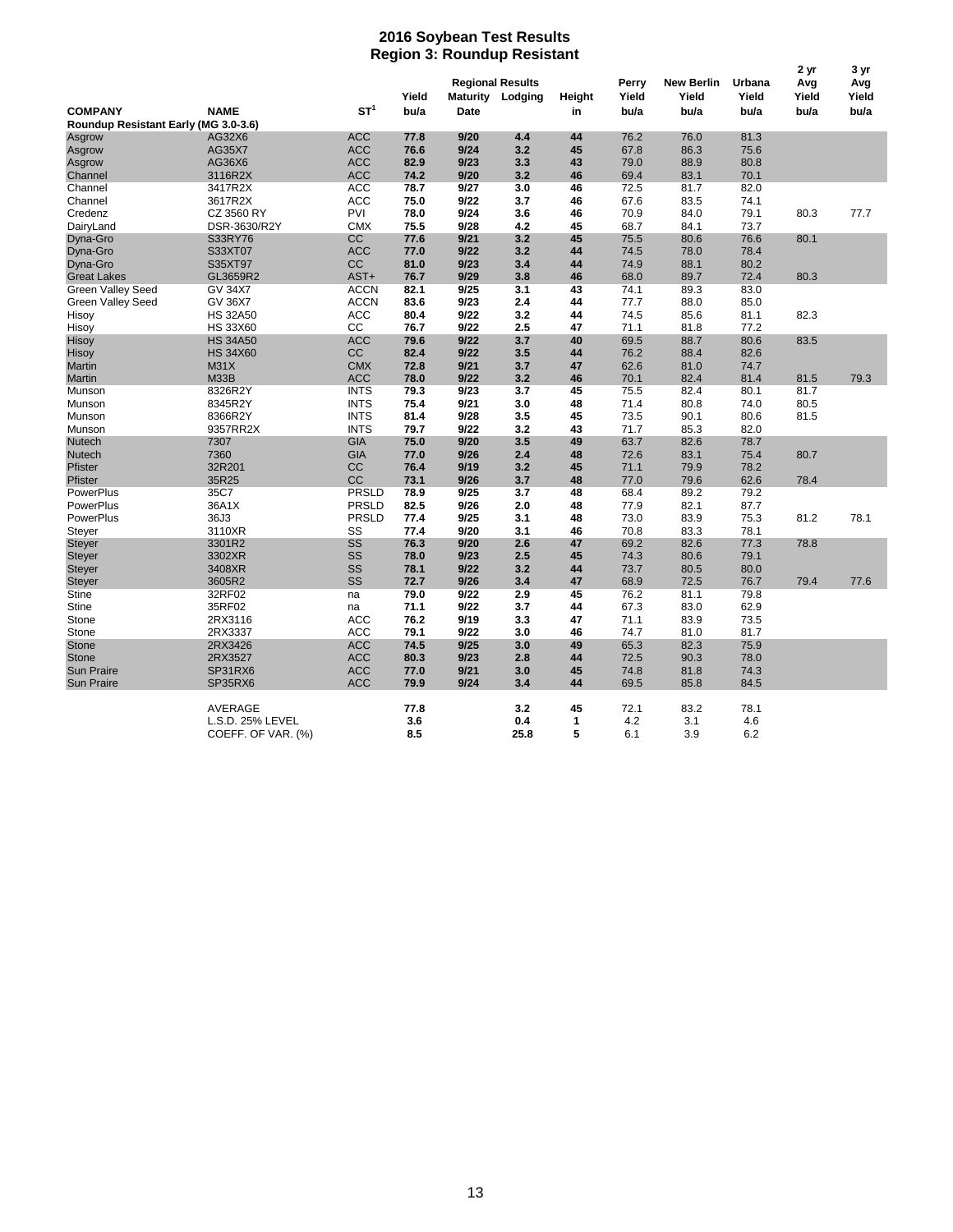# 2016 Soybean Test Results
## Region 3: Roundup Resistant

| COMPANY | NAME | ST[1] | Yield bu/a | Regional Results Maturity Date | Lodging | Height in | Perry Yield bu/a | New Berlin Yield bu/a | Urbana Yield bu/a | 2 yr Avg Yield bu/a | 3 yr Avg Yield bu/a |
|---|---|---|---|---|---|---|---|---|---|---|---|
| **Roundup Resistant Early (MG 3.0-3.6)** | | | | | | | | | | | |
| Asgrow | AG32X6 | ACC | **77.8** | **9/20** | **4.4** | **44** | 76.2 | 76.0 | 81.3 | | |
| Asgrow | AG35X7 | ACC | **76.6** | **9/24** | **3.2** | **45** | 67.8 | 86.3 | 75.6 | | |
| Asgrow | AG36X6 | ACC | **82.9** | **9/23** | **3.3** | **43** | 79.0 | 88.9 | 80.8 | | |
| Channel | 3116R2X | ACC | **74.2** | **9/20** | **3.2** | **46** | 69.4 | 83.1 | 70.1 | | |
| Channel | 3417R2X | ACC | **78.7** | **9/27** | **3.0** | **46** | 72.5 | 81.7 | 82.0 | | |
| Channel | 3617R2X | ACC | **75.0** | **9/22** | **3.7** | **46** | 67.6 | 83.5 | 74.1 | | |
| Credenz | CZ 3560 RY | PVI | **78.0** | **9/24** | **3.6** | **46** | 70.9 | 84.0 | 79.1 | 80.3 | 77.7 |
| DairyLand | DSR-3630/R2Y | CMX | **75.5** | **9/28** | **4.2** | **45** | 68.7 | 84.1 | 73.7 | | |
| Dyna-Gro | S33RY76 | CC | **77.6** | **9/21** | **3.2** | **45** | 75.5 | 80.6 | 76.6 | 80.1 | |
| Dyna-Gro | S33XT07 | ACC | **77.0** | **9/22** | **3.2** | **44** | 74.5 | 78.0 | 78.4 | | |
| Dyna-Gro | S35XT97 | CC | **81.0** | **9/23** | **3.4** | **44** | 74.9 | 88.1 | 80.2 | | |
| Great Lakes | GL3659R2 | AST+ | **76.7** | **9/29** | **3.8** | **46** | 68.0 | 89.7 | 72.4 | 80.3 | |
| Green Valley Seed | GV 34X7 | ACCN | **82.1** | **9/25** | **3.1** | **43** | 74.1 | 89.3 | 83.0 | | |
| Green Valley Seed | GV 36X7 | ACCN | **83.6** | **9/23** | **2.4** | **44** | 77.7 | 88.0 | 85.0 | | |
| Hisoy | HS 32A50 | ACC | **80.4** | **9/22** | **3.2** | **44** | 74.5 | 85.6 | 81.1 | 82.3 | |
| Hisoy | HS 33X60 | CC | **76.7** | **9/22** | **2.5** | **47** | 71.1 | 81.8 | 77.2 | | |
| Hisoy | HS 34A50 | ACC | **79.6** | **9/22** | **3.7** | **40** | 69.5 | 88.7 | 80.6 | 83.5 | |
| Hisoy | HS 34X60 | CC | **82.4** | **9/22** | **3.5** | **44** | 76.2 | 88.4 | 82.6 | | |
| Martin | M31X | CMX | **72.8** | **9/21** | **3.7** | **47** | 62.6 | 81.0 | 74.7 | | |
| Martin | M33B | ACC | **78.0** | **9/22** | **3.2** | **46** | 70.1 | 82.4 | 81.4 | 81.5 | 79.3 |
| Munson | 8326R2Y | INTS | **79.3** | **9/23** | **3.7** | **45** | 75.5 | 82.4 | 80.1 | 81.7 | |
| Munson | 8345R2Y | INTS | **75.4** | **9/21** | **3.0** | **48** | 71.4 | 80.8 | 74.0 | 80.5 | |
| Munson | 8366R2Y | INTS | **81.4** | **9/28** | **3.5** | **45** | 73.5 | 90.1 | 80.6 | 81.5 | |
| Munson | 9357RR2X | INTS | **79.7** | **9/22** | **3.2** | **43** | 71.7 | 85.3 | 82.0 | | |
| Nutech | 7307 | GIA | **75.0** | **9/20** | **3.5** | **49** | 63.7 | 82.6 | 78.7 | | |
| Nutech | 7360 | GIA | **77.0** | **9/26** | **2.4** | **48** | 72.6 | 83.1 | 75.4 | 80.7 | |
| Pfister | 32R201 | CC | **76.4** | **9/19** | **3.2** | **45** | 71.1 | 79.9 | 78.2 | | |
| Pfister | 35R25 | CC | **73.1** | **9/26** | **3.7** | **48** | 77.0 | 79.6 | 62.6 | 78.4 | |
| PowerPlus | 35C7 | PRSLD | **78.9** | **9/25** | **3.7** | **48** | 68.4 | 89.2 | 79.2 | | |
| PowerPlus | 36A1X | PRSLD | **82.5** | **9/26** | **2.0** | **48** | 77.9 | 82.1 | 87.7 | | |
| PowerPlus | 36J3 | PRSLD | **77.4** | **9/25** | **3.1** | **48** | 73.0 | 83.9 | 75.3 | 81.2 | 78.1 |
| Steyer | 3110XR | SS | **77.4** | **9/20** | **3.1** | **46** | 70.8 | 83.3 | 78.1 | | |
| Steyer | 3301R2 | SS | **76.3** | **9/20** | **2.6** | **47** | 69.2 | 82.6 | 77.3 | 78.8 | |
| Steyer | 3302XR | SS | **78.0** | **9/23** | **2.5** | **45** | 74.3 | 80.6 | 79.1 | | |
| Steyer | 3408XR | SS | **78.1** | **9/22** | **3.2** | **44** | 73.7 | 80.5 | 80.0 | | |
| Steyer | 3605R2 | SS | **72.7** | **9/26** | **3.4** | **47** | 68.9 | 72.5 | 76.7 | 79.4 | 77.6 |
| Stine | 32RF02 | na | **79.0** | **9/22** | **2.9** | **45** | 76.2 | 81.1 | 79.8 | | |
| Stine | 35RF02 | na | **71.1** | **9/22** | **3.7** | **44** | 67.3 | 83.0 | 62.9 | | |
| Stone | 2RX3116 | ACC | **76.2** | **9/19** | **3.3** | **47** | 71.1 | 83.9 | 73.5 | | |
| Stone | 2RX3337 | ACC | **79.1** | **9/22** | **3.0** | **46** | 74.7 | 81.0 | 81.7 | | |
| Stone | 2RX3426 | ACC | **74.5** | **9/25** | **3.0** | **49** | 65.3 | 82.3 | 75.9 | | |
| Stone | 2RX3527 | ACC | **80.3** | **9/23** | **2.8** | **44** | 72.5 | 90.3 | 78.0 | | |
| Sun Praire | SP31RX6 | ACC | **77.0** | **9/21** | **3.0** | **45** | 74.8 | 81.8 | 74.3 | | |
| Sun Praire | SP35RX6 | ACC | **79.9** | **9/24** | **3.4** | **44** | 69.5 | 85.8 | 84.5 | | |
| | AVERAGE | | **77.8** | | **3.2** | **45** | 72.1 | 83.2 | 78.1 | | |
| | L.S.D. 25% LEVEL | | **3.6** | | **0.4** | **1** | 4.2 | 3.1 | 4.6 | | |
| | COEFF. OF VAR. (%) | | **8.5** | | **25.8** | **5** | 6.1 | 3.9 | 6.2 | | |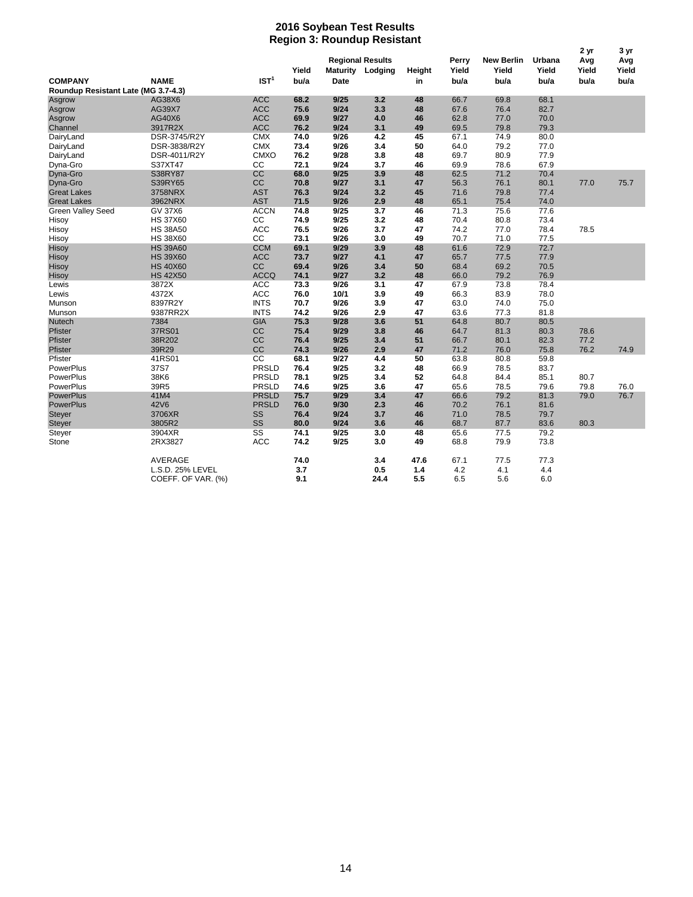# 2016 Soybean Test Results
## Region 3: Roundup Resistant

| COMPANY | NAME | IST[1] | Yield bu/a | Regional Results Maturity Date | Lodging | Height in | Perry Yield bu/a | New Berlin Yield bu/a | Urbana Yield bu/a | 2 yr Avg Yield bu/a | 3 yr Avg Yield bu/a |
|---|---|---|---|---|---|---|---|---|---|---|---|
| **Roundup Resistant Late (MG 3.7-4.3)** | | | | | | | | | | | |
| Asgrow | AG38X6 | ACC | **68.2** | **9/25** | **3.2** | **48** | 66.7 | 69.8 | 68.1 | | |
| Asgrow | AG39X7 | ACC | **75.6** | **9/24** | **3.3** | **48** | 67.6 | 76.4 | 82.7 | | |
| Asgrow | AG40X6 | ACC | **69.9** | **9/27** | **4.0** | **46** | 62.8 | 77.0 | 70.0 | | |
| Channel | 3917R2X | ACC | **76.2** | **9/24** | **3.1** | **49** | 69.5 | 79.8 | 79.3 | | |
| DairyLand | DSR-3745/R2Y | CMX | **74.0** | **9/26** | **4.2** | **45** | 67.1 | 74.9 | 80.0 | | |
| DairyLand | DSR-3838/R2Y | CMX | **73.4** | **9/26** | **3.4** | **50** | 64.0 | 79.2 | 77.0 | | |
| DairyLand | DSR-4011/R2Y | CMXO | **76.2** | **9/28** | **3.8** | **48** | 69.7 | 80.9 | 77.9 | | |
| Dyna-Gro | S37XT47 | CC | **72.1** | **9/24** | **3.7** | **46** | 69.9 | 78.6 | 67.9 | | |
| Dyna-Gro | S38RY87 | CC | **68.0** | **9/25** | **3.9** | **48** | 62.5 | 71.2 | 70.4 | | |
| Dyna-Gro | S39RY65 | CC | **70.8** | **9/27** | **3.1** | **47** | 56.3 | 76.1 | 80.1 | 77.0 | 75.7 |
| Great Lakes | 3758NRX | AST | **76.3** | **9/24** | **3.2** | **45** | 71.6 | 79.8 | 77.4 | | |
| Great Lakes | 3962NRX | AST | **71.5** | **9/26** | **2.9** | **48** | 65.1 | 75.4 | 74.0 | | |
| Green Valley Seed | GV 37X6 | ACCN | **74.8** | **9/25** | **3.7** | **46** | 71.3 | 75.6 | 77.6 | | |
| Hisoy | HS 37X60 | CC | **74.9** | **9/25** | **3.2** | **48** | 70.4 | 80.8 | 73.4 | | |
| Hisoy | HS 38A50 | ACC | **76.5** | **9/26** | **3.7** | **47** | 74.2 | 77.0 | 78.4 | 78.5 | |
| Hisoy | HS 38X60 | CC | **73.1** | **9/26** | **3.0** | **49** | 70.7 | 71.0 | 77.5 | | |
| Hisoy | HS 39A60 | CCM | **69.1** | **9/29** | **3.9** | **48** | 61.6 | 72.9 | 72.7 | | |
| Hisoy | HS 39X60 | ACC | **73.7** | **9/27** | **4.1** | **47** | 65.7 | 77.5 | 77.9 | | |
| Hisoy | HS 40X60 | CC | **69.4** | **9/26** | **3.4** | **50** | 68.4 | 69.2 | 70.5 | | |
| Hisoy | HS 42X50 | ACCQ | **74.1** | **9/27** | **3.2** | **48** | 66.0 | 79.2 | 76.9 | | |
| Lewis | 3872X | ACC | **73.3** | **9/26** | **3.1** | **47** | 67.9 | 73.8 | 78.4 | | |
| Lewis | 4372X | ACC | **76.0** | **10/1** | **3.9** | **49** | 66.3 | 83.9 | 78.0 | | |
| Munson | 8397R2Y | INTS | **70.7** | **9/26** | **3.9** | **47** | 63.0 | 74.0 | 75.0 | | |
| Munson | 9387RR2X | INTS | **74.2** | **9/26** | **2.9** | **47** | 63.6 | 77.3 | 81.8 | | |
| Nutech | 7384 | GIA | **75.3** | **9/28** | **3.6** | **51** | 64.8 | 80.7 | 80.5 | | |
| Pfister | 37RS01 | CC | **75.4** | **9/29** | **3.8** | **46** | 64.7 | 81.3 | 80.3 | 78.6 | |
| Pfister | 38R202 | CC | **76.4** | **9/25** | **3.4** | **51** | 66.7 | 80.1 | 82.3 | 77.2 | |
| Pfister | 39R29 | CC | **74.3** | **9/26** | **2.9** | **47** | 71.2 | 76.0 | 75.8 | 76.2 | 74.9 |
| Pfister | 41RS01 | CC | **68.1** | **9/27** | **4.4** | **50** | 63.8 | 80.8 | 59.8 | | |
| PowerPlus | 37S7 | PRSLD | **76.4** | **9/25** | **3.2** | **48** | 66.9 | 78.5 | 83.7 | | |
| PowerPlus | 38K6 | PRSLD | **78.1** | **9/25** | **3.4** | **52** | 64.8 | 84.4 | 85.1 | 80.7 | |
| PowerPlus | 39R5 | PRSLD | **74.6** | **9/25** | **3.6** | **47** | 65.6 | 78.5 | 79.6 | 79.8 | 76.0 |
| PowerPlus | 41M4 | PRSLD | **75.7** | **9/29** | **3.4** | **47** | 66.6 | 79.2 | 81.3 | 79.0 | 76.7 |
| PowerPlus | 42V6 | PRSLD | **76.0** | **9/30** | **2.3** | **46** | 70.2 | 76.1 | 81.6 | | |
| Steyer | 3706XR | SS | **76.4** | **9/24** | **3.7** | **46** | 71.0 | 78.5 | 79.7 | | |
| Steyer | 3805R2 | SS | **80.0** | **9/24** | **3.6** | **46** | 68.7 | 87.7 | 83.6 | 80.3 | |
| Steyer | 3904XR | SS | **74.1** | **9/25** | **3.0** | **48** | 65.6 | 77.5 | 79.2 | | |
| Stone | 2RX3827 | ACC | **74.2** | **9/25** | **3.0** | **49** | 68.8 | 79.9 | 73.8 | | |
| | AVERAGE | | **74.0** | | **3.4** | **47.6** | 67.1 | 77.5 | 77.3 | | |
| | L.S.D. 25% LEVEL | | **3.7** | | **0.5** | **1.4** | 4.2 | 4.1 | 4.4 | | |
| | COEFF. OF VAR. (%) | | **9.1** | | **24.4** | **5.5** | 6.5 | 5.6 | 6.0 | | |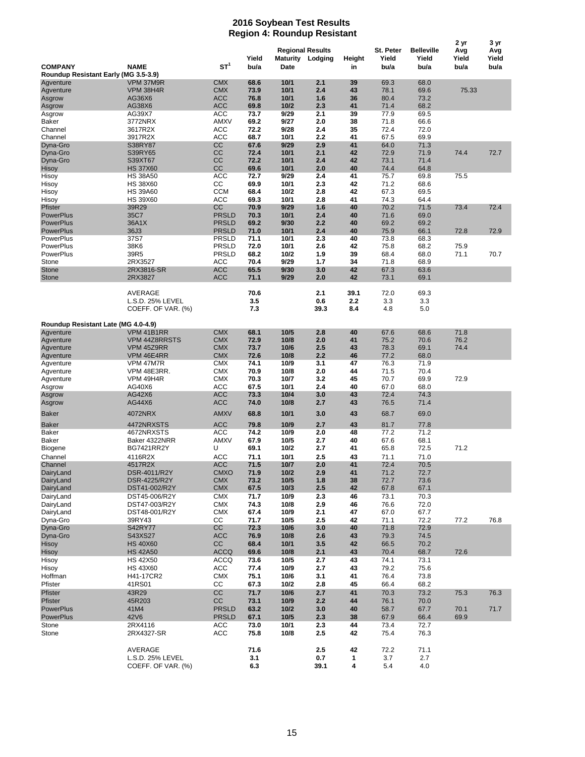# 2016 Soybean Test Results
## Region 4: Roundup Resistant

| COMPANY | NAME | ST[1] | Yield bu/a | Regional Results Maturity Date | Lodging | Height in | St. Peter Yield bu/a | Belleville Yield bu/a | 2 yr Avg Yield bu/a | 3 yr Avg Yield bu/a |
|---|---|---|---|---|---|---|---|---|---|---|
| **Roundup Resistant Early (MG 3.5-3.9)** | | | | | | | | | | |
| Agventure | VPM 37M9R | CMX | 68.6 | 10/1 | 2.1 | 39 | 69.3 | 68.0 | | |
| Agventure | VPM 38H4R | CMX | 73.9 | 10/1 | 2.4 | 43 | 78.1 | 69.6 | 75.33 | |
| Asgrow | AG36X6 | ACC | 76.8 | 10/1 | 1.6 | 36 | 80.4 | 73.2 | | |
| Asgrow | AG38X6 | ACC | 69.8 | 10/2 | 2.3 | 41 | 71.4 | 68.2 | | |
| Asgrow | AG39X7 | ACC | 73.7 | 9/29 | 2.1 | 39 | 77.9 | 69.5 | | |
| Baker | 3772NRX | AMXV | 69.2 | 9/27 | 2.0 | 38 | 71.8 | 66.6 | | |
| Channel | 3617R2X | ACC | 72.2 | 9/28 | 2.4 | 35 | 72.4 | 72.0 | | |
| Channel | 3917R2X | ACC | 68.7 | 10/1 | 2.2 | 41 | 67.5 | 69.9 | | |
| Dyna-Gro | S38RY87 | CC | 67.6 | 9/29 | 2.9 | 41 | 64.0 | 71.3 | | |
| Dyna-Gro | S39RY65 | CC | 72.4 | 10/1 | 2.1 | 42 | 72.9 | 71.9 | 74.4 | 72.7 |
| Dyna-Gro | S39XT67 | CC | 72.2 | 10/1 | 2.4 | 42 | 73.1 | 71.4 | | |
| Hisoy | HS 37X60 | CC | 69.6 | 10/1 | 2.0 | 40 | 74.4 | 64.8 | | |
| Hisoy | HS 38A50 | ACC | 72.7 | 9/29 | 2.4 | 41 | 75.7 | 69.8 | 75.5 | |
| Hisoy | HS 38X60 | CC | 69.9 | 10/1 | 2.3 | 42 | 71.2 | 68.6 | | |
| Hisoy | HS 39A60 | CCM | 68.4 | 10/2 | 2.8 | 42 | 67.3 | 69.5 | | |
| Hisoy | HS 39X60 | ACC | 69.3 | 10/1 | 2.8 | 41 | 74.3 | 64.4 | | |
| Pfister | 39R29 | CC | 70.9 | 9/29 | 1.6 | 40 | 70.2 | 71.5 | 73.4 | 72.4 |
| PowerPlus | 35C7 | PRSLD | 70.3 | 10/1 | 2.4 | 40 | 71.6 | 69.0 | | |
| PowerPlus | 36A1X | PRSLD | 69.2 | 9/30 | 2.2 | 40 | 69.2 | 69.2 | | |
| PowerPlus | 36J3 | PRSLD | 71.0 | 10/1 | 2.4 | 40 | 75.9 | 66.1 | 72.8 | 72.9 |
| PowerPlus | 37S7 | PRSLD | 71.1 | 10/1 | 2.3 | 40 | 73.8 | 68.3 | | |
| PowerPlus | 38K6 | PRSLD | 72.0 | 10/1 | 2.6 | 42 | 75.8 | 68.2 | 75.9 | |
| PowerPlus | 39R5 | PRSLD | 68.2 | 10/2 | 1.9 | 39 | 68.4 | 68.0 | 71.1 | 70.7 |
| Stone | 2RX3527 | ACC | 70.4 | 9/29 | 1.7 | 34 | 71.8 | 68.9 | | |
| Stone | 2RX3816-SR | ACC | 65.5 | 9/30 | 3.0 | 42 | 67.3 | 63.6 | | |
| Stone | 2RX3827 | ACC | 71.1 | 9/29 | 2.0 | 42 | 73.1 | 69.1 | | |
| | AVERAGE | | 70.6 | | 2.1 | 39.1 | 72.0 | 69.3 | | |
| | L.S.D. 25% LEVEL | | 3.5 | | 0.6 | 2.2 | 3.3 | 3.3 | | |
| | COEFF. OF VAR. (%) | | 7.3 | | 39.3 | 8.4 | 4.8 | 5.0 | | |
| **Roundup Resistant Late (MG 4.0-4.9)** | | | | | | | | | | |
| Agventure | VPM 41B1RR | CMX | 68.1 | 10/5 | 2.8 | 40 | 67.6 | 68.6 | 71.8 | |
| Agventure | VPM 44Z8RRSTS | CMX | 72.9 | 10/8 | 2.0 | 41 | 75.2 | 70.6 | 76.2 | |
| Agventure | VPM 45Z9RR | CMX | 73.7 | 10/6 | 2.5 | 43 | 78.3 | 69.1 | 74.4 | |
| Agventure | VPM 46E4RR | CMX | 72.6 | 10/8 | 2.2 | 46 | 77.2 | 68.0 | | |
| Agventure | VPM 47M7R | CMX | 74.1 | 10/9 | 3.1 | 47 | 76.3 | 71.9 | | |
| Agventure | VPM 48E3RR. | CMX | 70.9 | 10/8 | 2.0 | 44 | 71.5 | 70.4 | | |
| Agventure | VPM 49H4R | CMX | 70.3 | 10/7 | 3.2 | 45 | 70.7 | 69.9 | 72.9 | |
| Asgrow | AG40X6 | ACC | 67.5 | 10/1 | 2.4 | 40 | 67.0 | 68.0 | | |
| Asgrow | AG42X6 | ACC | 73.3 | 10/4 | 3.0 | 43 | 72.4 | 74.3 | | |
| Asgrow | AG44X6 | ACC | 74.0 | 10/8 | 2.7 | 43 | 76.5 | 71.4 | | |
| Baker | 4072NRX | AMXV | 68.8 | 10/1 | 3.0 | 43 | 68.7 | 69.0 | | |
| Baker | 4472NRXSTS | ACC | 79.8 | 10/9 | 2.7 | 43 | 81.7 | 77.8 | | |
| Baker | 4672NRXSTS | ACC | 74.2 | 10/9 | 2.0 | 48 | 77.2 | 71.2 | | |
| Baker | Baker 4322NRR | AMXV | 67.9 | 10/5 | 2.7 | 40 | 67.6 | 68.1 | | |
| Biogene | BG7421RR2Y | U | 69.1 | 10/2 | 2.7 | 41 | 65.8 | 72.5 | 71.2 | |
| Channel | 4116R2X | ACC | 71.1 | 10/1 | 2.5 | 43 | 71.1 | 71.0 | | |
| Channel | 4517R2X | ACC | 71.5 | 10/7 | 2.0 | 41 | 72.4 | 70.5 | | |
| DairyLand | DSR-4011/R2Y | CMXO | 71.9 | 10/2 | 2.9 | 41 | 71.2 | 72.7 | | |
| DairyLand | DSR-4225/R2Y | CMX | 73.2 | 10/5 | 1.8 | 38 | 72.7 | 73.6 | | |
| DairyLand | DST41-002/R2Y | CMX | 67.5 | 10/3 | 2.5 | 42 | 67.8 | 67.1 | | |
| DairyLand | DST45-006/R2Y | CMX | 71.7 | 10/9 | 2.3 | 46 | 73.1 | 70.3 | | |
| DairyLand | DST47-003/R2Y | CMX | 74.3 | 10/8 | 2.9 | 46 | 76.6 | 72.0 | | |
| DairyLand | DST48-001/R2Y | CMX | 67.4 | 10/9 | 2.1 | 47 | 67.0 | 67.7 | | |
| Dyna-Gro | 39RY43 | CC | 71.7 | 10/5 | 2.5 | 42 | 71.1 | 72.2 | 77.2 | 76.8 |
| Dyna-Gro | S42RY77 | CC | 72.3 | 10/6 | 3.0 | 40 | 71.8 | 72.9 | | |
| Dyna-Gro | S43XS27 | ACC | 76.9 | 10/8 | 2.6 | 43 | 79.3 | 74.5 | | |
| Hisoy | HS 40X60 | CC | 68.4 | 10/1 | 3.5 | 42 | 66.5 | 70.2 | | |
| Hisoy | HS 42A50 | ACCQ | 69.6 | 10/8 | 2.1 | 43 | 70.4 | 68.7 | 72.6 | |
| Hisoy | HS 42X50 | ACCQ | 73.6 | 10/5 | 2.7 | 43 | 74.1 | 73.1 | | |
| Hisoy | HS 43X60 | ACC | 77.4 | 10/9 | 2.7 | 43 | 79.2 | 75.6 | | |
| Hoffman | H41-17CR2 | CMX | 75.1 | 10/6 | 3.1 | 41 | 76.4 | 73.8 | | |
| Pfister | 41RS01 | CC | 67.3 | 10/2 | 2.8 | 45 | 66.4 | 68.2 | | |
| Pfister | 43R29 | CC | 71.7 | 10/6 | 2.7 | 41 | 70.3 | 73.2 | 75.3 | 76.3 |
| Pfister | 45R203 | CC | 73.1 | 10/9 | 2.2 | 44 | 76.1 | 70.0 | | |
| PowerPlus | 41M4 | PRSLD | 63.2 | 10/2 | 3.0 | 40 | 58.7 | 67.7 | 70.1 | 71.7 |
| PowerPlus | 42V6 | PRSLD | 67.1 | 10/5 | 2.3 | 38 | 67.9 | 66.4 | 69.9 | |
| Stone | 2RX4116 | ACC | 73.0 | 10/1 | 2.3 | 44 | 73.4 | 72.7 | | |
| Stone | 2RX4327-SR | ACC | 75.8 | 10/8 | 2.5 | 42 | 75.4 | 76.3 | | |
| | AVERAGE | | 71.6 | | 2.5 | 42 | 72.2 | 71.1 | | |
| | L.S.D. 25% LEVEL | | 3.1 | | 0.7 | 1 | 3.7 | 2.7 | | |
| | COEFF. OF VAR. (%) | | 6.3 | | 39.1 | 4 | 5.4 | 4.0 | | |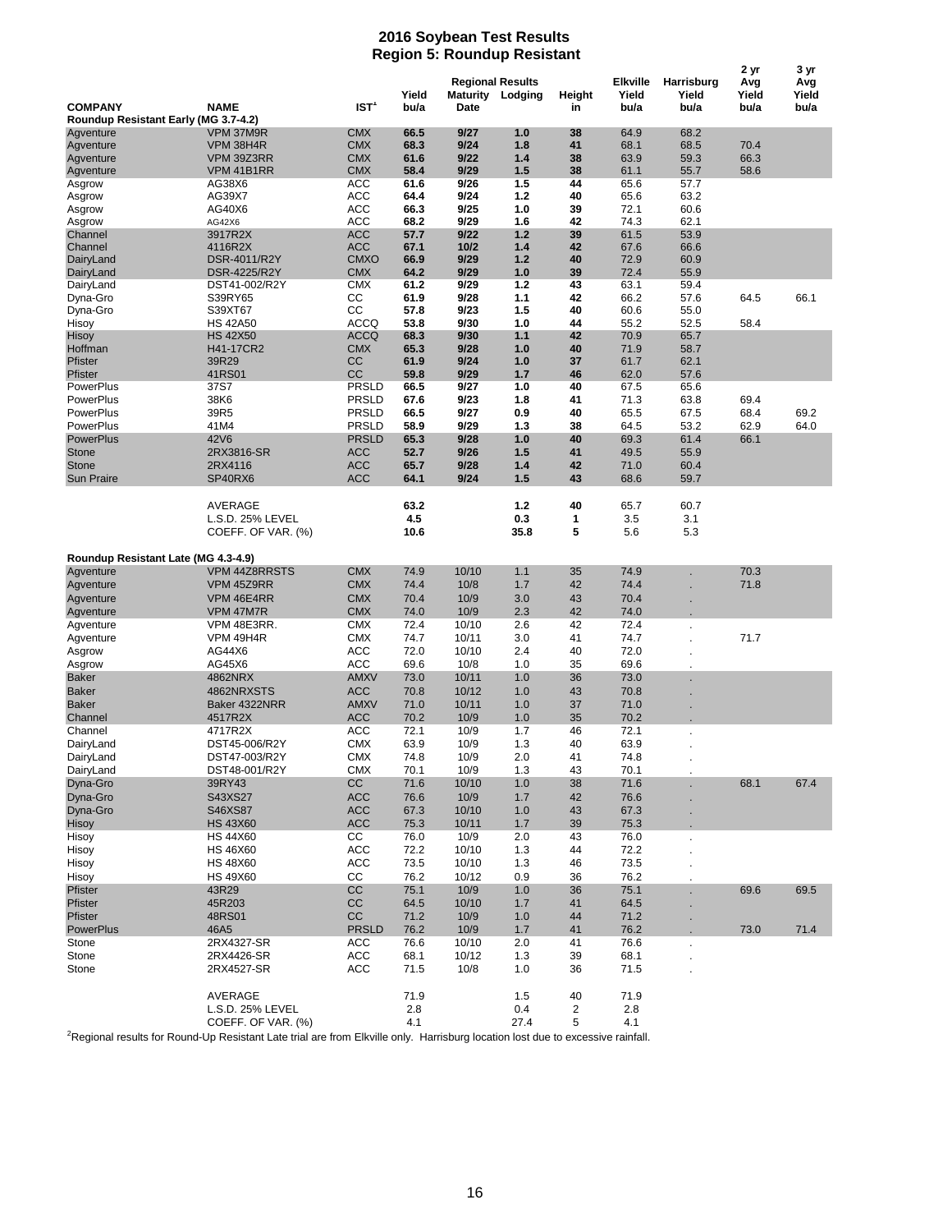# 2016 Soybean Test Results
## Region 5: Roundup Resistant

| COMPANY | NAME | IST[1] | Yield bu/a | Regional Results Maturity Date | Regional Results Lodging | Height in | Elkville Yield bu/a | Harrisburg Yield bu/a | 2 yr Avg Yield bu/a | 3 yr Avg Yield bu/a |
|---|---|---|---|---|---|---|---|---|---|---|
| **Roundup Resistant Early (MG 3.7-4.2)** | | | | | | | | | | |
| Agventure | VPM 37M9R | CMX | **66.5** | **9/27** | **1.0** | **38** | 64.9 | 68.2 | | |
| Agventure | VPM 38H4R | CMX | **68.3** | **9/24** | **1.8** | **41** | 68.1 | 68.5 | 70.4 | |
| Agventure | VPM 39Z3RR | CMX | **61.6** | **9/22** | **1.4** | **38** | 63.9 | 59.3 | 66.3 | |
| Agventure | VPM 41B1RR | CMX | **58.4** | **9/29** | **1.5** | **38** | 61.1 | 55.7 | 58.6 | |
| Asgrow | AG38X6 | ACC | **61.6** | **9/26** | **1.5** | **44** | 65.6 | 57.7 | | |
| Asgrow | AG39X7 | ACC | **64.4** | **9/24** | **1.2** | **40** | 65.6 | 63.2 | | |
| Asgrow | AG40X6 | ACC | **66.3** | **9/25** | **1.0** | **39** | 72.1 | 60.6 | | |
| Asgrow | AG42X6 | ACC | **68.2** | **9/29** | **1.6** | **42** | 74.3 | 62.1 | | |
| Channel | 3917R2X | ACC | **57.7** | **9/22** | **1.2** | **39** | 61.5 | 53.9 | | |
| Channel | 4116R2X | ACC | **67.1** | **10/2** | **1.4** | **42** | 67.6 | 66.6 | | |
| DairyLand | DSR-4011/R2Y | CMXO | **66.9** | **9/29** | **1.2** | **40** | 72.9 | 60.9 | | |
| DairyLand | DSR-4225/R2Y | CMX | **64.2** | **9/29** | **1.0** | **39** | 72.4 | 55.9 | | |
| DairyLand | DST41-002/R2Y | CMX | **61.2** | **9/29** | **1.2** | **43** | 63.1 | 59.4 | | |
| Dyna-Gro | S39RY65 | CC | **61.9** | **9/28** | **1.1** | **42** | 66.2 | 57.6 | 64.5 | 66.1 |
| Dyna-Gro | S39XT67 | CC | **57.8** | **9/23** | **1.5** | **40** | 60.6 | 55.0 | | |
| Hisoy | HS 42A50 | ACCQ | **53.8** | **9/30** | **1.0** | **44** | 55.2 | 52.5 | 58.4 | |
| Hisoy | HS 42X50 | ACCQ | **68.3** | **9/30** | **1.1** | **42** | 70.9 | 65.7 | | |
| Hoffman | H41-17CR2 | CMX | **65.3** | **9/28** | **1.0** | **40** | 71.9 | 58.7 | | |
| Pfister | 39R29 | CC | **61.9** | **9/24** | **1.0** | **37** | 61.7 | 62.1 | | |
| Pfister | 41RS01 | CC | **59.8** | **9/29** | **1.7** | **46** | 62.0 | 57.6 | | |
| PowerPlus | 37S7 | PRSLD | **66.5** | **9/27** | **1.0** | **40** | 67.5 | 65.6 | | |
| PowerPlus | 38K6 | PRSLD | **67.6** | **9/23** | **1.8** | **41** | 71.3 | 63.8 | 69.4 | |
| PowerPlus | 39R5 | PRSLD | **66.5** | **9/27** | **0.9** | **40** | 65.5 | 67.5 | 68.4 | 69.2 |
| PowerPlus | 41M4 | PRSLD | **58.9** | **9/29** | **1.3** | **38** | 64.5 | 53.2 | 62.9 | 64.0 |
| PowerPlus | 42V6 | PRSLD | **65.3** | **9/28** | **1.0** | **40** | 69.3 | 61.4 | 66.1 | |
| Stone | 2RX3816-SR | ACC | **52.7** | **9/26** | **1.5** | **41** | 49.5 | 55.9 | | |
| Stone | 2RX4116 | ACC | **65.7** | **9/28** | **1.4** | **42** | 71.0 | 60.4 | | |
| Sun Praire | SP40RX6 | ACC | **64.1** | **9/24** | **1.5** | **43** | 68.6 | 59.7 | | |
| | AVERAGE | | **63.2** | | **1.2** | **40** | 65.7 | 60.7 | | |
| | L.S.D. 25% LEVEL | | **4.5** | | **0.3** | **1** | 3.5 | 3.1 | | |
| | COEFF. OF VAR. (%) | | **10.6** | | **35.8** | **5** | 5.6 | 5.3 | | |
| **Roundup Resistant Late (MG 4.3-4.9)** | | | | | | | | | | |
| Agventure | VPM 44Z8RRSTS | CMX | 74.9 | 10/10 | 1.1 | 35 | 74.9 | . | 70.3 | |
| Agventure | VPM 45Z9RR | CMX | 74.4 | 10/8 | 1.7 | 42 | 74.4 | . | 71.8 | |
| Agventure | VPM 46E4RR | CMX | 70.4 | 10/9 | 3.0 | 43 | 70.4 | . | | |
| Agventure | VPM 47M7R | CMX | 74.0 | 10/9 | 2.3 | 42 | 74.0 | . | | |
| Agventure | VPM 48E3RR. | CMX | 72.4 | 10/10 | 2.6 | 42 | 72.4 | . | | |
| Agventure | VPM 49H4R | CMX | 74.7 | 10/11 | 3.0 | 41 | 74.7 | . | 71.7 | |
| Asgrow | AG44X6 | ACC | 72.0 | 10/10 | 2.4 | 40 | 72.0 | . | | |
| Asgrow | AG45X6 | ACC | 69.6 | 10/8 | 1.0 | 35 | 69.6 | . | | |
| Baker | 4862NRX | AMXV | 73.0 | 10/11 | 1.0 | 36 | 73.0 | . | | |
| Baker | 4862NRXSTS | ACC | 70.8 | 10/12 | 1.0 | 43 | 70.8 | . | | |
| Baker | Baker 4322NRR | AMXV | 71.0 | 10/11 | 1.0 | 37 | 71.0 | . | | |
| Channel | 4517R2X | ACC | 70.2 | 10/9 | 1.0 | 35 | 70.2 | . | | |
| Channel | 4717R2X | ACC | 72.1 | 10/9 | 1.7 | 46 | 72.1 | . | | |
| DairyLand | DST45-006/R2Y | CMX | 63.9 | 10/9 | 1.3 | 40 | 63.9 | . | | |
| DairyLand | DST47-003/R2Y | CMX | 74.8 | 10/9 | 2.0 | 41 | 74.8 | . | | |
| DairyLand | DST48-001/R2Y | CMX | 70.1 | 10/9 | 1.3 | 43 | 70.1 | . | | |
| Dyna-Gro | 39RY43 | CC | 71.6 | 10/10 | 1.0 | 38 | 71.6 | . | 68.1 | 67.4 |
| Dyna-Gro | S43XS27 | ACC | 76.6 | 10/9 | 1.7 | 42 | 76.6 | . | | |
| Dyna-Gro | S46XS87 | ACC | 67.3 | 10/10 | 1.0 | 43 | 67.3 | . | | |
| Hisoy | HS 43X60 | ACC | 75.3 | 10/11 | 1.7 | 39 | 75.3 | . | | |
| Hisoy | HS 44X60 | CC | 76.0 | 10/9 | 2.0 | 43 | 76.0 | . | | |
| Hisoy | HS 46X60 | ACC | 72.2 | 10/10 | 1.3 | 44 | 72.2 | . | | |
| Hisoy | HS 48X60 | ACC | 73.5 | 10/10 | 1.3 | 46 | 73.5 | . | | |
| Hisoy | HS 49X60 | CC | 76.2 | 10/12 | 0.9 | 36 | 76.2 | . | | |
| Pfister | 43R29 | CC | 75.1 | 10/9 | 1.0 | 36 | 75.1 | . | 69.6 | 69.5 |
| Pfister | 45R203 | CC | 64.5 | 10/10 | 1.7 | 41 | 64.5 | . | | |
| Pfister | 48RS01 | CC | 71.2 | 10/9 | 1.0 | 44 | 71.2 | . | | |
| PowerPlus | 46A5 | PRSLD | 76.2 | 10/9 | 1.7 | 41 | 76.2 | . | 73.0 | 71.4 |
| Stone | 2RX4327-SR | ACC | 76.6 | 10/10 | 2.0 | 41 | 76.6 | . | | |
| Stone | 2RX4426-SR | ACC | 68.1 | 10/12 | 1.3 | 39 | 68.1 | . | | |
| Stone | 2RX4527-SR | ACC | 71.5 | 10/8 | 1.0 | 36 | 71.5 | . | | |
| | AVERAGE | | 71.9 | | 1.5 | 40 | 71.9 | | | |
| | L.S.D. 25% LEVEL | | 2.8 | | 0.4 | 2 | 2.8 | | | |
| | COEFF. OF VAR. (%) | | 4.1 | | 27.4 | 5 | 4.1 | | | |

[2]Regional results for Round-Up Resistant Late trial are from Elkville only. Harrisburg location lost due to excessive rainfall.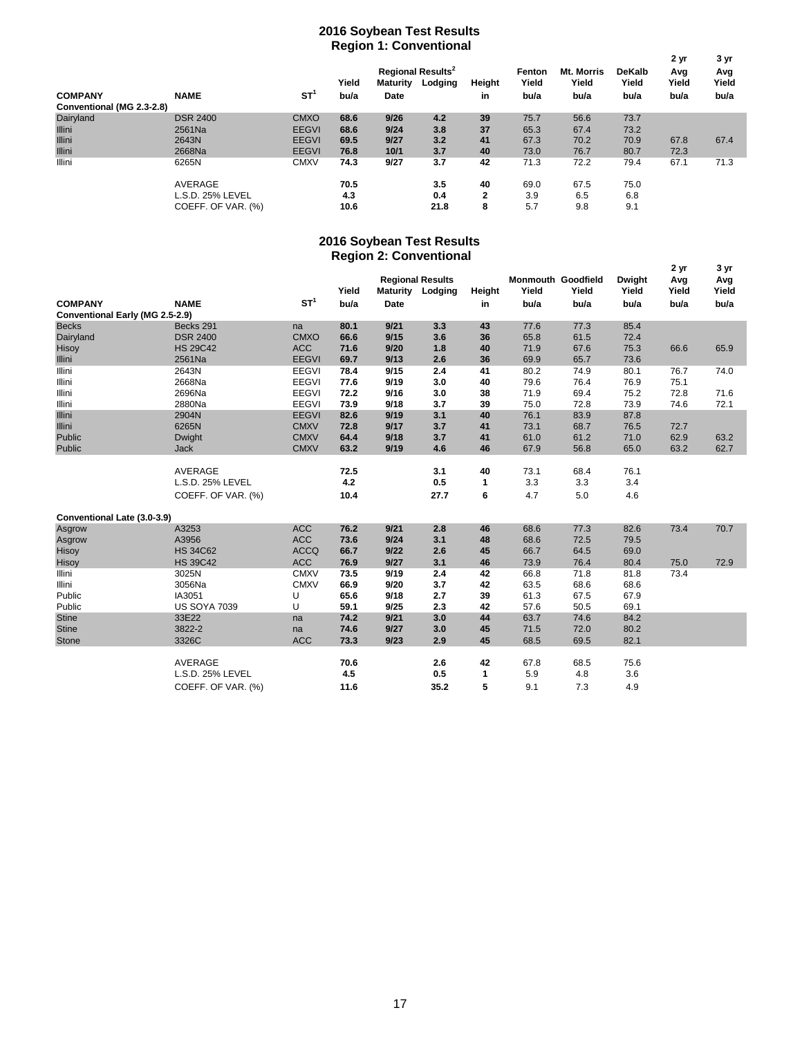## 2016 Soybean Test Results
### Region 1: Conventional

| COMPANY | NAME | ST[1] | Yield bu/a | Regional Results[2] Maturity Date | Lodging | Height in | Fenton Yield bu/a | Mt. Morris Yield bu/a | DeKalb Yield bu/a | 2 yr Avg Yield bu/a | 3 yr Avg Yield bu/a |
|---|---|---|---|---|---|---|---|---|---|---|---|
| **Conventional (MG 2.3-2.8)** | | | | | | | | | | | |
| Dairyland | DSR 2400 | CMXO | **68.6** | **9/26** | **4.2** | **39** | 75.7 | 56.6 | 73.7 | | |
| Illini | 2561Na | EEGVI | **68.6** | **9/24** | **3.8** | **37** | 65.3 | 67.4 | 73.2 | | |
| Illini | 2643N | EEGVI | **69.5** | **9/27** | **3.2** | **41** | 67.3 | 70.2 | 70.9 | 67.8 | 67.4 |
| Illini | 2668Na | EEGVI | **76.8** | **10/1** | **3.7** | **40** | 73.0 | 76.7 | 80.7 | 72.3 | |
| Illini | 6265N | CMXV | **74.3** | **9/27** | **3.7** | **42** | 71.3 | 72.2 | 79.4 | 67.1 | 71.3 |
| | AVERAGE | | **70.5** | | **3.5** | **40** | 69.0 | 67.5 | 75.0 | | |
| | L.S.D. 25% LEVEL | | **4.3** | | **0.4** | **2** | 3.9 | 6.5 | 6.8 | | |
| | COEFF. OF VAR. (%) | | **10.6** | | **21.8** | **8** | 5.7 | 9.8 | 9.1 | | |

## 2016 Soybean Test Results
### Region 2: Conventional

| COMPANY | NAME | ST[1] | Yield bu/a | Regional Results Maturity Date | Lodging | Height in | Monmouth Yield bu/a | Goodfield Yield bu/a | Dwight Yield bu/a | 2 yr Avg Yield bu/a | 3 yr Avg Yield bu/a |
|---|---|---|---|---|---|---|---|---|---|---|---|
| **Conventional Early (MG 2.5-2.9)** | | | | | | | | | | | |
| Becks | Becks 291 | na | **80.1** | **9/21** | **3.3** | **43** | 77.6 | 77.3 | 85.4 | | |
| Dairyland | DSR 2400 | CMXO | **66.6** | **9/15** | **3.6** | **36** | 65.8 | 61.5 | 72.4 | | |
| Hisoy | HS 29C42 | ACC | **71.6** | **9/20** | **1.8** | **40** | 71.9 | 67.6 | 75.3 | 66.6 | 65.9 |
| Illini | 2561Na | EEGVI | **69.7** | **9/13** | **2.6** | **36** | 69.9 | 65.7 | 73.6 | | |
| Illini | 2643N | EEGVI | **78.4** | **9/15** | **2.4** | **41** | 80.2 | 74.9 | 80.1 | 76.7 | 74.0 |
| Illini | 2668Na | EEGVI | **77.6** | **9/19** | **3.0** | **40** | 79.6 | 76.4 | 76.9 | 75.1 | |
| Illini | 2696Na | EEGVI | **72.2** | **9/16** | **3.0** | **38** | 71.9 | 69.4 | 75.2 | 72.8 | 71.6 |
| Illini | 2880Na | EEGVI | **73.9** | **9/18** | **3.7** | **39** | 75.0 | 72.8 | 73.9 | 74.6 | 72.1 |
| Illini | 2904N | EEGVI | **82.6** | **9/19** | **3.1** | **40** | 76.1 | 83.9 | 87.8 | | |
| Illini | 6265N | CMXV | **72.8** | **9/17** | **3.7** | **41** | 73.1 | 68.7 | 76.5 | 72.7 | |
| Public | Dwight | CMXV | **64.4** | **9/18** | **3.7** | **41** | 61.0 | 61.2 | 71.0 | 62.9 | 63.2 |
| Public | Jack | CMXV | **63.2** | **9/19** | **4.6** | **46** | 67.9 | 56.8 | 65.0 | 63.2 | 62.7 |
| | AVERAGE | | **72.5** | | **3.1** | **40** | 73.1 | 68.4 | 76.1 | | |
| | L.S.D. 25% LEVEL | | **4.2** | | **0.5** | **1** | 3.3 | 3.3 | 3.4 | | |
| | COEFF. OF VAR. (%) | | **10.4** | | **27.7** | **6** | 4.7 | 5.0 | 4.6 | | |
| **Conventional Late (3.0-3.9)** | | | | | | | | | | | |
| Asgrow | A3253 | ACC | **76.2** | **9/21** | **2.8** | **46** | 68.6 | 77.3 | 82.6 | 73.4 | 70.7 |
| Asgrow | A3956 | ACC | **73.6** | **9/24** | **3.1** | **48** | 68.6 | 72.5 | 79.5 | | |
| Hisoy | HS 34C62 | ACCQ | **66.7** | **9/22** | **2.6** | **45** | 66.7 | 64.5 | 69.0 | | |
| Hisoy | HS 39C42 | ACC | **76.9** | **9/27** | **3.1** | **46** | 73.9 | 76.4 | 80.4 | 75.0 | 72.9 |
| Illini | 3025N | CMXV | **73.5** | **9/19** | **2.4** | **42** | 66.8 | 71.8 | 81.8 | 73.4 | |
| Illini | 3056Na | CMXV | **66.9** | **9/20** | **3.7** | **42** | 63.5 | 68.6 | 68.6 | | |
| Public | IA3051 | U | **65.6** | **9/18** | **2.7** | **39** | 61.3 | 67.5 | 67.9 | | |
| Public | US SOYA 7039 | U | **59.1** | **9/25** | **2.3** | **42** | 57.6 | 50.5 | 69.1 | | |
| Stine | 33E22 | na | **74.2** | **9/21** | **3.0** | **44** | 63.7 | 74.6 | 84.2 | | |
| Stine | 3822-2 | na | **74.6** | **9/27** | **3.0** | **45** | 71.5 | 72.0 | 80.2 | | |
| Stone | 3326C | ACC | **73.3** | **9/23** | **2.9** | **45** | 68.5 | 69.5 | 82.1 | | |
| | AVERAGE | | **70.6** | | **2.6** | **42** | 67.8 | 68.5 | 75.6 | | |
| | L.S.D. 25% LEVEL | | **4.5** | | **0.5** | **1** | 5.9 | 4.8 | 3.6 | | |
| | COEFF. OF VAR. (%) | | **11.6** | | **35.2** | **5** | 9.1 | 7.3 | 4.9 | | |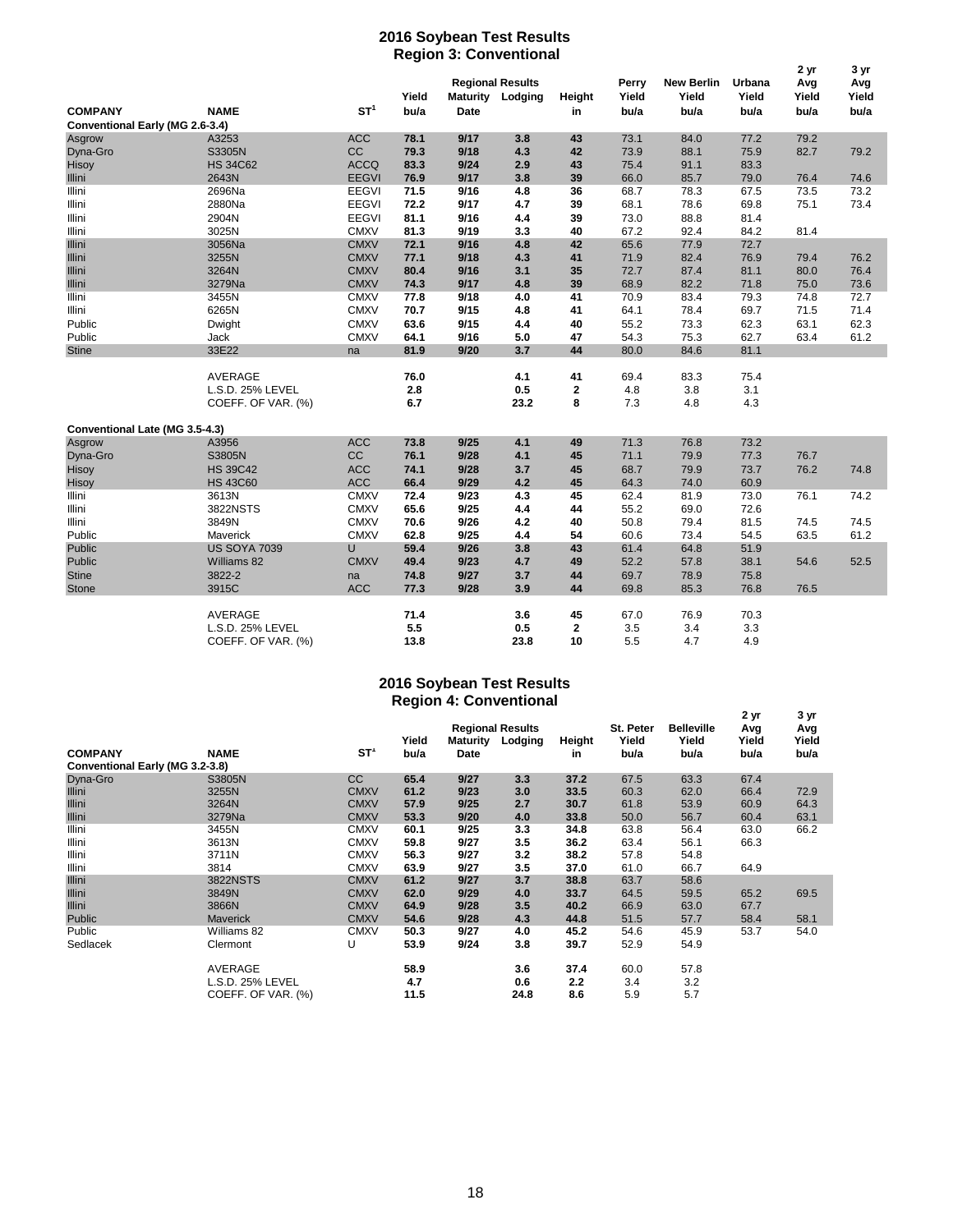# 2016 Soybean Test Results
## Region 3: Conventional

| COMPANY | NAME | ST[1] | Yield bu/a | Regional Results Maturity Date | Regional Results Lodging | Height in | Perry Yield bu/a | New Berlin Yield bu/a | Urbana Yield bu/a | 2 yr Avg Yield bu/a | 3 yr Avg Yield bu/a |
|---|---|---|---|---|---|---|---|---|---|---|---|
| **Conventional Early (MG 2.6-3.4)** | | | | | | | | | | | |
| Asgrow | A3253 | ACC | 78.1 | 9/17 | 3.8 | 43 | 73.1 | 84.0 | 77.2 | 79.2 | |
| Dyna-Gro | S3305N | CC | 79.3 | 9/18 | 4.3 | 42 | 73.9 | 88.1 | 75.9 | 82.7 | 79.2 |
| Hisoy | HS 34C62 | ACCQ | 83.3 | 9/24 | 2.9 | 43 | 75.4 | 91.1 | 83.3 | | |
| Illini | 2643N | EEGVI | 76.9 | 9/17 | 3.8 | 39 | 66.0 | 85.7 | 79.0 | 76.4 | 74.6 |
| Illini | 2696Na | EEGVI | 71.5 | 9/16 | 4.8 | 36 | 68.7 | 78.3 | 67.5 | 73.5 | 73.2 |
| Illini | 2880Na | EEGVI | 72.2 | 9/17 | 4.7 | 39 | 68.1 | 78.6 | 69.8 | 75.1 | 73.4 |
| Illini | 2904N | EEGVI | 81.1 | 9/16 | 4.4 | 39 | 73.0 | 88.8 | 81.4 | | |
| Illini | 3025N | CMXV | 81.3 | 9/19 | 3.3 | 40 | 67.2 | 92.4 | 84.2 | 81.4 | |
| Illini | 3056Na | CMXV | 72.1 | 9/16 | 4.8 | 42 | 65.6 | 77.9 | 72.7 | | |
| Illini | 3255N | CMXV | 77.1 | 9/18 | 4.3 | 41 | 71.9 | 82.4 | 76.9 | 79.4 | 76.2 |
| Illini | 3264N | CMXV | 80.4 | 9/16 | 3.1 | 35 | 72.7 | 87.4 | 81.1 | 80.0 | 76.4 |
| Illini | 3279Na | CMXV | 74.3 | 9/17 | 4.8 | 39 | 68.9 | 82.2 | 71.8 | 75.0 | 73.6 |
| Illini | 3455N | CMXV | 77.8 | 9/18 | 4.0 | 41 | 70.9 | 83.4 | 79.3 | 74.8 | 72.7 |
| Illini | 6265N | CMXV | 70.7 | 9/15 | 4.8 | 41 | 64.1 | 78.4 | 69.7 | 71.5 | 71.4 |
| Public | Dwight | CMXV | 63.6 | 9/15 | 4.4 | 40 | 55.2 | 73.3 | 62.3 | 63.1 | 62.3 |
| Public | Jack | CMXV | 64.1 | 9/16 | 5.0 | 47 | 54.3 | 75.3 | 62.7 | 63.4 | 61.2 |
| Stine | 33E22 | na | 81.9 | 9/20 | 3.7 | 44 | 80.0 | 84.6 | 81.1 | | |
| | AVERAGE | | 76.0 | | 4.1 | 41 | 69.4 | 83.3 | 75.4 | | |
| | L.S.D. 25% LEVEL | | 2.8 | | 0.5 | 2 | 4.8 | 3.8 | 3.1 | | |
| | COEFF. OF VAR. (%) | | 6.7 | | 23.2 | 8 | 7.3 | 4.8 | 4.3 | | |
| **Conventional Late (MG 3.5-4.3)** | | | | | | | | | | | |
| Asgrow | A3956 | ACC | 73.8 | 9/25 | 4.1 | 49 | 71.3 | 76.8 | 73.2 | | |
| Dyna-Gro | S3805N | CC | 76.1 | 9/28 | 4.1 | 45 | 71.1 | 79.9 | 77.3 | 76.7 | |
| Hisoy | HS 39C42 | ACC | 74.1 | 9/28 | 3.7 | 45 | 68.7 | 79.9 | 73.7 | 76.2 | 74.8 |
| Hisoy | HS 43C60 | ACC | 66.4 | 9/29 | 4.2 | 45 | 64.3 | 74.0 | 60.9 | | |
| Illini | 3613N | CMXV | 72.4 | 9/23 | 4.3 | 45 | 62.4 | 81.9 | 73.0 | 76.1 | 74.2 |
| Illini | 3822NSTS | CMXV | 65.6 | 9/25 | 4.4 | 44 | 55.2 | 69.0 | 72.6 | | |
| Illini | 3849N | CMXV | 70.6 | 9/26 | 4.2 | 40 | 50.8 | 79.4 | 81.5 | 74.5 | 74.5 |
| Public | Maverick | CMXV | 62.8 | 9/25 | 4.4 | 54 | 60.6 | 73.4 | 54.5 | 63.5 | 61.2 |
| Public | US SOYA 7039 | U | 59.4 | 9/26 | 3.8 | 43 | 61.4 | 64.8 | 51.9 | | |
| Public | Williams 82 | CMXV | 49.4 | 9/23 | 4.7 | 49 | 52.2 | 57.8 | 38.1 | 54.6 | 52.5 |
| Stine | 3822-2 | na | 74.8 | 9/27 | 3.7 | 44 | 69.7 | 78.9 | 75.8 | | |
| Stone | 3915C | ACC | 77.3 | 9/28 | 3.9 | 44 | 69.8 | 85.3 | 76.8 | 76.5 | |
| | AVERAGE | | 71.4 | | 3.6 | 45 | 67.0 | 76.9 | 70.3 | | |
| | L.S.D. 25% LEVEL | | 5.5 | | 0.5 | 2 | 3.5 | 3.4 | 3.3 | | |
| | COEFF. OF VAR. (%) | | 13.8 | | 23.8 | 10 | 5.5 | 4.7 | 4.9 | | |

# 2016 Soybean Test Results
## Region 4: Conventional

| COMPANY | NAME | ST[1] | Yield bu/a | Regional Results Maturity Date | Regional Results Lodging | Height in | St. Peter Yield bu/a | Belleville Yield bu/a | 2 yr Avg Yield bu/a | 3 yr Avg Yield bu/a |
|---|---|---|---|---|---|---|---|---|---|---|
| **Conventional Early (MG 3.2-3.8)** | | | | | | | | | | |
| Dyna-Gro | S3805N | CC | 65.4 | 9/27 | 3.3 | 37.2 | 67.5 | 63.3 | 67.4 | |
| Illini | 3255N | CMXV | 61.2 | 9/23 | 3.0 | 33.5 | 60.3 | 62.0 | 66.4 | 72.9 |
| Illini | 3264N | CMXV | 57.9 | 9/25 | 2.7 | 30.7 | 61.8 | 53.9 | 60.9 | 64.3 |
| Illini | 3279Na | CMXV | 53.3 | 9/20 | 4.0 | 33.8 | 50.0 | 56.7 | 60.4 | 63.1 |
| Illini | 3455N | CMXV | 60.1 | 9/25 | 3.3 | 34.8 | 63.8 | 56.4 | 63.0 | 66.2 |
| Illini | 3613N | CMXV | 59.8 | 9/27 | 3.5 | 36.2 | 63.4 | 56.1 | 66.3 | |
| Illini | 3711N | CMXV | 56.3 | 9/27 | 3.2 | 38.2 | 57.8 | 54.8 | | |
| Illini | 3814 | CMXV | 63.9 | 9/27 | 3.5 | 37.0 | 61.0 | 66.7 | 64.9 | |
| Illini | 3822NSTS | CMXV | 61.2 | 9/27 | 3.7 | 38.8 | 63.7 | 58.6 | | |
| Illini | 3849N | CMXV | 62.0 | 9/29 | 4.0 | 33.7 | 64.5 | 59.5 | 65.2 | 69.5 |
| Illini | 3866N | CMXV | 64.9 | 9/28 | 3.5 | 40.2 | 66.9 | 63.0 | 67.7 | |
| Public | Maverick | CMXV | 54.6 | 9/28 | 4.3 | 44.8 | 51.5 | 57.7 | 58.4 | 58.1 |
| Public | Williams 82 | CMXV | 50.3 | 9/27 | 4.0 | 45.2 | 54.6 | 45.9 | 53.7 | 54.0 |
| Sedlacek | Clermont | U | 53.9 | 9/24 | 3.8 | 39.7 | 52.9 | 54.9 | | |
| | AVERAGE | | 58.9 | | 3.6 | 37.4 | 60.0 | 57.8 | | |
| | L.S.D. 25% LEVEL | | 4.7 | | 0.6 | 2.2 | 3.4 | 3.2 | | |
| | COEFF. OF VAR. (%) | | 11.5 | | 24.8 | 8.6 | 5.9 | 5.7 | | |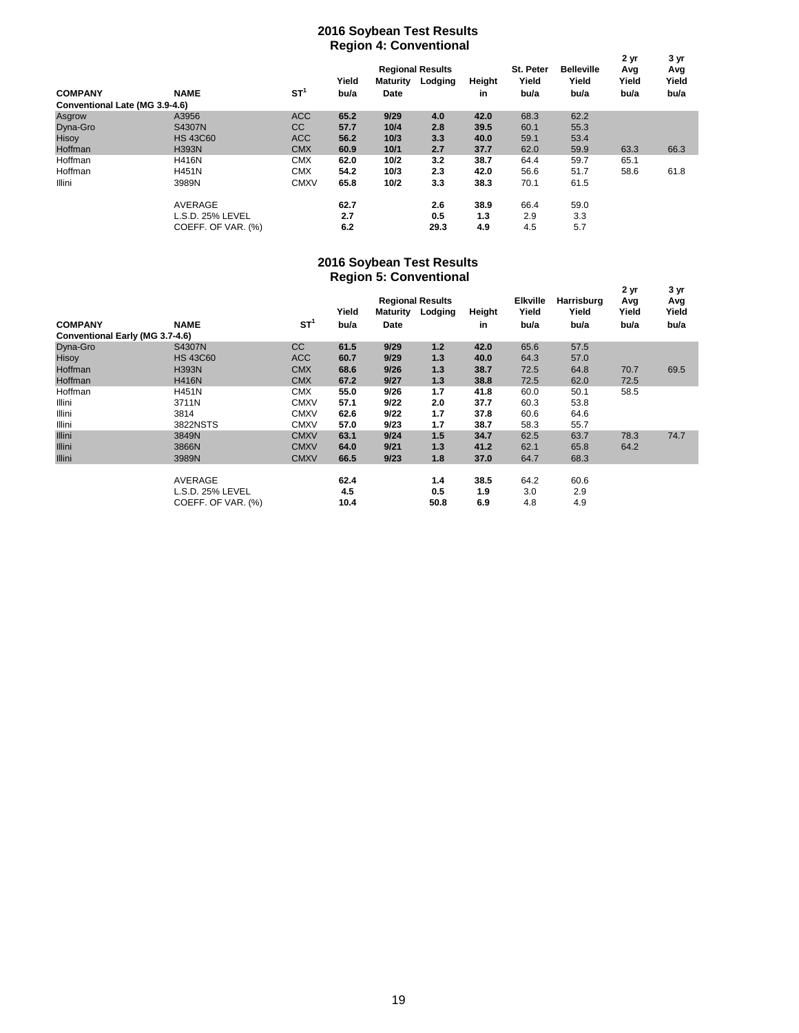## 2016 Soybean Test Results
### Region 4: Conventional

| COMPANY | NAME | ST[1] | Yield bu/a | Regional Results Maturity Date | Lodging | Height in | St. Peter Yield bu/a | Belleville Yield bu/a | 2 yr Avg Yield bu/a | 3 yr Avg Yield bu/a |
|---|---|---|---|---|---|---|---|---|---|---|
| **Conventional Late (MG 3.9-4.6)** | | | | | | | | | | |
| Asgrow | A3956 | ACC | **65.2** | **9/29** | **4.0** | **42.0** | 68.3 | 62.2 | | |
| Dyna-Gro | S4307N | CC | **57.7** | **10/4** | **2.8** | **39.5** | 60.1 | 55.3 | | |
| Hisoy | HS 43C60 | ACC | **56.2** | **10/3** | **3.3** | **40.0** | 59.1 | 53.4 | | |
| Hoffman | H393N | CMX | **60.9** | **10/1** | **2.7** | **37.7** | 62.0 | 59.9 | 63.3 | 66.3 |
| Hoffman | H416N | CMX | **62.0** | **10/2** | **3.2** | **38.7** | 64.4 | 59.7 | 65.1 | |
| Hoffman | H451N | CMX | **54.2** | **10/3** | **2.3** | **42.0** | 56.6 | 51.7 | 58.6 | 61.8 |
| Illini | 3989N | CMXV | **65.8** | **10/2** | **3.3** | **38.3** | 70.1 | 61.5 | | |
| | AVERAGE | | **62.7** | | **2.6** | **38.9** | 66.4 | 59.0 | | |
| | L.S.D. 25% LEVEL | | **2.7** | | **0.5** | **1.3** | 2.9 | 3.3 | | |
| | COEFF. OF VAR. (%) | | **6.2** | | **29.3** | **4.9** | 4.5 | 5.7 | | |

## 2016 Soybean Test Results
### Region 5: Conventional

| COMPANY | NAME | ST[1] | Yield bu/a | Regional Results Maturity Date | Lodging | Height in | Elkville Yield bu/a | Harrisburg Yield bu/a | 2 yr Avg Yield bu/a | 3 yr Avg Yield bu/a |
|---|---|---|---|---|---|---|---|---|---|---|
| **Conventional Early (MG 3.7-4.6)** | | | | | | | | | | |
| Dyna-Gro | S4307N | CC | **61.5** | **9/29** | **1.2** | **42.0** | 65.6 | 57.5 | | |
| Hisoy | HS 43C60 | ACC | **60.7** | **9/29** | **1.3** | **40.0** | 64.3 | 57.0 | | |
| Hoffman | H393N | CMX | **68.6** | **9/26** | **1.3** | **38.7** | 72.5 | 64.8 | 70.7 | 69.5 |
| Hoffman | H416N | CMX | **67.2** | **9/27** | **1.3** | **38.8** | 72.5 | 62.0 | 72.5 | |
| Hoffman | H451N | CMX | **55.0** | **9/26** | **1.7** | **41.8** | 60.0 | 50.1 | 58.5 | |
| Illini | 3711N | CMXV | **57.1** | **9/22** | **2.0** | **37.7** | 60.3 | 53.8 | | |
| Illini | 3814 | CMXV | **62.6** | **9/22** | **1.7** | **37.8** | 60.6 | 64.6 | | |
| Illini | 3822NSTS | CMXV | **57.0** | **9/23** | **1.7** | **38.7** | 58.3 | 55.7 | | |
| Illini | 3849N | CMXV | **63.1** | **9/24** | **1.5** | **34.7** | 62.5 | 63.7 | 78.3 | 74.7 |
| Illini | 3866N | CMXV | **64.0** | **9/21** | **1.3** | **41.2** | 62.1 | 65.8 | 64.2 | |
| Illini | 3989N | CMXV | **66.5** | **9/23** | **1.8** | **37.0** | 64.7 | 68.3 | | |
| | AVERAGE | | **62.4** | | **1.4** | **38.5** | 64.2 | 60.6 | | |
| | L.S.D. 25% LEVEL | | **4.5** | | **0.5** | **1.9** | 3.0 | 2.9 | | |
| | COEFF. OF VAR. (%) | | **10.4** | | **50.8** | **6.9** | 4.8 | 4.9 | | |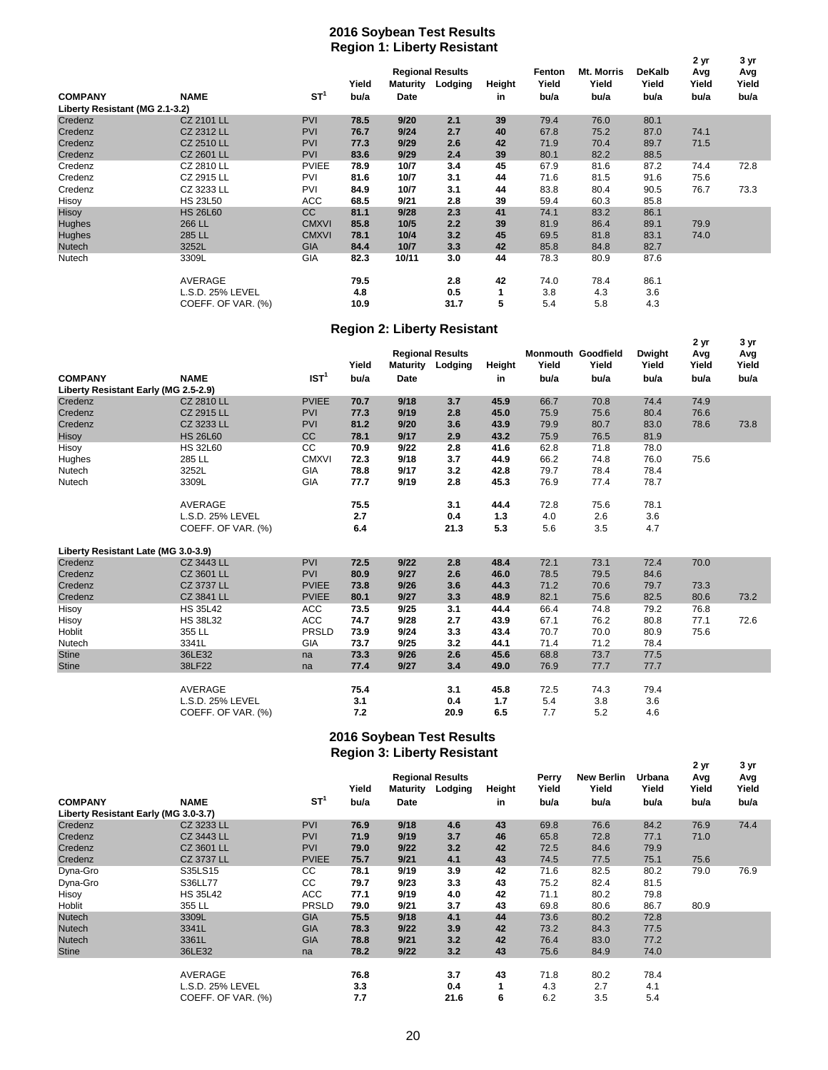# 2016 Soybean Test Results

## Region 1: Liberty Resistant

| COMPANY | NAME | ST[1] | Yield bu/a | Regional Results Maturity Date | Regional Results Lodging | Height in | Fenton Yield bu/a | Mt. Morris Yield bu/a | DeKalb Yield bu/a | 2 yr Avg Yield bu/a | 3 yr Avg Yield bu/a |
|---|---|---|---|---|---|---|---|---|---|---|---|
| **Liberty Resistant (MG 2.1-3.2)** | | | | | | | | | | | |
| Credenz | CZ 2101 LL | PVI | **78.5** | **9/20** | **2.1** | **39** | 79.4 | 76.0 | 80.1 | | |
| Credenz | CZ 2312 LL | PVI | **76.7** | **9/24** | **2.7** | **40** | 67.8 | 75.2 | 87.0 | 74.1 | |
| Credenz | CZ 2510 LL | PVI | **77.3** | **9/29** | **2.6** | **42** | 71.9 | 70.4 | 89.7 | 71.5 | |
| Credenz | CZ 2601 LL | PVI | **83.6** | **9/29** | **2.4** | **39** | 80.1 | 82.2 | 88.5 | | |
| Credenz | CZ 2810 LL | PVIEE | **78.9** | **10/7** | **3.4** | **45** | 67.9 | 81.6 | 87.2 | 74.4 | 72.8 |
| Credenz | CZ 2915 LL | PVI | **81.6** | **10/7** | **3.1** | **44** | 71.6 | 81.5 | 91.6 | 75.6 | |
| Credenz | CZ 3233 LL | PVI | **84.9** | **10/7** | **3.1** | **44** | 83.8 | 80.4 | 90.5 | 76.7 | 73.3 |
| Hisoy | HS 23L50 | ACC | **68.5** | **9/21** | **2.8** | **39** | 59.4 | 60.3 | 85.8 | | |
| Hisoy | HS 26L60 | CC | **81.1** | **9/28** | **2.3** | **41** | 74.1 | 83.2 | 86.1 | | |
| Hughes | 266 LL | CMXVI | **85.8** | **10/5** | **2.2** | **39** | 81.9 | 86.4 | 89.1 | 79.9 | |
| Hughes | 285 LL | CMXVI | **78.1** | **10/4** | **3.2** | **45** | 69.5 | 81.8 | 83.1 | 74.0 | |
| Nutech | 3252L | GIA | **84.4** | **10/7** | **3.3** | **42** | 85.8 | 84.8 | 82.7 | | |
| Nutech | 3309L | GIA | **82.3** | **10/11** | **3.0** | **44** | 78.3 | 80.9 | 87.6 | | |
| | AVERAGE | | **79.5** | | **2.8** | **42** | 74.0 | 78.4 | 86.1 | | |
| | L.S.D. 25% LEVEL | | **4.8** | | **0.5** | **1** | 3.8 | 4.3 | 3.6 | | |
| | COEFF. OF VAR. (%) | | **10.9** | | **31.7** | **5** | 5.4 | 5.8 | 4.3 | | |

## Region 2: Liberty Resistant

| COMPANY | NAME | IST[1] | Yield bu/a | Regional Results Maturity Date | Regional Results Lodging | Height in | Monmouth Yield bu/a | Goodfield Yield bu/a | Dwight Yield bu/a | 2 yr Avg Yield bu/a | 3 yr Avg Yield bu/a |
|---|---|---|---|---|---|---|---|---|---|---|---|
| **Liberty Resistant Early (MG 2.5-2.9)** | | | | | | | | | | | |
| Credenz | CZ 2810 LL | PVIEE | **70.7** | **9/18** | **3.7** | **45.9** | 66.7 | 70.8 | 74.4 | 74.9 | |
| Credenz | CZ 2915 LL | PVI | **77.3** | **9/19** | **2.8** | **45.0** | 75.9 | 75.6 | 80.4 | 76.6 | |
| Credenz | CZ 3233 LL | PVI | **81.2** | **9/20** | **3.6** | **43.9** | 79.9 | 80.7 | 83.0 | 78.6 | 73.8 |
| Hisoy | HS 26L60 | CC | **78.1** | **9/17** | **2.9** | **43.2** | 75.9 | 76.5 | 81.9 | | |
| Hisoy | HS 32L60 | CC | **70.9** | **9/22** | **2.8** | **41.6** | 62.8 | 71.8 | 78.0 | | |
| Hughes | 285 LL | CMXVI | **72.3** | **9/18** | **3.7** | **44.9** | 66.2 | 74.8 | 76.0 | 75.6 | |
| Nutech | 3252L | GIA | **78.8** | **9/17** | **3.2** | **42.8** | 79.7 | 78.4 | 78.4 | | |
| Nutech | 3309L | GIA | **77.7** | **9/19** | **2.8** | **45.3** | 76.9 | 77.4 | 78.7 | | |
| | AVERAGE | | **75.5** | | **3.1** | **44.4** | 72.8 | 75.6 | 78.1 | | |
| | L.S.D. 25% LEVEL | | **2.7** | | **0.4** | **1.3** | 4.0 | 2.6 | 3.6 | | |
| | COEFF. OF VAR. (%) | | **6.4** | | **21.3** | **5.3** | 5.6 | 3.5 | 4.7 | | |
| **Liberty Resistant Late (MG 3.0-3.9)** | | | | | | | | | | | |
| Credenz | CZ 3443 LL | PVI | **72.5** | **9/22** | **2.8** | **48.4** | 72.1 | 73.1 | 72.4 | 70.0 | |
| Credenz | CZ 3601 LL | PVI | **80.9** | **9/27** | **2.6** | **46.0** | 78.5 | 79.5 | 84.6 | | |
| Credenz | CZ 3737 LL | PVIEE | **73.8** | **9/26** | **3.6** | **44.3** | 71.2 | 70.6 | 79.7 | 73.3 | |
| Credenz | CZ 3841 LL | PVIEE | **80.1** | **9/27** | **3.3** | **48.9** | 82.1 | 75.6 | 82.5 | 80.6 | 73.2 |
| Hisoy | HS 35L42 | ACC | **73.5** | **9/25** | **3.1** | **44.4** | 66.4 | 74.8 | 79.2 | 76.8 | |
| Hisoy | HS 38L32 | ACC | **74.7** | **9/28** | **2.7** | **43.9** | 67.1 | 76.2 | 80.8 | 77.1 | 72.6 |
| Hoblit | 355 LL | PRSLD | **73.9** | **9/24** | **3.3** | **43.4** | 70.7 | 70.0 | 80.9 | 75.6 | |
| Nutech | 3341L | GIA | **73.7** | **9/25** | **3.2** | **44.1** | 71.4 | 71.2 | 78.4 | | |
| Stine | 36LE32 | na | **73.3** | **9/26** | **2.6** | **45.6** | 68.8 | 73.7 | 77.5 | | |
| Stine | 38LF22 | na | **77.4** | **9/27** | **3.4** | **49.0** | 76.9 | 77.7 | 77.7 | | |
| | AVERAGE | | **75.4** | | **3.1** | **45.8** | 72.5 | 74.3 | 79.4 | | |
| | L.S.D. 25% LEVEL | | **3.1** | | **0.4** | **1.7** | 5.4 | 3.8 | 3.6 | | |
| | COEFF. OF VAR. (%) | | **7.2** | | **20.9** | **6.5** | 7.7 | 5.2 | 4.6 | | |

# 2016 Soybean Test Results

## Region 3: Liberty Resistant

| COMPANY | NAME | ST[1] | Yield bu/a | Regional Results Maturity Date | Regional Results Lodging | Height in | Perry Yield bu/a | New Berlin Yield bu/a | Urbana Yield bu/a | 2 yr Avg Yield bu/a | 3 yr Avg Yield bu/a |
|---|---|---|---|---|---|---|---|---|---|---|---|
| **Liberty Resistant Early (MG 3.0-3.7)** | | | | | | | | | | | |
| Credenz | CZ 3233 LL | PVI | **76.9** | **9/18** | **4.6** | **43** | 69.8 | 76.6 | 84.2 | 76.9 | 74.4 |
| Credenz | CZ 3443 LL | PVI | **71.9** | **9/19** | **3.7** | **46** | 65.8 | 72.8 | 77.1 | 71.0 | |
| Credenz | CZ 3601 LL | PVI | **79.0** | **9/22** | **3.2** | **42** | 72.5 | 84.6 | 79.9 | | |
| Credenz | CZ 3737 LL | PVIEE | **75.7** | **9/21** | **4.1** | **43** | 74.5 | 77.5 | 75.1 | 75.6 | |
| Dyna-Gro | S35LS15 | CC | **78.1** | **9/19** | **3.9** | **42** | 71.6 | 82.5 | 80.2 | 79.0 | 76.9 |
| Dyna-Gro | S36LL77 | CC | **79.7** | **9/23** | **3.3** | **43** | 75.2 | 82.4 | 81.5 | | |
| Hisoy | HS 35L42 | ACC | **77.1** | **9/19** | **4.0** | **42** | 71.1 | 80.2 | 79.8 | | |
| Hoblit | 355 LL | PRSLD | **79.0** | **9/21** | **3.7** | **43** | 69.8 | 80.6 | 86.7 | 80.9 | |
| Nutech | 3309L | GIA | **75.5** | **9/18** | **4.1** | **44** | 73.6 | 80.2 | 72.8 | | |
| Nutech | 3341L | GIA | **78.3** | **9/22** | **3.9** | **42** | 73.2 | 84.3 | 77.5 | | |
| Nutech | 3361L | GIA | **78.8** | **9/21** | **3.2** | **42** | 76.4 | 83.0 | 77.2 | | |
| Stine | 36LE32 | na | **78.2** | **9/22** | **3.2** | **43** | 75.6 | 84.9 | 74.0 | | |
| | AVERAGE | | **76.8** | | **3.7** | **43** | 71.8 | 80.2 | 78.4 | | |
| | L.S.D. 25% LEVEL | | **3.3** | | **0.4** | **1** | 4.3 | 2.7 | 4.1 | | |
| | COEFF. OF VAR. (%) | | **7.7** | | **21.6** | **6** | 6.2 | 3.5 | 5.4 | | |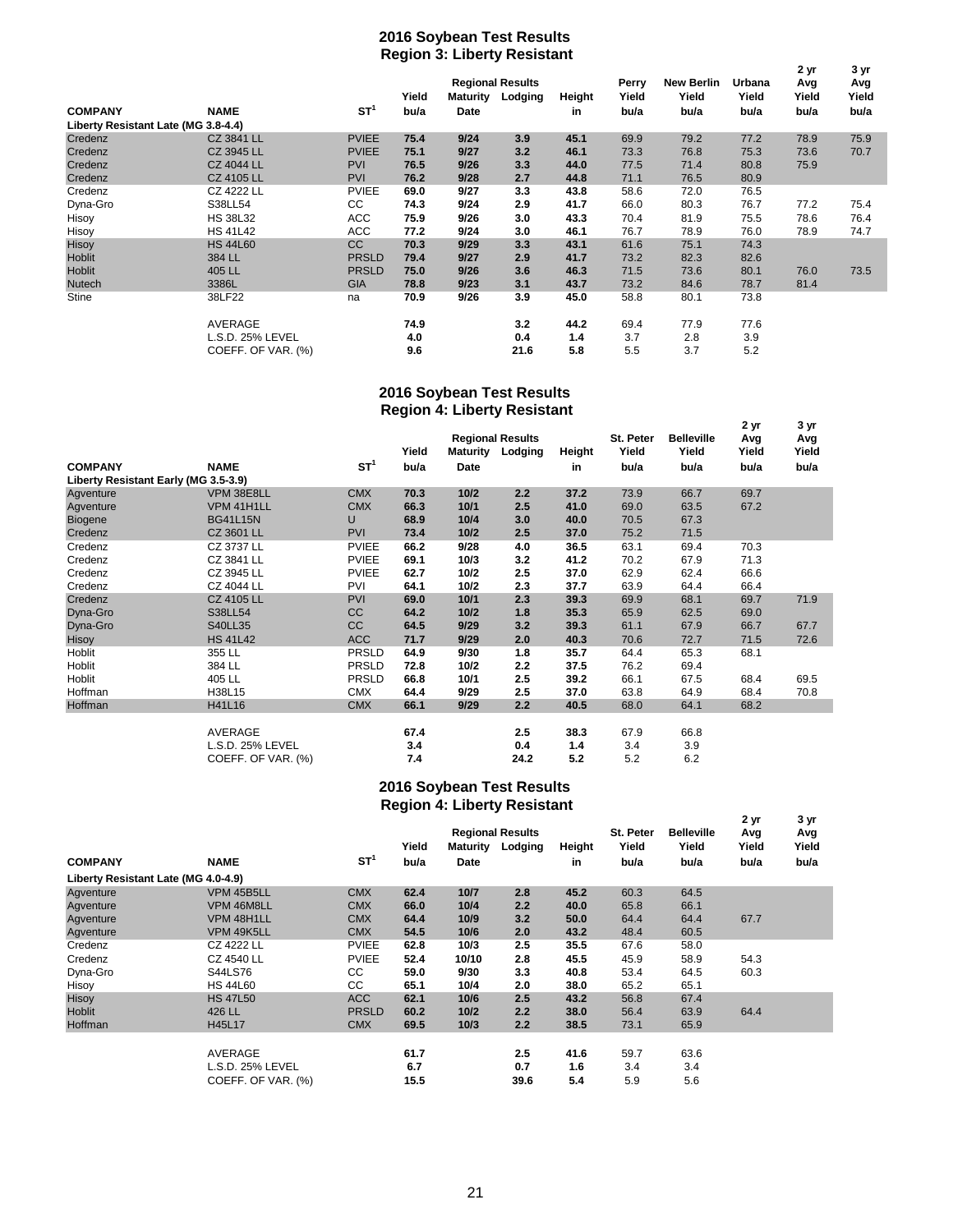## 2016 Soybean Test Results
## Region 3: Liberty Resistant

| COMPANY | NAME | ST[1] | Yield bu/a | Regional Results Maturity Date | Lodging | Height in | Perry Yield bu/a | New Berlin Yield bu/a | Urbana Yield bu/a | 2 yr Avg Yield bu/a | 3 yr Avg Yield bu/a |
|---|---|---|---|---|---|---|---|---|---|---|---|
| **Liberty Resistant Late (MG 3.8-4.4)** | | | | | | | | | | | |
| Credenz | CZ 3841 LL | PVIEE | **75.4** | **9/24** | **3.9** | **45.1** | 69.9 | 79.2 | 77.2 | 78.9 | 75.9 |
| Credenz | CZ 3945 LL | PVIEE | **75.1** | **9/27** | **3.2** | **46.1** | 73.3 | 76.8 | 75.3 | 73.6 | 70.7 |
| Credenz | CZ 4044 LL | PVI | **76.5** | **9/26** | **3.3** | **44.0** | 77.5 | 71.4 | 80.8 | 75.9 | |
| Credenz | CZ 4105 LL | PVI | **76.2** | **9/28** | **2.7** | **44.8** | 71.1 | 76.5 | 80.9 | | |
| Credenz | CZ 4222 LL | PVIEE | **69.0** | **9/27** | **3.3** | **43.8** | 58.6 | 72.0 | 76.5 | | |
| Dyna-Gro | S38LL54 | CC | **74.3** | **9/24** | **2.9** | **41.7** | 66.0 | 80.3 | 76.7 | 77.2 | 75.4 |
| Hisoy | HS 38L32 | ACC | **75.9** | **9/26** | **3.0** | **43.3** | 70.4 | 81.9 | 75.5 | 78.6 | 76.4 |
| Hisoy | HS 41L42 | ACC | **77.2** | **9/24** | **3.0** | **46.1** | 76.7 | 78.9 | 76.0 | 78.9 | 74.7 |
| Hisoy | HS 44L60 | CC | **70.3** | **9/29** | **3.3** | **43.1** | 61.6 | 75.1 | 74.3 | | |
| Hoblit | 384 LL | PRSLD | **79.4** | **9/27** | **2.9** | **41.7** | 73.2 | 82.3 | 82.6 | | |
| Hoblit | 405 LL | PRSLD | **75.0** | **9/26** | **3.6** | **46.3** | 71.5 | 73.6 | 80.1 | 76.0 | 73.5 |
| Nutech | 3386L | GIA | **78.8** | **9/23** | **3.1** | **43.7** | 73.2 | 84.6 | 78.7 | 81.4 | |
| Stine | 38LF22 | na | **70.9** | **9/26** | **3.9** | **45.0** | 58.8 | 80.1 | 73.8 | | |
| | AVERAGE | | **74.9** | | **3.2** | **44.2** | 69.4 | 77.9 | 77.6 | | |
| | L.S.D. 25% LEVEL | | **4.0** | | **0.4** | **1.4** | 3.7 | 2.8 | 3.9 | | |
| | COEFF. OF VAR. (%) | | **9.6** | | **21.6** | **5.8** | 5.5 | 3.7 | 5.2 | | |

## 2016 Soybean Test Results
## Region 4: Liberty Resistant

| COMPANY | NAME | ST[1] | Yield bu/a | Regional Results Maturity Date | Lodging | Height in | St. Peter Yield bu/a | Belleville Yield bu/a | 2 yr Avg Yield bu/a | 3 yr Avg Yield bu/a |
|---|---|---|---|---|---|---|---|---|---|---|
| **Liberty Resistant Early (MG 3.5-3.9)** | | | | | | | | | | |
| Agventure | VPM 38E8LL | CMX | **70.3** | **10/2** | **2.2** | **37.2** | 73.9 | 66.7 | 69.7 | |
| Agventure | VPM 41H1LL | CMX | **66.3** | **10/1** | **2.5** | **41.0** | 69.0 | 63.5 | 67.2 | |
| Biogene | BG41L15N | U | **68.9** | **10/4** | **3.0** | **40.0** | 70.5 | 67.3 | | |
| Credenz | CZ 3601 LL | PVI | **73.4** | **10/2** | **2.5** | **37.0** | 75.2 | 71.5 | | |
| Credenz | CZ 3737 LL | PVIEE | **66.2** | **9/28** | **4.0** | **36.5** | 63.1 | 69.4 | 70.3 | |
| Credenz | CZ 3841 LL | PVIEE | **69.1** | **10/3** | **3.2** | **41.2** | 70.2 | 67.9 | 71.3 | |
| Credenz | CZ 3945 LL | PVIEE | **62.7** | **10/2** | **2.5** | **37.0** | 62.9 | 62.4 | 66.6 | |
| Credenz | CZ 4044 LL | PVI | **64.1** | **10/2** | **2.3** | **37.7** | 63.9 | 64.4 | 66.4 | |
| Credenz | CZ 4105 LL | PVI | **69.0** | **10/1** | **2.3** | **39.3** | 69.9 | 68.1 | 69.7 | 71.9 |
| Dyna-Gro | S38LL54 | CC | **64.2** | **10/2** | **1.8** | **35.3** | 65.9 | 62.5 | 69.0 | |
| Dyna-Gro | S40LL35 | CC | **64.5** | **9/29** | **3.2** | **39.3** | 61.1 | 67.9 | 66.7 | 67.7 |
| Hisoy | HS 41L42 | ACC | **71.7** | **9/29** | **2.0** | **40.3** | 70.6 | 72.7 | 71.5 | 72.6 |
| Hoblit | 355 LL | PRSLD | **64.9** | **9/30** | **1.8** | **35.7** | 64.4 | 65.3 | 68.1 | |
| Hoblit | 384 LL | PRSLD | **72.8** | **10/2** | **2.2** | **37.5** | 76.2 | 69.4 | | |
| Hoblit | 405 LL | PRSLD | **66.8** | **10/1** | **2.5** | **39.2** | 66.1 | 67.5 | 68.4 | 69.5 |
| Hoffman | H38L15 | CMX | **64.4** | **9/29** | **2.5** | **37.0** | 63.8 | 64.9 | 68.4 | 70.8 |
| Hoffman | H41L16 | CMX | **66.1** | **9/29** | **2.2** | **40.5** | 68.0 | 64.1 | 68.2 | |
| | AVERAGE | | **67.4** | | **2.5** | **38.3** | 67.9 | 66.8 | | |
| | L.S.D. 25% LEVEL | | **3.4** | | **0.4** | **1.4** | 3.4 | 3.9 | | |
| | COEFF. OF VAR. (%) | | **7.4** | | **24.2** | **5.2** | 5.2 | 6.2 | | |

## 2016 Soybean Test Results
## Region 4: Liberty Resistant

| COMPANY | NAME | ST[1] | Yield bu/a | Regional Results Maturity Date | Lodging | Height in | St. Peter Yield bu/a | Belleville Yield bu/a | 2 yr Avg Yield bu/a | 3 yr Avg Yield bu/a |
|---|---|---|---|---|---|---|---|---|---|---|
| **Liberty Resistant Late (MG 4.0-4.9)** | | | | | | | | | | |
| Agventure | VPM 45B5LL | CMX | **62.4** | **10/7** | **2.8** | **45.2** | 60.3 | 64.5 | | |
| Agventure | VPM 46M8LL | CMX | **66.0** | **10/4** | **2.2** | **40.0** | 65.8 | 66.1 | | |
| Agventure | VPM 48H1LL | CMX | **64.4** | **10/9** | **3.2** | **50.0** | 64.4 | 64.4 | 67.7 | |
| Agventure | VPM 49K5LL | CMX | **54.5** | **10/6** | **2.0** | **43.2** | 48.4 | 60.5 | | |
| Credenz | CZ 4222 LL | PVIEE | **62.8** | **10/3** | **2.5** | **35.5** | 67.6 | 58.0 | | |
| Credenz | CZ 4540 LL | PVIEE | **52.4** | **10/10** | **2.8** | **45.5** | 45.9 | 58.9 | 54.3 | |
| Dyna-Gro | S44LS76 | CC | **59.0** | **9/30** | **3.3** | **40.8** | 53.4 | 64.5 | 60.3 | |
| Hisoy | HS 44L60 | CC | **65.1** | **10/4** | **2.0** | **38.0** | 65.2 | 65.1 | | |
| Hisoy | HS 47L50 | ACC | **62.1** | **10/6** | **2.5** | **43.2** | 56.8 | 67.4 | | |
| Hoblit | 426 LL | PRSLD | **60.2** | **10/2** | **2.2** | **38.0** | 56.4 | 63.9 | 64.4 | |
| Hoffman | H45L17 | CMX | **69.5** | **10/3** | **2.2** | **38.5** | 73.1 | 65.9 | | |
| | AVERAGE | | **61.7** | | **2.5** | **41.6** | 59.7 | 63.6 | | |
| | L.S.D. 25% LEVEL | | **6.7** | | **0.7** | **1.6** | 3.4 | 3.4 | | |
| | COEFF. OF VAR. (%) | | **15.5** | | **39.6** | **5.4** | 5.9 | 5.6 | | |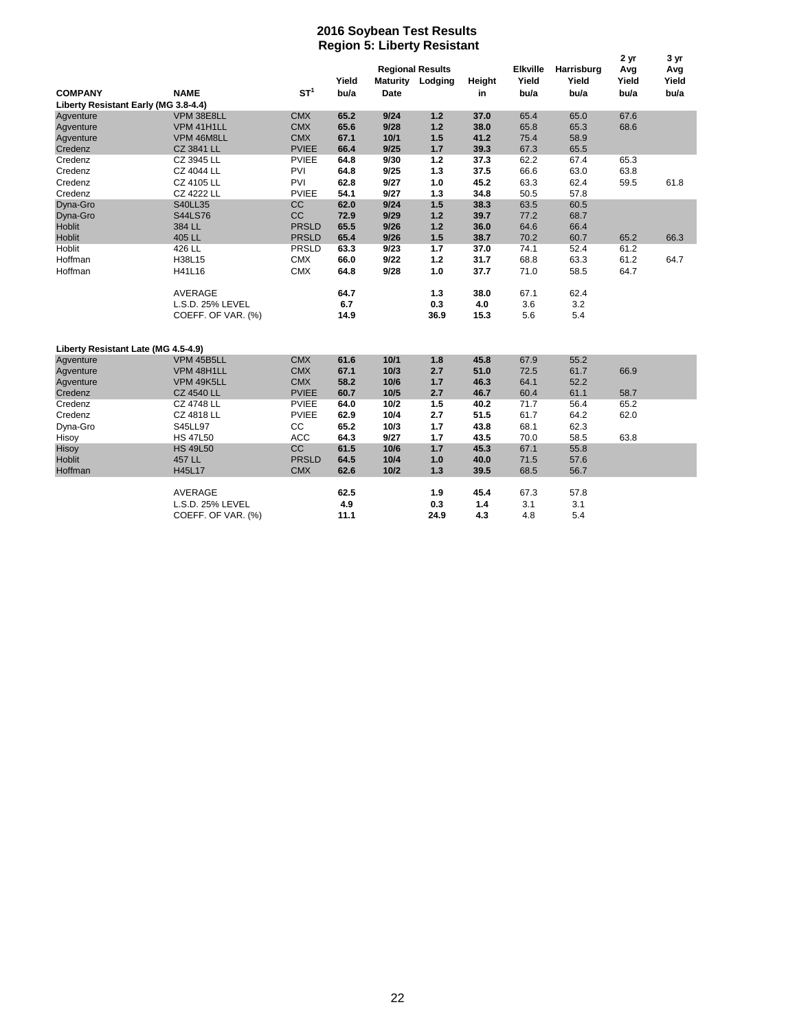# 2016 Soybean Test Results
## Region 5: Liberty Resistant

| COMPANY | NAME | ST[1] | Regional Results Yield bu/a | Maturity Date | Lodging | Height in | Elkville Yield bu/a | Harrisburg Yield bu/a | 2 yr Avg Yield bu/a | 3 yr Avg Yield bu/a |
|---|---|---|---|---|---|---|---|---|---|---|
| **Liberty Resistant Early (MG 3.8-4.4)** | | | | | | | | | | |
| Agventure | VPM 38E8LL | CMX | 65.2 | 9/24 | 1.2 | 37.0 | 65.4 | 65.0 | 67.6 | |
| Agventure | VPM 41H1LL | CMX | 65.6 | 9/28 | 1.2 | 38.0 | 65.8 | 65.3 | 68.6 | |
| Agventure | VPM 46M8LL | CMX | 67.1 | 10/1 | 1.5 | 41.2 | 75.4 | 58.9 | | |
| Credenz | CZ 3841 LL | PVIEE | 66.4 | 9/25 | 1.7 | 39.3 | 67.3 | 65.5 | | |
| Credenz | CZ 3945 LL | PVIEE | 64.8 | 9/30 | 1.2 | 37.3 | 62.2 | 67.4 | 65.3 | |
| Credenz | CZ 4044 LL | PVI | 64.8 | 9/25 | 1.3 | 37.5 | 66.6 | 63.0 | 63.8 | |
| Credenz | CZ 4105 LL | PVI | 62.8 | 9/27 | 1.0 | 45.2 | 63.3 | 62.4 | 59.5 | 61.8 |
| Credenz | CZ 4222 LL | PVIEE | 54.1 | 9/27 | 1.3 | 34.8 | 50.5 | 57.8 | | |
| Dyna-Gro | S40LL35 | CC | 62.0 | 9/24 | 1.5 | 38.3 | 63.5 | 60.5 | | |
| Dyna-Gro | S44LS76 | CC | 72.9 | 9/29 | 1.2 | 39.7 | 77.2 | 68.7 | | |
| Hoblit | 384 LL | PRSLD | 65.5 | 9/26 | 1.2 | 36.0 | 64.6 | 66.4 | | |
| Hoblit | 405 LL | PRSLD | 65.4 | 9/26 | 1.5 | 38.7 | 70.2 | 60.7 | 65.2 | 66.3 |
| Hoblit | 426 LL | PRSLD | 63.3 | 9/23 | 1.7 | 37.0 | 74.1 | 52.4 | 61.2 | |
| Hoffman | H38L15 | CMX | 66.0 | 9/22 | 1.2 | 31.7 | 68.8 | 63.3 | 61.2 | 64.7 |
| Hoffman | H41L16 | CMX | 64.8 | 9/28 | 1.0 | 37.7 | 71.0 | 58.5 | 64.7 | |
| | AVERAGE | | 64.7 | | 1.3 | 38.0 | 67.1 | 62.4 | | |
| | L.S.D. 25% LEVEL | | 6.7 | | 0.3 | 4.0 | 3.6 | 3.2 | | |
| | COEFF. OF VAR. (%) | | 14.9 | | 36.9 | 15.3 | 5.6 | 5.4 | | |
| **Liberty Resistant Late (MG 4.5-4.9)** | | | | | | | | | | |
| Agventure | VPM 45B5LL | CMX | 61.6 | 10/1 | 1.8 | 45.8 | 67.9 | 55.2 | | |
| Agventure | VPM 48H1LL | CMX | 67.1 | 10/3 | 2.7 | 51.0 | 72.5 | 61.7 | 66.9 | |
| Agventure | VPM 49K5LL | CMX | 58.2 | 10/6 | 1.7 | 46.3 | 64.1 | 52.2 | | |
| Credenz | CZ 4540 LL | PVIEE | 60.7 | 10/5 | 2.7 | 46.7 | 60.4 | 61.1 | 58.7 | |
| Credenz | CZ 4748 LL | PVIEE | 64.0 | 10/2 | 1.5 | 40.2 | 71.7 | 56.4 | 65.2 | |
| Credenz | CZ 4818 LL | PVIEE | 62.9 | 10/4 | 2.7 | 51.5 | 61.7 | 64.2 | 62.0 | |
| Dyna-Gro | S45LL97 | CC | 65.2 | 10/3 | 1.7 | 43.8 | 68.1 | 62.3 | | |
| Hisoy | HS 47L50 | ACC | 64.3 | 9/27 | 1.7 | 43.5 | 70.0 | 58.5 | 63.8 | |
| Hisoy | HS 49L50 | CC | 61.5 | 10/6 | 1.7 | 45.3 | 67.1 | 55.8 | | |
| Hoblit | 457 LL | PRSLD | 64.5 | 10/4 | 1.0 | 40.0 | 71.5 | 57.6 | | |
| Hoffman | H45L17 | CMX | 62.6 | 10/2 | 1.3 | 39.5 | 68.5 | 56.7 | | |
| | AVERAGE | | 62.5 | | 1.9 | 45.4 | 67.3 | 57.8 | | |
| | L.S.D. 25% LEVEL | | 4.9 | | 0.3 | 1.4 | 3.1 | 3.1 | | |
| | COEFF. OF VAR. (%) | | 11.1 | | 24.9 | 4.3 | 4.8 | 5.4 | | |